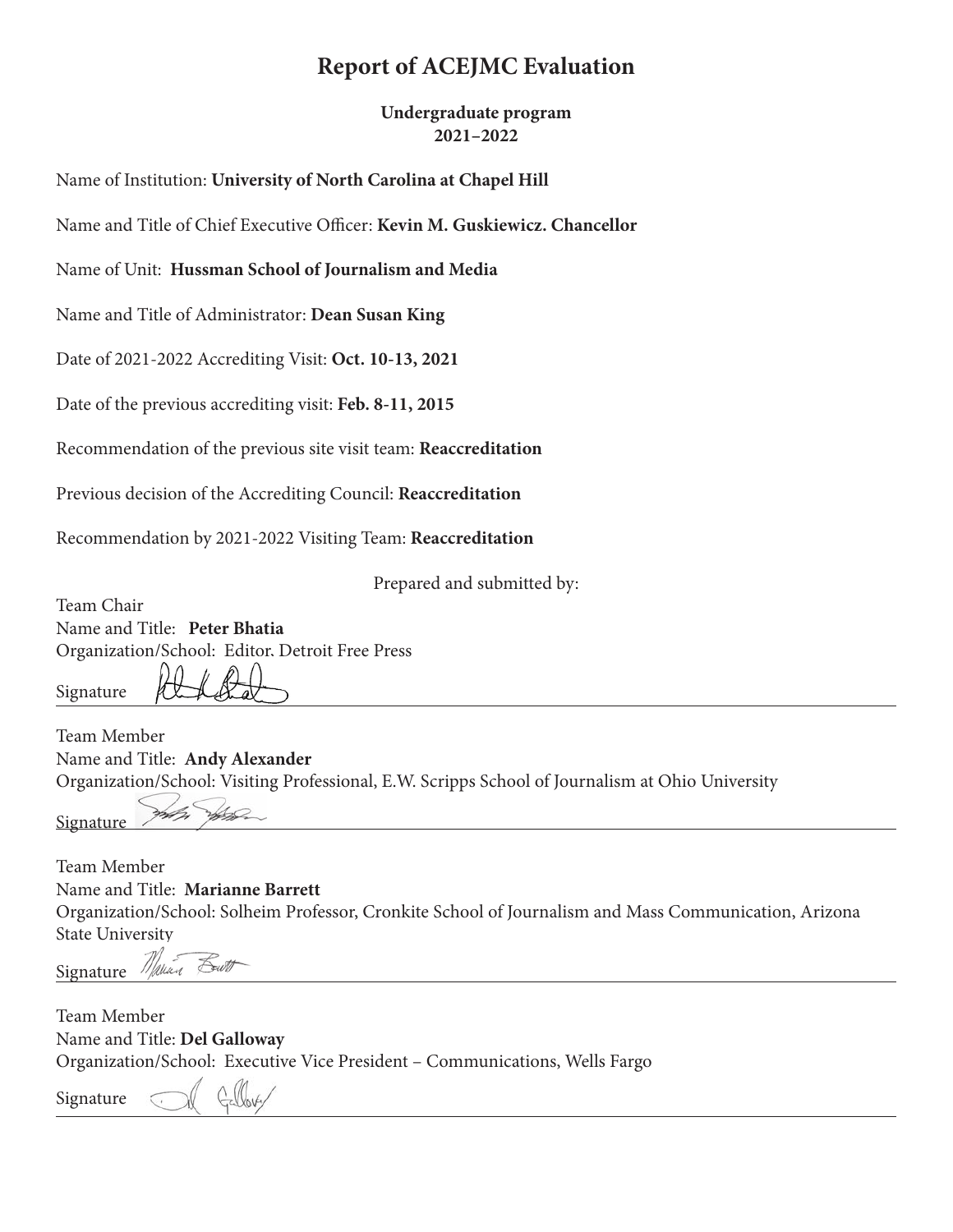# Report of ACEJMC Evaluation

**Undergraduate program**
**2021–2022**

Name of Institution: **University of North Carolina at Chapel Hill**

Name and Title of Chief Executive Officer: **Kevin M. Guskiewicz. Chancellor**

Name of Unit: **Hussman School of Journalism and Media**

Name and Title of Administrator: **Dean Susan King**

Date of 2021-2022 Accrediting Visit: **Oct. 10-13, 2021**

Date of the previous accrediting visit: **Feb. 8-11, 2015**

Recommendation of the previous site visit team: **Reaccreditation**

Previous decision of the Accrediting Council: **Reaccreditation**

Recommendation by 2021-2022 Visiting Team: **Reaccreditation**

Prepared and submitted by:

Team Chair
Name and Title: **Peter Bhatia**
Organization/School: Editor. Detroit Free Press

Signature

---

Team Member
Name and Title: **Andy Alexander**
Organization/School: Visiting Professional, E.W. Scripps School of Journalism at Ohio University

Signature

---

Team Member
Name and Title: **Marianne Barrett**
Organization/School: Solheim Professor, Cronkite School of Journalism and Mass Communication, Arizona State University

Signature

---

Team Member
Name and Title: **Del Galloway**
Organization/School: Executive Vice President – Communications, Wells Fargo

Signature

---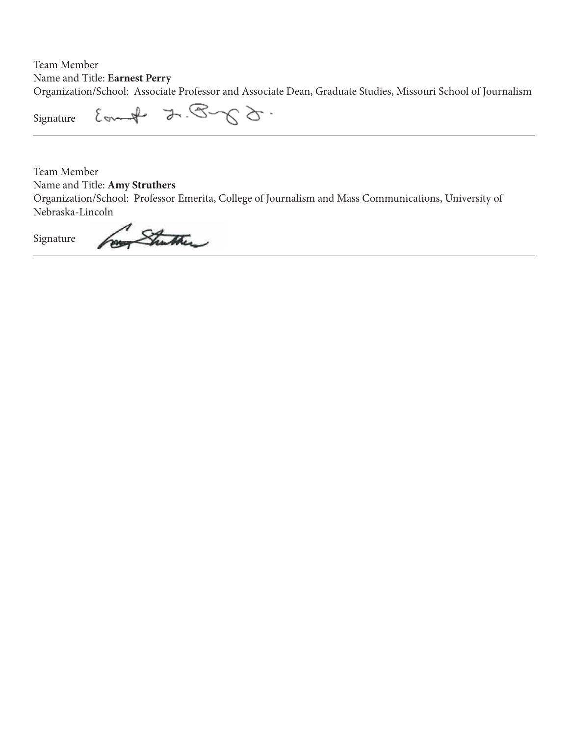Team Member
Name and Title: **Earnest Perry**
Organization/School: Associate Professor and Associate Dean, Graduate Studies, Missouri School of Journalism

Signature

---

Team Member
Name and Title: **Amy Struthers**
Organization/School: Professor Emerita, College of Journalism and Mass Communications, University of Nebraska-Lincoln

Signature

---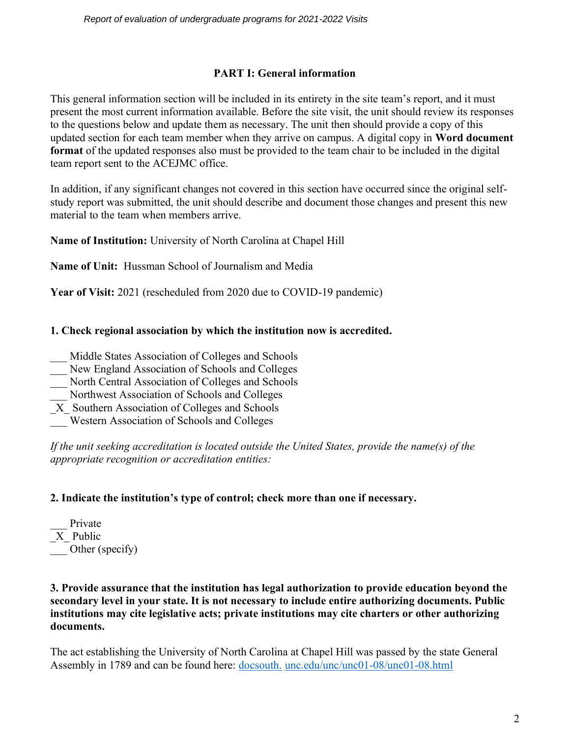## PART I: General information

This general information section will be included in its entirety in the site team's report, and it must present the most current information available. Before the site visit, the unit should review its responses to the questions below and update them as necessary. The unit then should provide a copy of this updated section for each team member when they arrive on campus. A digital copy in **Word document format** of the updated responses also must be provided to the team chair to be included in the digital team report sent to the ACEJMC office.

In addition, if any significant changes not covered in this section have occurred since the original self-study report was submitted, the unit should describe and document those changes and present this new material to the team when members arrive.

**Name of Institution:** University of North Carolina at Chapel Hill

**Name of Unit:** Hussman School of Journalism and Media

**Year of Visit:** 2021 (rescheduled from 2020 due to COVID-19 pandemic)

**1. Check regional association by which the institution now is accredited.**

___ Middle States Association of Colleges and Schools
___ New England Association of Schools and Colleges
___ North Central Association of Colleges and Schools
___ Northwest Association of Schools and Colleges
_X_ Southern Association of Colleges and Schools
___ Western Association of Schools and Colleges

*If the unit seeking accreditation is located outside the United States, provide the name(s) of the appropriate recognition or accreditation entities:*

**2. Indicate the institution's type of control; check more than one if necessary.**

___ Private
_X_ Public
___ Other (specify)

**3. Provide assurance that the institution has legal authorization to provide education beyond the secondary level in your state. It is not necessary to include entire authorizing documents. Public institutions may cite legislative acts; private institutions may cite charters or other authorizing documents.**

The act establishing the University of North Carolina at Chapel Hill was passed by the state General Assembly in 1789 and can be found here: docsouth. unc.edu/unc/unc01-08/unc01-08.html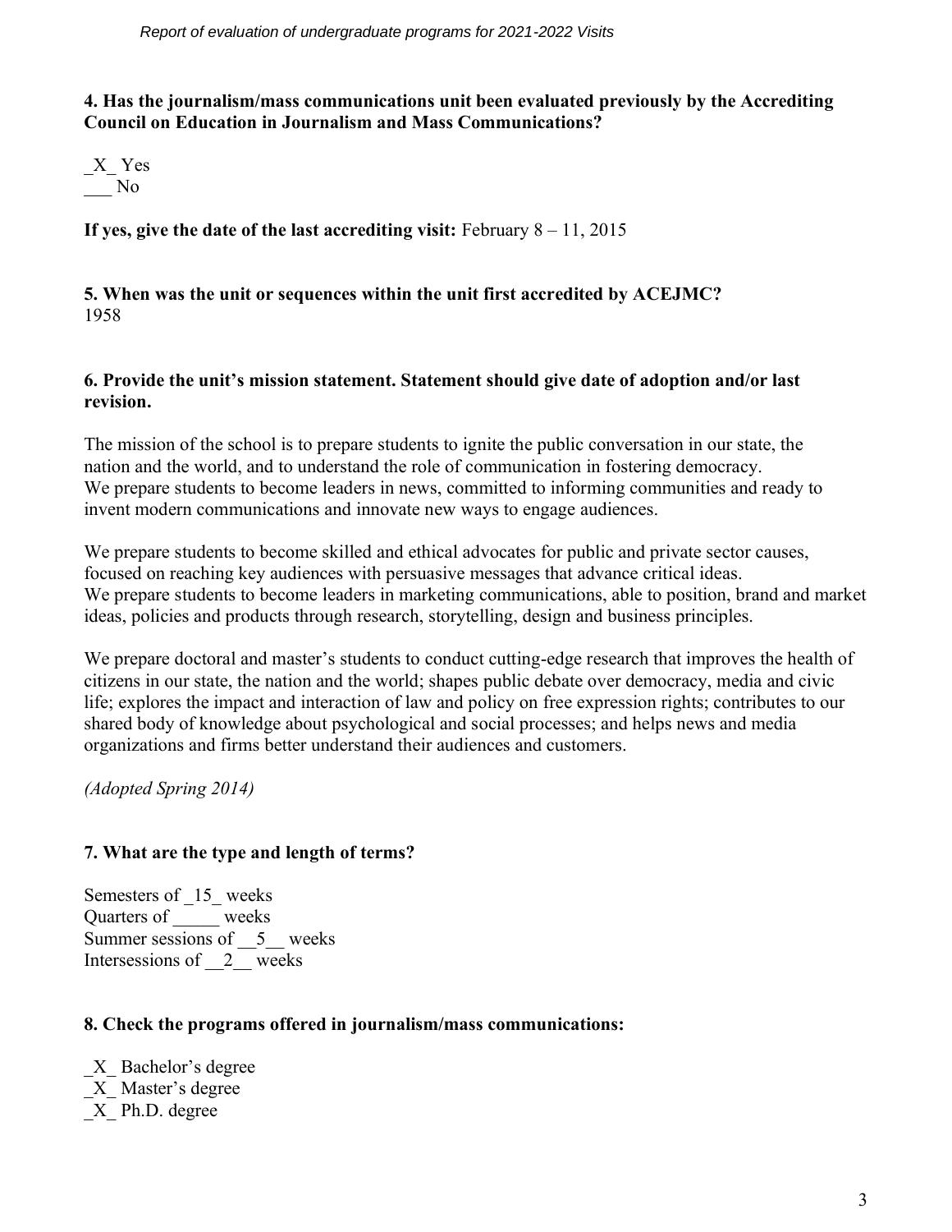**4. Has the journalism/mass communications unit been evaluated previously by the Accrediting Council on Education in Journalism and Mass Communications?**

_X_ Yes
___ No

**If yes, give the date of the last accrediting visit:** February 8 – 11, 2015

**5. When was the unit or sequences within the unit first accredited by ACEJMC?**
1958

**6. Provide the unit's mission statement. Statement should give date of adoption and/or last revision.**

The mission of the school is to prepare students to ignite the public conversation in our state, the nation and the world, and to understand the role of communication in fostering democracy. We prepare students to become leaders in news, committed to informing communities and ready to invent modern communications and innovate new ways to engage audiences.

We prepare students to become skilled and ethical advocates for public and private sector causes, focused on reaching key audiences with persuasive messages that advance critical ideas. We prepare students to become leaders in marketing communications, able to position, brand and market ideas, policies and products through research, storytelling, design and business principles.

We prepare doctoral and master's students to conduct cutting-edge research that improves the health of citizens in our state, the nation and the world; shapes public debate over democracy, media and civic life; explores the impact and interaction of law and policy on free expression rights; contributes to our shared body of knowledge about psychological and social processes; and helps news and media organizations and firms better understand their audiences and customers.

*(Adopted Spring 2014)*

**7. What are the type and length of terms?**

Semesters of _15_ weeks
Quarters of _____ weeks
Summer sessions of __5__ weeks
Intersessions of __2__ weeks

**8. Check the programs offered in journalism/mass communications:**

_X_ Bachelor's degree
_X_ Master's degree
_X_ Ph.D. degree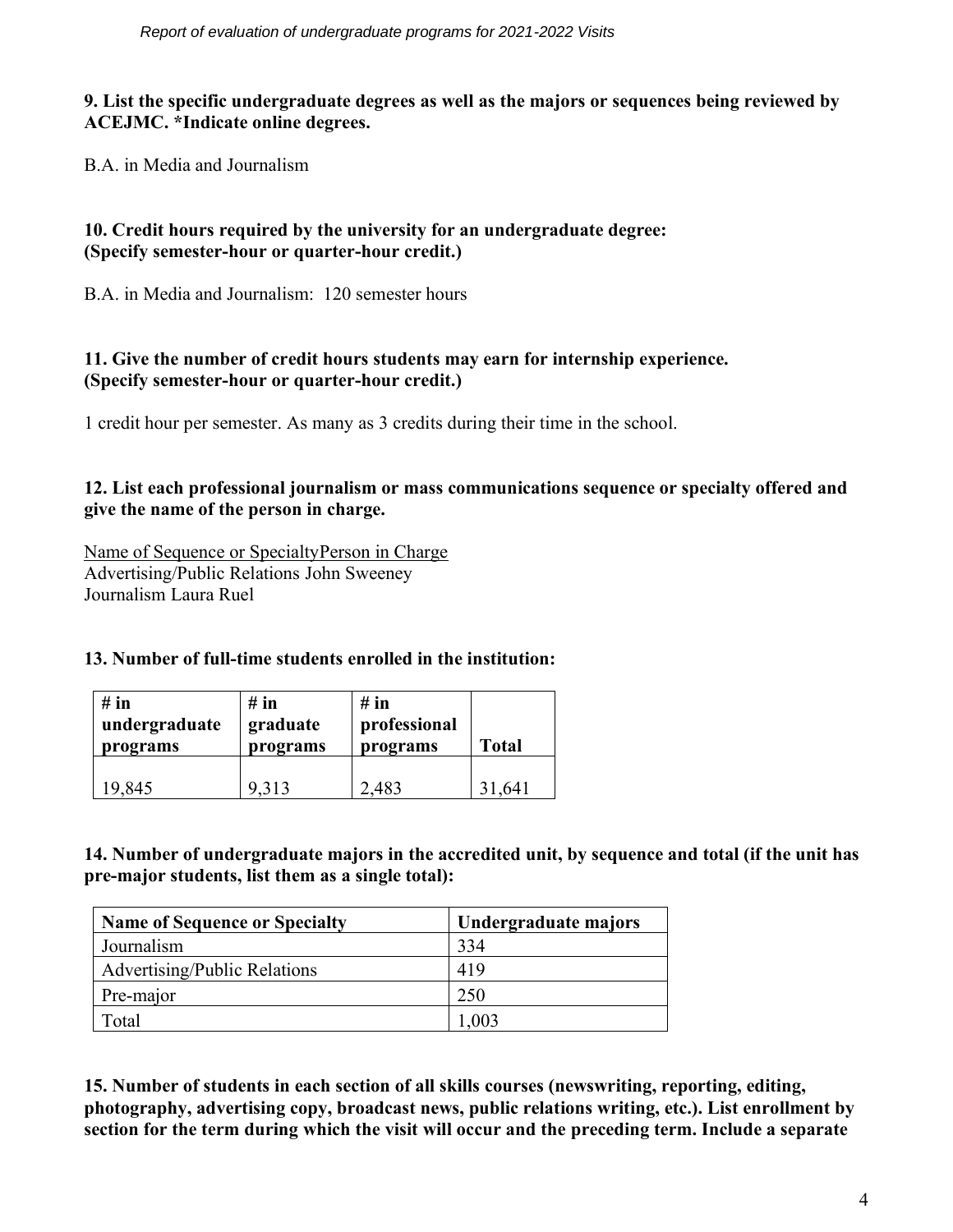**9. List the specific undergraduate degrees as well as the majors or sequences being reviewed by ACEJMC. *Indicate online degrees.**

B.A. in Media and Journalism

**10. Credit hours required by the university for an undergraduate degree: (Specify semester-hour or quarter-hour credit.)**

B.A. in Media and Journalism: 120 semester hours

**11. Give the number of credit hours students may earn for internship experience. (Specify semester-hour or quarter-hour credit.)**

1 credit hour per semester. As many as 3 credits during their time in the school.

**12. List each professional journalism or mass communications sequence or specialty offered and give the name of the person in charge.**

| Name of Sequence or Specialty | Person in Charge |
|---|---|
| Advertising/Public Relations | John Sweeney |
| Journalism | Laura Ruel |

**13. Number of full-time students enrolled in the institution:**

| # in undergraduate programs | # in graduate programs | # in professional programs | Total |
|---|---|---|---|
| 19,845 | 9,313 | 2,483 | 31,641 |

**14. Number of undergraduate majors in the accredited unit, by sequence and total (if the unit has pre-major students, list them as a single total):**

| Name of Sequence or Specialty | Undergraduate majors |
|---|---|
| Journalism | 334 |
| Advertising/Public Relations | 419 |
| Pre-major | 250 |
| Total | 1,003 |

**15. Number of students in each section of all skills courses (newswriting, reporting, editing, photography, advertising copy, broadcast news, public relations writing, etc.). List enrollment by section for the term during which the visit will occur and the preceding term. Include a separate**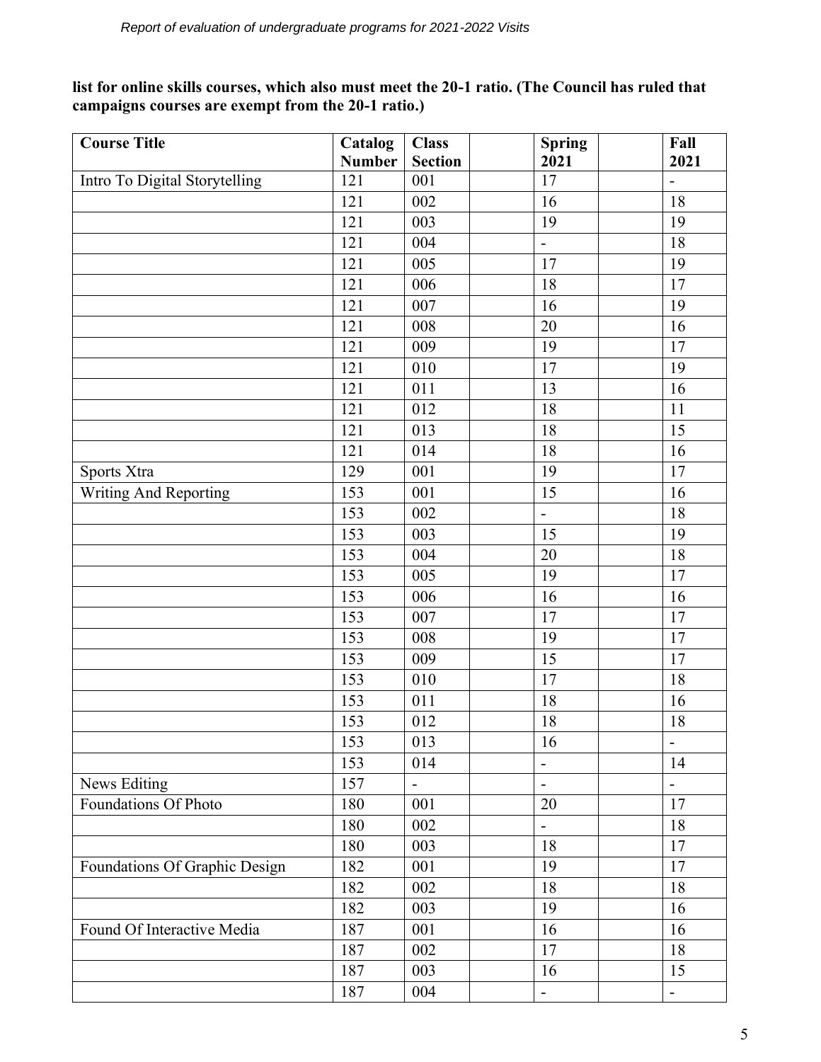**list for online skills courses, which also must meet the 20-1 ratio. (The Council has ruled that campaigns courses are exempt from the 20-1 ratio.)**

| Course Title | Catalog Number | Class Section | | Spring 2021 | | Fall 2021 |
|---|---|---|---|---|---|---|
| Intro To Digital Storytelling | 121 | 001 | | 17 | | - |
| | 121 | 002 | | 16 | | 18 |
| | 121 | 003 | | 19 | | 19 |
| | 121 | 004 | | - | | 18 |
| | 121 | 005 | | 17 | | 19 |
| | 121 | 006 | | 18 | | 17 |
| | 121 | 007 | | 16 | | 19 |
| | 121 | 008 | | 20 | | 16 |
| | 121 | 009 | | 19 | | 17 |
| | 121 | 010 | | 17 | | 19 |
| | 121 | 011 | | 13 | | 16 |
| | 121 | 012 | | 18 | | 11 |
| | 121 | 013 | | 18 | | 15 |
| | 121 | 014 | | 18 | | 16 |
| Sports Xtra | 129 | 001 | | 19 | | 17 |
| Writing And Reporting | 153 | 001 | | 15 | | 16 |
| | 153 | 002 | | - | | 18 |
| | 153 | 003 | | 15 | | 19 |
| | 153 | 004 | | 20 | | 18 |
| | 153 | 005 | | 19 | | 17 |
| | 153 | 006 | | 16 | | 16 |
| | 153 | 007 | | 17 | | 17 |
| | 153 | 008 | | 19 | | 17 |
| | 153 | 009 | | 15 | | 17 |
| | 153 | 010 | | 17 | | 18 |
| | 153 | 011 | | 18 | | 16 |
| | 153 | 012 | | 18 | | 18 |
| | 153 | 013 | | 16 | | - |
| | 153 | 014 | | - | | 14 |
| News Editing | 157 | - | | - | | - |
| Foundations Of Photo | 180 | 001 | | 20 | | 17 |
| | 180 | 002 | | - | | 18 |
| | 180 | 003 | | 18 | | 17 |
| Foundations Of Graphic Design | 182 | 001 | | 19 | | 17 |
| | 182 | 002 | | 18 | | 18 |
| | 182 | 003 | | 19 | | 16 |
| Found Of Interactive Media | 187 | 001 | | 16 | | 16 |
| | 187 | 002 | | 17 | | 18 |
| | 187 | 003 | | 16 | | 15 |
| | 187 | 004 | | - | | - |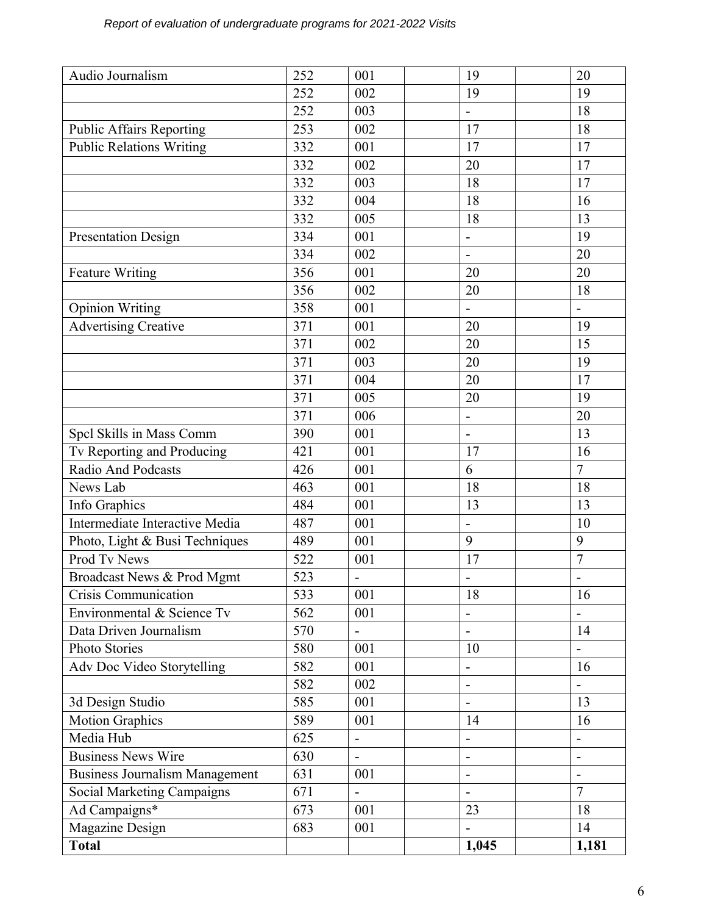| Audio Journalism | 252 | 001 | | 19 | | 20 |
|---|---|---|---|---|---|---|
| | 252 | 002 | | 19 | | 19 |
| | 252 | 003 | | - | | 18 |
| Public Affairs Reporting | 253 | 002 | | 17 | | 18 |
| Public Relations Writing | 332 | 001 | | 17 | | 17 |
| | 332 | 002 | | 20 | | 17 |
| | 332 | 003 | | 18 | | 17 |
| | 332 | 004 | | 18 | | 16 |
| | 332 | 005 | | 18 | | 13 |
| Presentation Design | 334 | 001 | | - | | 19 |
| | 334 | 002 | | - | | 20 |
| Feature Writing | 356 | 001 | | 20 | | 20 |
| | 356 | 002 | | 20 | | 18 |
| Opinion Writing | 358 | 001 | | - | | - |
| Advertising Creative | 371 | 001 | | 20 | | 19 |
| | 371 | 002 | | 20 | | 15 |
| | 371 | 003 | | 20 | | 19 |
| | 371 | 004 | | 20 | | 17 |
| | 371 | 005 | | 20 | | 19 |
| | 371 | 006 | | - | | 20 |
| Spcl Skills in Mass Comm | 390 | 001 | | - | | 13 |
| Tv Reporting and Producing | 421 | 001 | | 17 | | 16 |
| Radio And Podcasts | 426 | 001 | | 6 | | 7 |
| News Lab | 463 | 001 | | 18 | | 18 |
| Info Graphics | 484 | 001 | | 13 | | 13 |
| Intermediate Interactive Media | 487 | 001 | | - | | 10 |
| Photo, Light & Busi Techniques | 489 | 001 | | 9 | | 9 |
| Prod Tv News | 522 | 001 | | 17 | | 7 |
| Broadcast News & Prod Mgmt | 523 | - | | - | | - |
| Crisis Communication | 533 | 001 | | 18 | | 16 |
| Environmental & Science Tv | 562 | 001 | | - | | - |
| Data Driven Journalism | 570 | - | | - | | 14 |
| Photo Stories | 580 | 001 | | 10 | | - |
| Adv Doc Video Storytelling | 582 | 001 | | - | | 16 |
| | 582 | 002 | | - | | - |
| 3d Design Studio | 585 | 001 | | - | | 13 |
| Motion Graphics | 589 | 001 | | 14 | | 16 |
| Media Hub | 625 | - | | - | | - |
| Business News Wire | 630 | - | | - | | - |
| Business Journalism Management | 631 | 001 | | - | | - |
| Social Marketing Campaigns | 671 | - | | - | | 7 |
| Ad Campaigns* | 673 | 001 | | 23 | | 18 |
| Magazine Design | 683 | 001 | | - | | 14 |
| **Total** | | | | **1,045** | | **1,181** |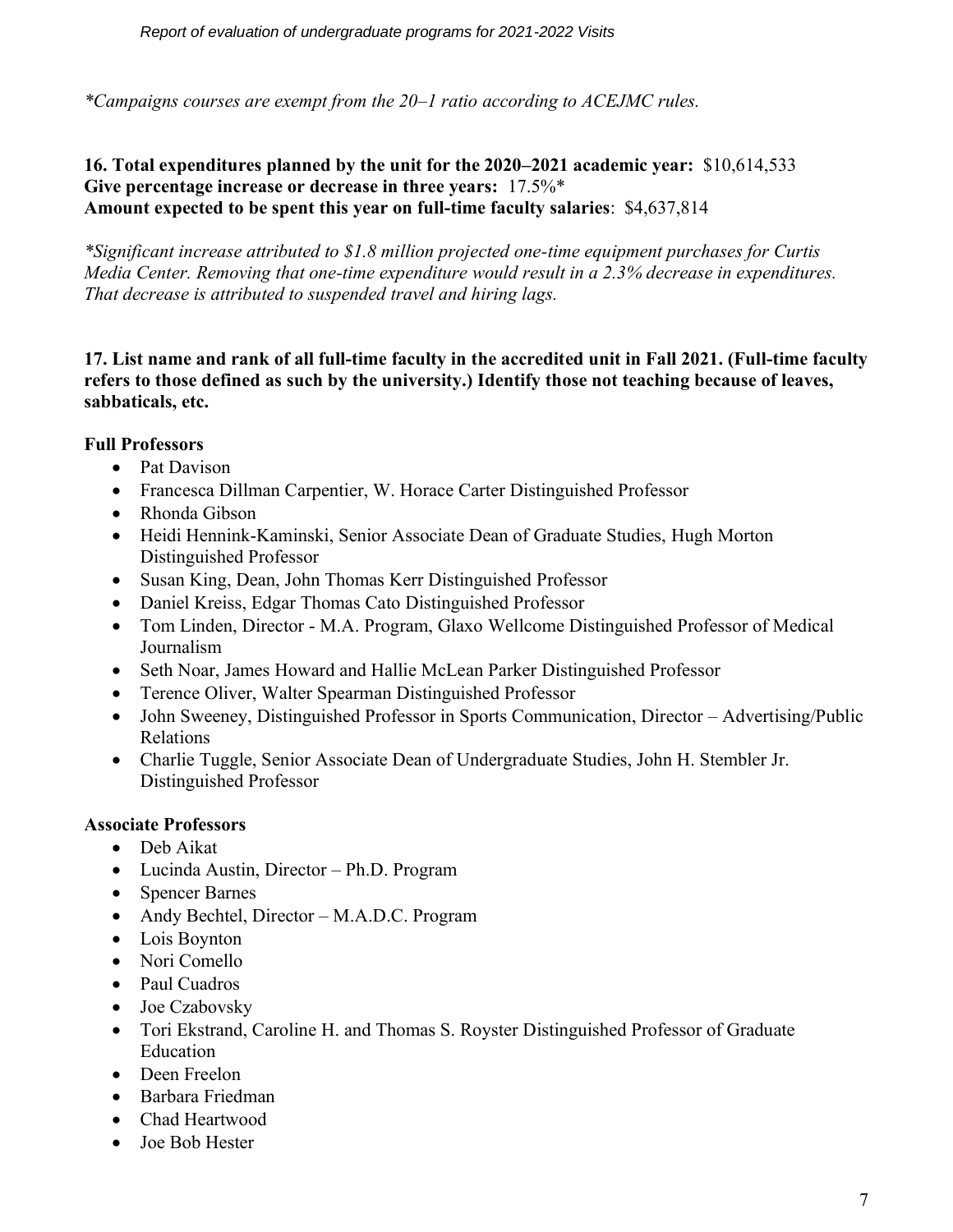*\*Campaigns courses are exempt from the 20–1 ratio according to ACEJMC rules.*

**16. Total expenditures planned by the unit for the 2020–2021 academic year:** $10,614,533
**Give percentage increase or decrease in three years:** 17.5%*
**Amount expected to be spent this year on full-time faculty salaries**: $4,637,814

*\*Significant increase attributed to $1.8 million projected one-time equipment purchases for Curtis Media Center. Removing that one-time expenditure would result in a 2.3% decrease in expenditures. That decrease is attributed to suspended travel and hiring lags.*

**17. List name and rank of all full-time faculty in the accredited unit in Fall 2021. (Full-time faculty refers to those defined as such by the university.) Identify those not teaching because of leaves, sabbaticals, etc.**

**Full Professors**

- Pat Davison
- Francesca Dillman Carpentier, W. Horace Carter Distinguished Professor
- Rhonda Gibson
- Heidi Hennink-Kaminski, Senior Associate Dean of Graduate Studies, Hugh Morton Distinguished Professor
- Susan King, Dean, John Thomas Kerr Distinguished Professor
- Daniel Kreiss, Edgar Thomas Cato Distinguished Professor
- Tom Linden, Director - M.A. Program, Glaxo Wellcome Distinguished Professor of Medical Journalism
- Seth Noar, James Howard and Hallie McLean Parker Distinguished Professor
- Terence Oliver, Walter Spearman Distinguished Professor
- John Sweeney, Distinguished Professor in Sports Communication, Director – Advertising/Public Relations
- Charlie Tuggle, Senior Associate Dean of Undergraduate Studies, John H. Stembler Jr. Distinguished Professor

**Associate Professors**

- Deb Aikat
- Lucinda Austin, Director – Ph.D. Program
- Spencer Barnes
- Andy Bechtel, Director – M.A.D.C. Program
- Lois Boynton
- Nori Comello
- Paul Cuadros
- Joe Czabovsky
- Tori Ekstrand, Caroline H. and Thomas S. Royster Distinguished Professor of Graduate Education
- Deen Freelon
- Barbara Friedman
- Chad Heartwood
- Joe Bob Hester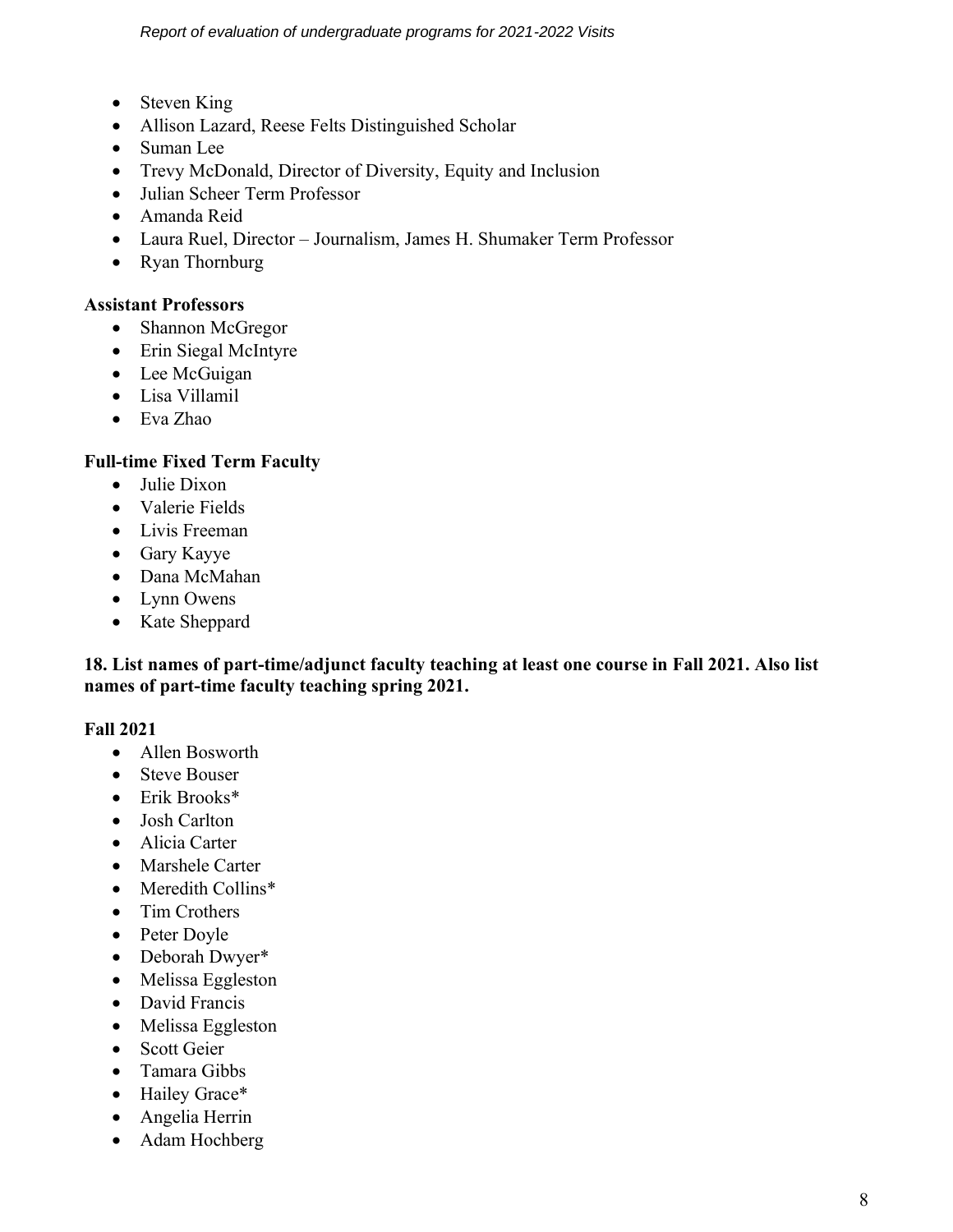- Steven King
- Allison Lazard, Reese Felts Distinguished Scholar
- Suman Lee
- Trevy McDonald, Director of Diversity, Equity and Inclusion
- Julian Scheer Term Professor
- Amanda Reid
- Laura Ruel, Director – Journalism, James H. Shumaker Term Professor
- Ryan Thornburg

**Assistant Professors**

- Shannon McGregor
- Erin Siegal McIntyre
- Lee McGuigan
- Lisa Villamil
- Eva Zhao

**Full-time Fixed Term Faculty**

- Julie Dixon
- Valerie Fields
- Livis Freeman
- Gary Kayye
- Dana McMahan
- Lynn Owens
- Kate Sheppard

**18. List names of part-time/adjunct faculty teaching at least one course in Fall 2021. Also list names of part-time faculty teaching spring 2021.**

**Fall 2021**

- Allen Bosworth
- Steve Bouser
- Erik Brooks*
- Josh Carlton
- Alicia Carter
- Marshele Carter
- Meredith Collins*
- Tim Crothers
- Peter Doyle
- Deborah Dwyer*
- Melissa Eggleston
- David Francis
- Melissa Eggleston
- Scott Geier
- Tamara Gibbs
- Hailey Grace*
- Angelia Herrin
- Adam Hochberg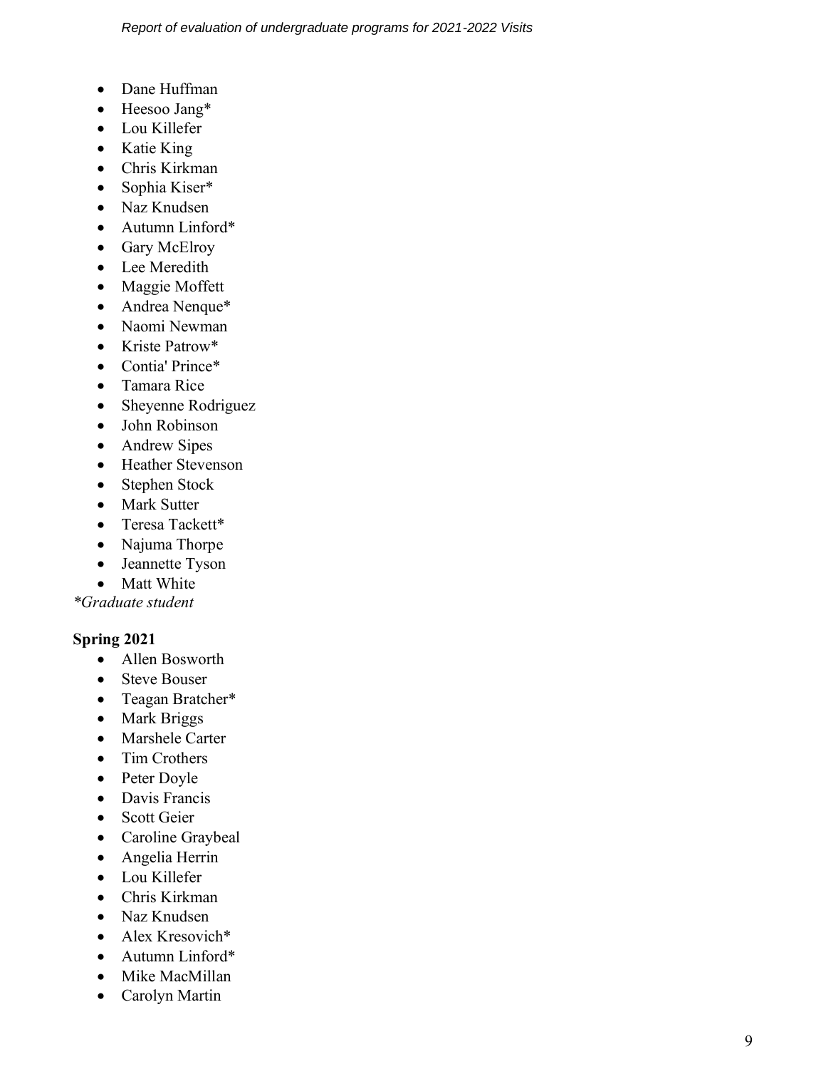- Dane Huffman
- Heesoo Jang*
- Lou Killefer
- Katie King
- Chris Kirkman
- Sophia Kiser*
- Naz Knudsen
- Autumn Linford*
- Gary McElroy
- Lee Meredith
- Maggie Moffett
- Andrea Nenque*
- Naomi Newman
- Kriste Patrow*
- Contia' Prince*
- Tamara Rice
- Sheyenne Rodriguez
- John Robinson
- Andrew Sipes
- Heather Stevenson
- Stephen Stock
- Mark Sutter
- Teresa Tackett*
- Najuma Thorpe
- Jeannette Tyson
- Matt White

*\*Graduate student*

**Spring 2021**

- Allen Bosworth
- Steve Bouser
- Teagan Bratcher*
- Mark Briggs
- Marshele Carter
- Tim Crothers
- Peter Doyle
- Davis Francis
- Scott Geier
- Caroline Graybeal
- Angelia Herrin
- Lou Killefer
- Chris Kirkman
- Naz Knudsen
- Alex Kresovich*
- Autumn Linford*
- Mike MacMillan
- Carolyn Martin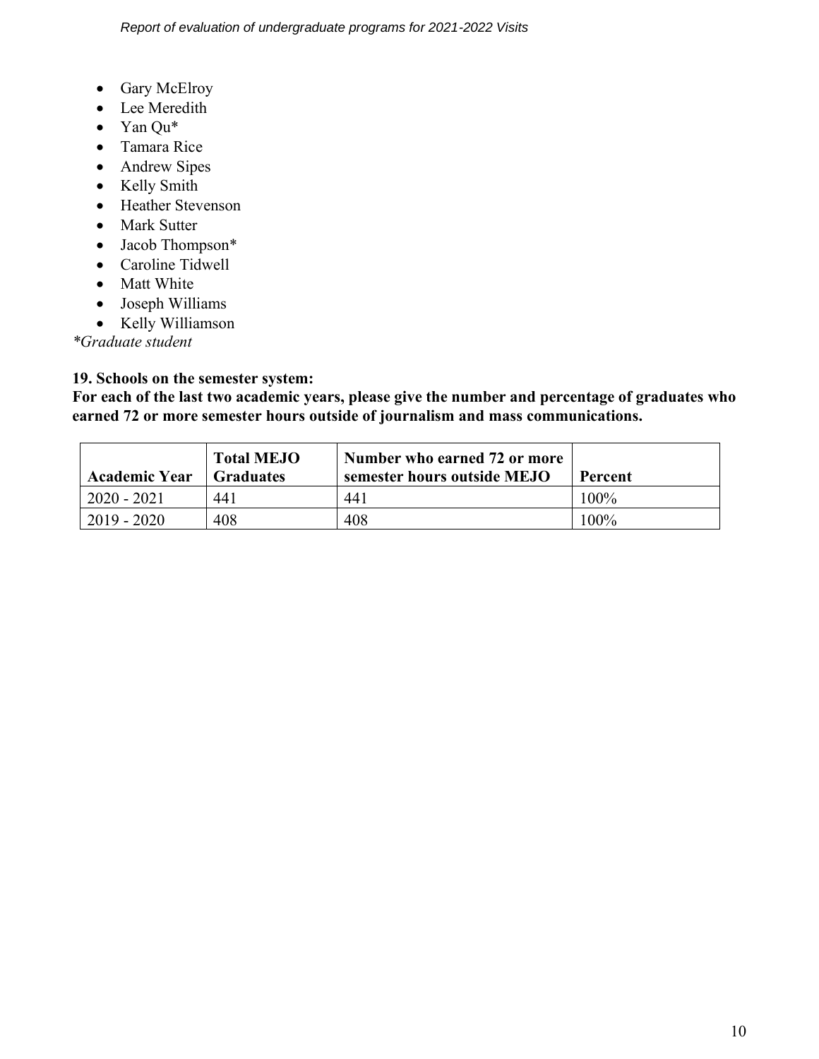- Gary McElroy
- Lee Meredith
- Yan Qu*
- Tamara Rice
- Andrew Sipes
- Kelly Smith
- Heather Stevenson
- Mark Sutter
- Jacob Thompson*
- Caroline Tidwell
- Matt White
- Joseph Williams
- Kelly Williamson

*\*Graduate student*

**19. Schools on the semester system:**
**For each of the last two academic years, please give the number and percentage of graduates who earned 72 or more semester hours outside of journalism and mass communications.**

| Academic Year | Total MEJO Graduates | Number who earned 72 or more semester hours outside MEJO | Percent |
| --- | --- | --- | --- |
| 2020 - 2021 | 441 | 441 | 100% |
| 2019 - 2020 | 408 | 408 | 100% |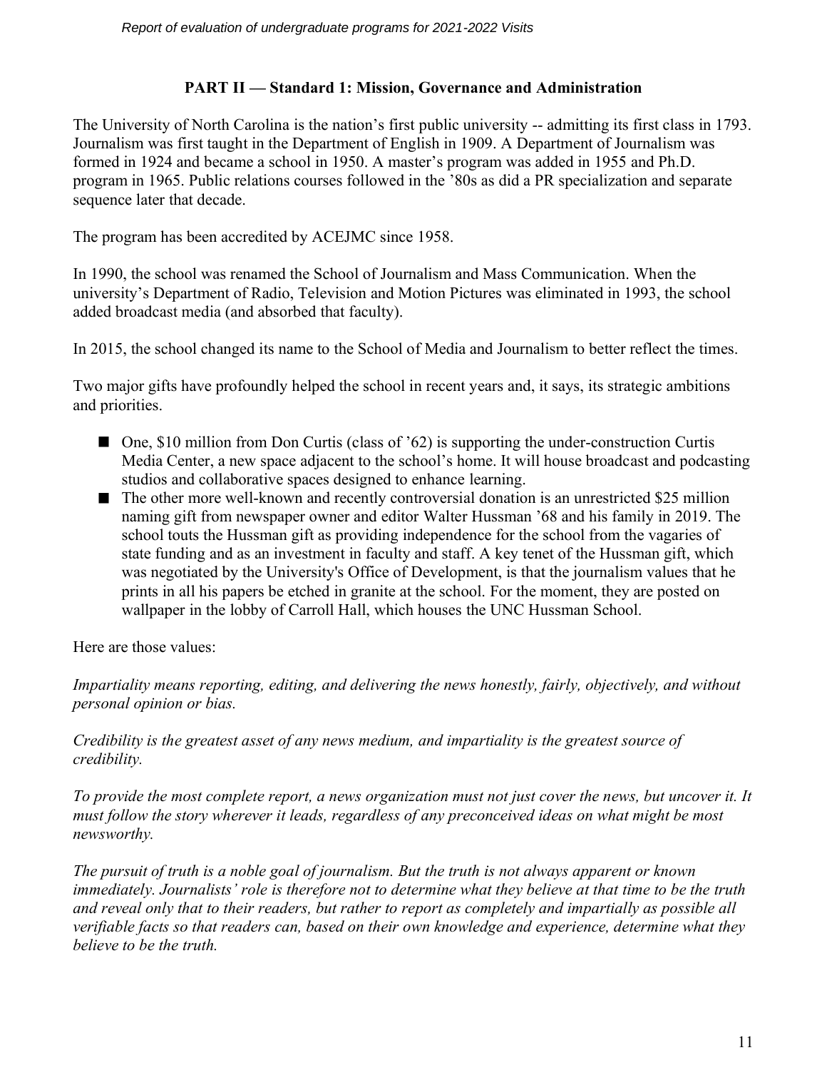## PART II — Standard 1: Mission, Governance and Administration

The University of North Carolina is the nation's first public university -- admitting its first class in 1793. Journalism was first taught in the Department of English in 1909. A Department of Journalism was formed in 1924 and became a school in 1950. A master's program was added in 1955 and Ph.D. program in 1965. Public relations courses followed in the '80s as did a PR specialization and separate sequence later that decade.

The program has been accredited by ACEJMC since 1958.

In 1990, the school was renamed the School of Journalism and Mass Communication. When the university's Department of Radio, Television and Motion Pictures was eliminated in 1993, the school added broadcast media (and absorbed that faculty).

In 2015, the school changed its name to the School of Media and Journalism to better reflect the times.

Two major gifts have profoundly helped the school in recent years and, it says, its strategic ambitions and priorities.

- One, $10 million from Don Curtis (class of '62) is supporting the under-construction Curtis Media Center, a new space adjacent to the school's home. It will house broadcast and podcasting studios and collaborative spaces designed to enhance learning.
- The other more well-known and recently controversial donation is an unrestricted $25 million naming gift from newspaper owner and editor Walter Hussman '68 and his family in 2019. The school touts the Hussman gift as providing independence for the school from the vagaries of state funding and as an investment in faculty and staff. A key tenet of the Hussman gift, which was negotiated by the University's Office of Development, is that the journalism values that he prints in all his papers be etched in granite at the school. For the moment, they are posted on wallpaper in the lobby of Carroll Hall, which houses the UNC Hussman School.

Here are those values:

*Impartiality means reporting, editing, and delivering the news honestly, fairly, objectively, and without personal opinion or bias.*

*Credibility is the greatest asset of any news medium, and impartiality is the greatest source of credibility.*

*To provide the most complete report, a news organization must not just cover the news, but uncover it. It must follow the story wherever it leads, regardless of any preconceived ideas on what might be most newsworthy.*

*The pursuit of truth is a noble goal of journalism. But the truth is not always apparent or known immediately. Journalists' role is therefore not to determine what they believe at that time to be the truth and reveal only that to their readers, but rather to report as completely and impartially as possible all verifiable facts so that readers can, based on their own knowledge and experience, determine what they believe to be the truth.*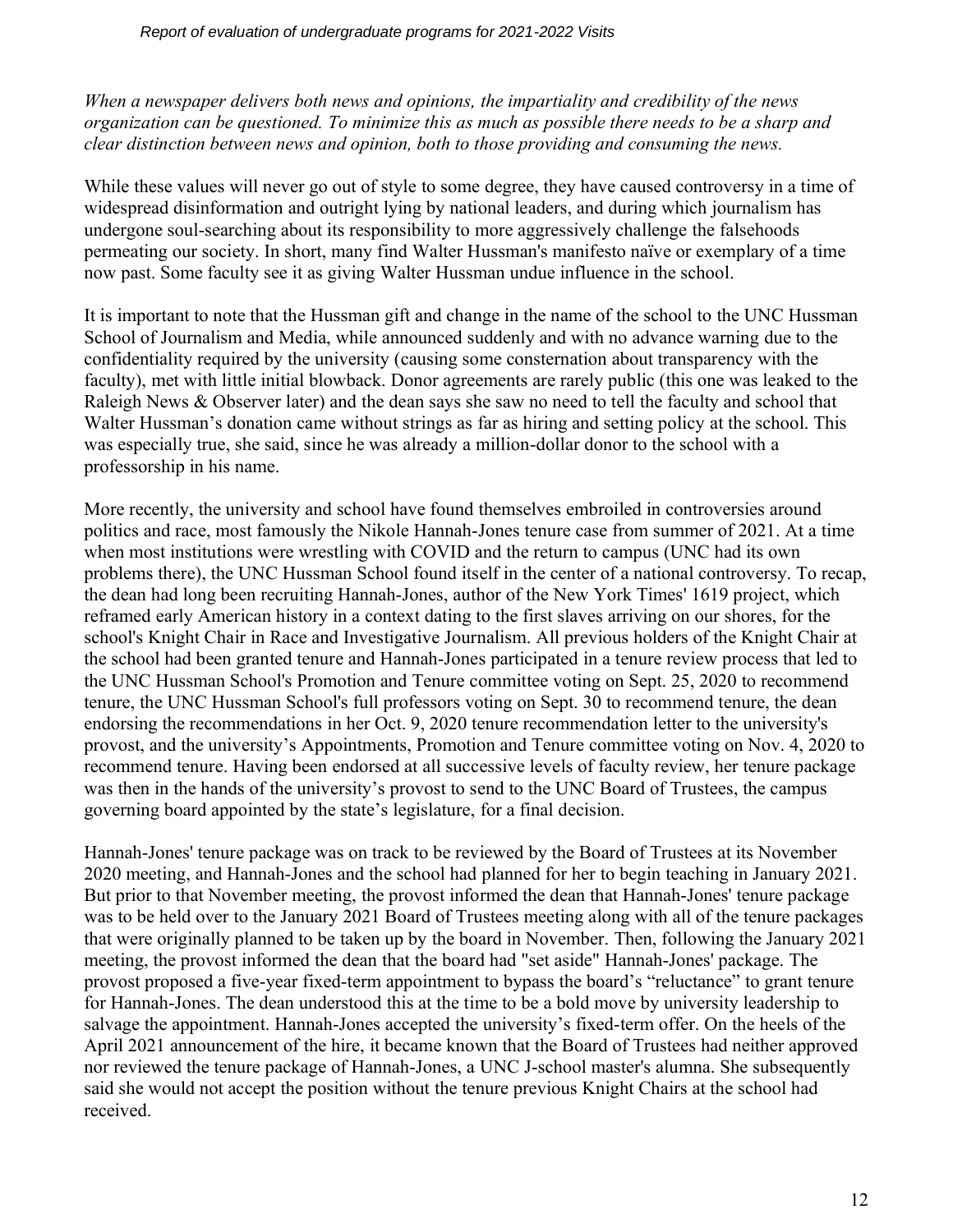*When a newspaper delivers both news and opinions, the impartiality and credibility of the news organization can be questioned. To minimize this as much as possible there needs to be a sharp and clear distinction between news and opinion, both to those providing and consuming the news.*

While these values will never go out of style to some degree, they have caused controversy in a time of widespread disinformation and outright lying by national leaders, and during which journalism has undergone soul-searching about its responsibility to more aggressively challenge the falsehoods permeating our society. In short, many find Walter Hussman's manifesto naïve or exemplary of a time now past. Some faculty see it as giving Walter Hussman undue influence in the school.

It is important to note that the Hussman gift and change in the name of the school to the UNC Hussman School of Journalism and Media, while announced suddenly and with no advance warning due to the confidentiality required by the university (causing some consternation about transparency with the faculty), met with little initial blowback. Donor agreements are rarely public (this one was leaked to the Raleigh News & Observer later) and the dean says she saw no need to tell the faculty and school that Walter Hussman's donation came without strings as far as hiring and setting policy at the school. This was especially true, she said, since he was already a million-dollar donor to the school with a professorship in his name.

More recently, the university and school have found themselves embroiled in controversies around politics and race, most famously the Nikole Hannah-Jones tenure case from summer of 2021. At a time when most institutions were wrestling with COVID and the return to campus (UNC had its own problems there), the UNC Hussman School found itself in the center of a national controversy. To recap, the dean had long been recruiting Hannah-Jones, author of the New York Times' 1619 project, which reframed early American history in a context dating to the first slaves arriving on our shores, for the school's Knight Chair in Race and Investigative Journalism. All previous holders of the Knight Chair at the school had been granted tenure and Hannah-Jones participated in a tenure review process that led to the UNC Hussman School's Promotion and Tenure committee voting on Sept. 25, 2020 to recommend tenure, the UNC Hussman School's full professors voting on Sept. 30 to recommend tenure, the dean endorsing the recommendations in her Oct. 9, 2020 tenure recommendation letter to the university's provost, and the university's Appointments, Promotion and Tenure committee voting on Nov. 4, 2020 to recommend tenure. Having been endorsed at all successive levels of faculty review, her tenure package was then in the hands of the university's provost to send to the UNC Board of Trustees, the campus governing board appointed by the state's legislature, for a final decision.

Hannah-Jones' tenure package was on track to be reviewed by the Board of Trustees at its November 2020 meeting, and Hannah-Jones and the school had planned for her to begin teaching in January 2021. But prior to that November meeting, the provost informed the dean that Hannah-Jones' tenure package was to be held over to the January 2021 Board of Trustees meeting along with all of the tenure packages that were originally planned to be taken up by the board in November. Then, following the January 2021 meeting, the provost informed the dean that the board had "set aside" Hannah-Jones' package. The provost proposed a five-year fixed-term appointment to bypass the board's "reluctance" to grant tenure for Hannah-Jones. The dean understood this at the time to be a bold move by university leadership to salvage the appointment. Hannah-Jones accepted the university's fixed-term offer. On the heels of the April 2021 announcement of the hire, it became known that the Board of Trustees had neither approved nor reviewed the tenure package of Hannah-Jones, a UNC J-school master's alumna. She subsequently said she would not accept the position without the tenure previous Knight Chairs at the school had received.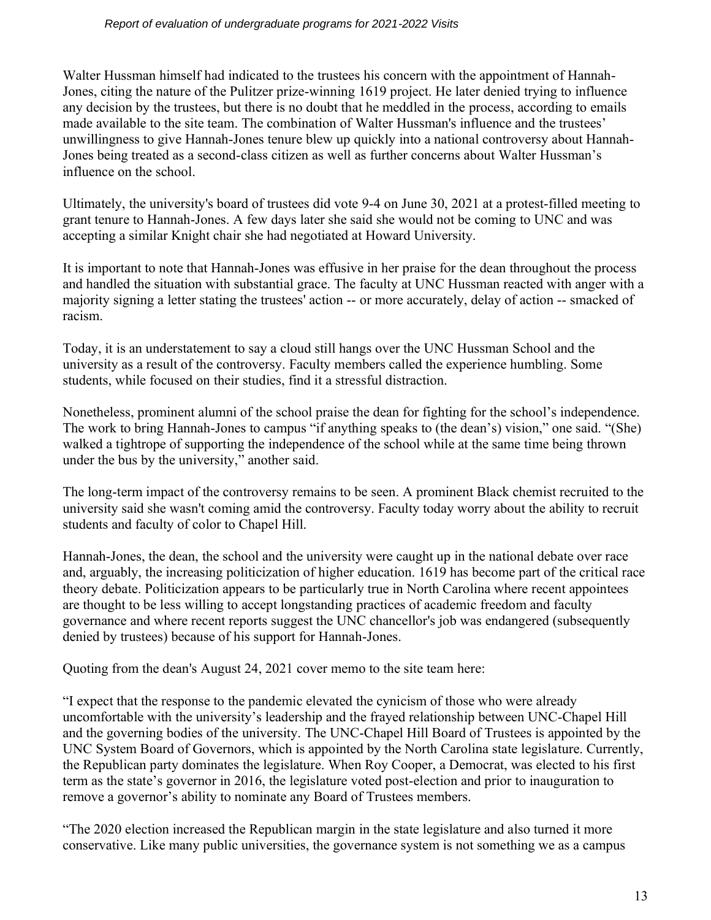Walter Hussman himself had indicated to the trustees his concern with the appointment of Hannah-Jones, citing the nature of the Pulitzer prize-winning 1619 project. He later denied trying to influence any decision by the trustees, but there is no doubt that he meddled in the process, according to emails made available to the site team. The combination of Walter Hussman's influence and the trustees' unwillingness to give Hannah-Jones tenure blew up quickly into a national controversy about Hannah-Jones being treated as a second-class citizen as well as further concerns about Walter Hussman's influence on the school.

Ultimately, the university's board of trustees did vote 9-4 on June 30, 2021 at a protest-filled meeting to grant tenure to Hannah-Jones. A few days later she said she would not be coming to UNC and was accepting a similar Knight chair she had negotiated at Howard University.

It is important to note that Hannah-Jones was effusive in her praise for the dean throughout the process and handled the situation with substantial grace. The faculty at UNC Hussman reacted with anger with a majority signing a letter stating the trustees' action -- or more accurately, delay of action -- smacked of racism.

Today, it is an understatement to say a cloud still hangs over the UNC Hussman School and the university as a result of the controversy. Faculty members called the experience humbling. Some students, while focused on their studies, find it a stressful distraction.

Nonetheless, prominent alumni of the school praise the dean for fighting for the school's independence. The work to bring Hannah-Jones to campus "if anything speaks to (the dean's) vision," one said. "(She) walked a tightrope of supporting the independence of the school while at the same time being thrown under the bus by the university," another said.

The long-term impact of the controversy remains to be seen. A prominent Black chemist recruited to the university said she wasn't coming amid the controversy. Faculty today worry about the ability to recruit students and faculty of color to Chapel Hill.

Hannah-Jones, the dean, the school and the university were caught up in the national debate over race and, arguably, the increasing politicization of higher education. 1619 has become part of the critical race theory debate. Politicization appears to be particularly true in North Carolina where recent appointees are thought to be less willing to accept longstanding practices of academic freedom and faculty governance and where recent reports suggest the UNC chancellor's job was endangered (subsequently denied by trustees) because of his support for Hannah-Jones.

Quoting from the dean's August 24, 2021 cover memo to the site team here:

"I expect that the response to the pandemic elevated the cynicism of those who were already uncomfortable with the university's leadership and the frayed relationship between UNC-Chapel Hill and the governing bodies of the university. The UNC-Chapel Hill Board of Trustees is appointed by the UNC System Board of Governors, which is appointed by the North Carolina state legislature. Currently, the Republican party dominates the legislature. When Roy Cooper, a Democrat, was elected to his first term as the state's governor in 2016, the legislature voted post-election and prior to inauguration to remove a governor's ability to nominate any Board of Trustees members.

"The 2020 election increased the Republican margin in the state legislature and also turned it more conservative. Like many public universities, the governance system is not something we as a campus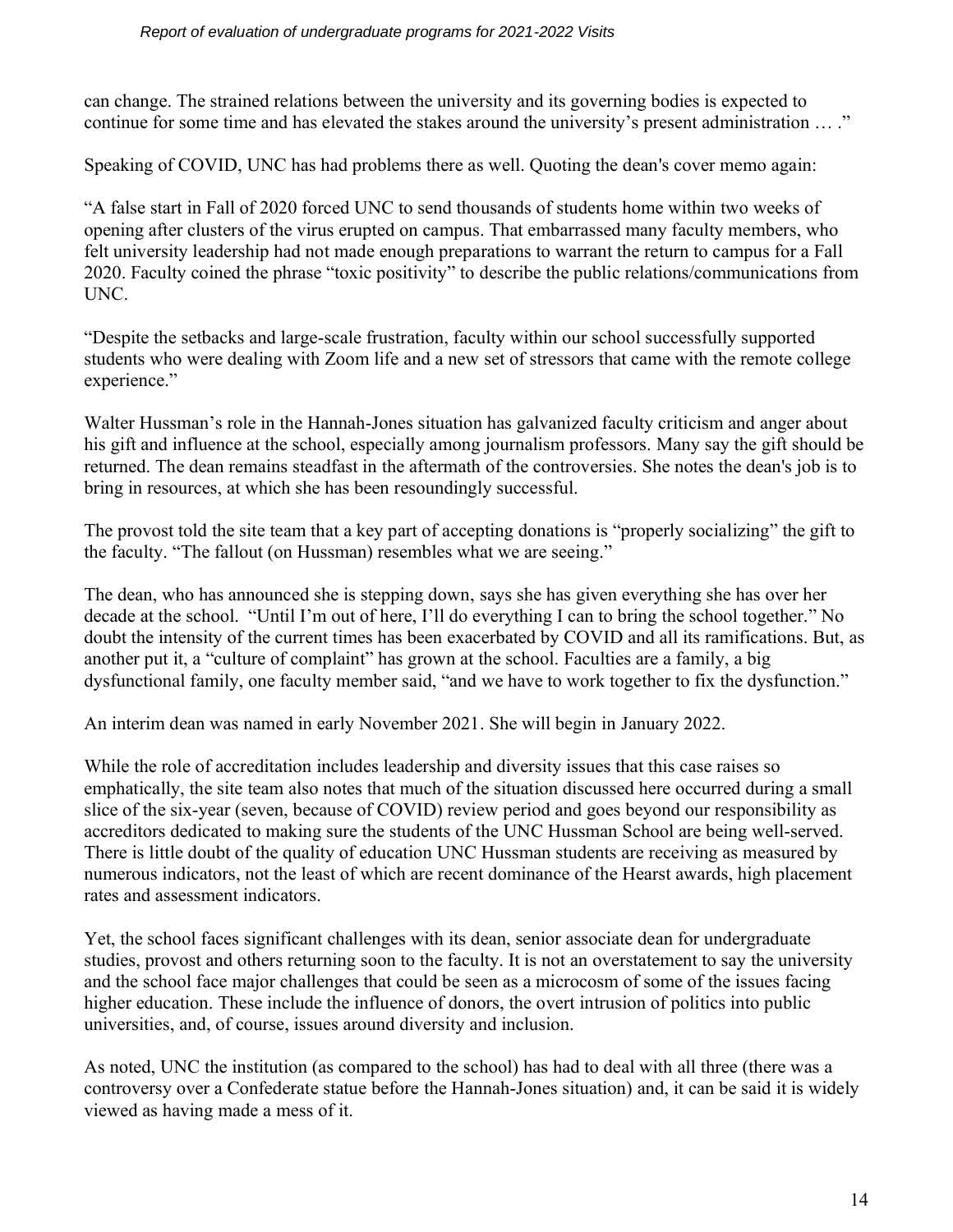can change. The strained relations between the university and its governing bodies is expected to continue for some time and has elevated the stakes around the university's present administration … ."

Speaking of COVID, UNC has had problems there as well. Quoting the dean's cover memo again:

"A false start in Fall of 2020 forced UNC to send thousands of students home within two weeks of opening after clusters of the virus erupted on campus. That embarrassed many faculty members, who felt university leadership had not made enough preparations to warrant the return to campus for a Fall 2020. Faculty coined the phrase "toxic positivity" to describe the public relations/communications from UNC.

"Despite the setbacks and large-scale frustration, faculty within our school successfully supported students who were dealing with Zoom life and a new set of stressors that came with the remote college experience."

Walter Hussman's role in the Hannah-Jones situation has galvanized faculty criticism and anger about his gift and influence at the school, especially among journalism professors. Many say the gift should be returned. The dean remains steadfast in the aftermath of the controversies. She notes the dean's job is to bring in resources, at which she has been resoundingly successful.

The provost told the site team that a key part of accepting donations is "properly socializing" the gift to the faculty. "The fallout (on Hussman) resembles what we are seeing."

The dean, who has announced she is stepping down, says she has given everything she has over her decade at the school. "Until I'm out of here, I'll do everything I can to bring the school together." No doubt the intensity of the current times has been exacerbated by COVID and all its ramifications. But, as another put it, a "culture of complaint" has grown at the school. Faculties are a family, a big dysfunctional family, one faculty member said, "and we have to work together to fix the dysfunction."

An interim dean was named in early November 2021. She will begin in January 2022.

While the role of accreditation includes leadership and diversity issues that this case raises so emphatically, the site team also notes that much of the situation discussed here occurred during a small slice of the six-year (seven, because of COVID) review period and goes beyond our responsibility as accreditors dedicated to making sure the students of the UNC Hussman School are being well-served. There is little doubt of the quality of education UNC Hussman students are receiving as measured by numerous indicators, not the least of which are recent dominance of the Hearst awards, high placement rates and assessment indicators.

Yet, the school faces significant challenges with its dean, senior associate dean for undergraduate studies, provost and others returning soon to the faculty. It is not an overstatement to say the university and the school face major challenges that could be seen as a microcosm of some of the issues facing higher education. These include the influence of donors, the overt intrusion of politics into public universities, and, of course, issues around diversity and inclusion.

As noted, UNC the institution (as compared to the school) has had to deal with all three (there was a controversy over a Confederate statue before the Hannah-Jones situation) and, it can be said it is widely viewed as having made a mess of it.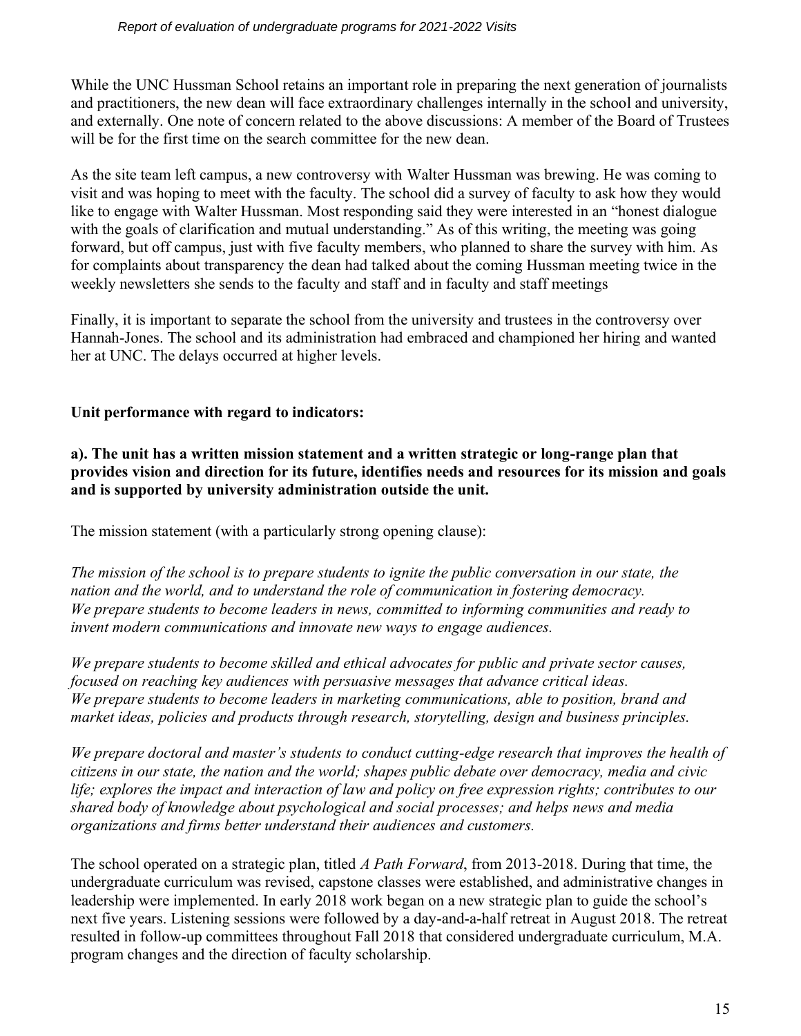While the UNC Hussman School retains an important role in preparing the next generation of journalists and practitioners, the new dean will face extraordinary challenges internally in the school and university, and externally. One note of concern related to the above discussions: A member of the Board of Trustees will be for the first time on the search committee for the new dean.

As the site team left campus, a new controversy with Walter Hussman was brewing. He was coming to visit and was hoping to meet with the faculty. The school did a survey of faculty to ask how they would like to engage with Walter Hussman. Most responding said they were interested in an "honest dialogue with the goals of clarification and mutual understanding." As of this writing, the meeting was going forward, but off campus, just with five faculty members, who planned to share the survey with him. As for complaints about transparency the dean had talked about the coming Hussman meeting twice in the weekly newsletters she sends to the faculty and staff and in faculty and staff meetings

Finally, it is important to separate the school from the university and trustees in the controversy over Hannah-Jones. The school and its administration had embraced and championed her hiring and wanted her at UNC. The delays occurred at higher levels.

**Unit performance with regard to indicators:**

**a). The unit has a written mission statement and a written strategic or long-range plan that provides vision and direction for its future, identifies needs and resources for its mission and goals and is supported by university administration outside the unit.**

The mission statement (with a particularly strong opening clause):

*The mission of the school is to prepare students to ignite the public conversation in our state, the nation and the world, and to understand the role of communication in fostering democracy. We prepare students to become leaders in news, committed to informing communities and ready to invent modern communications and innovate new ways to engage audiences.*

*We prepare students to become skilled and ethical advocates for public and private sector causes, focused on reaching key audiences with persuasive messages that advance critical ideas. We prepare students to become leaders in marketing communications, able to position, brand and market ideas, policies and products through research, storytelling, design and business principles.*

*We prepare doctoral and master's students to conduct cutting-edge research that improves the health of citizens in our state, the nation and the world; shapes public debate over democracy, media and civic life; explores the impact and interaction of law and policy on free expression rights; contributes to our shared body of knowledge about psychological and social processes; and helps news and media organizations and firms better understand their audiences and customers.*

The school operated on a strategic plan, titled *A Path Forward*, from 2013-2018. During that time, the undergraduate curriculum was revised, capstone classes were established, and administrative changes in leadership were implemented. In early 2018 work began on a new strategic plan to guide the school's next five years. Listening sessions were followed by a day-and-a-half retreat in August 2018. The retreat resulted in follow-up committees throughout Fall 2018 that considered undergraduate curriculum, M.A. program changes and the direction of faculty scholarship.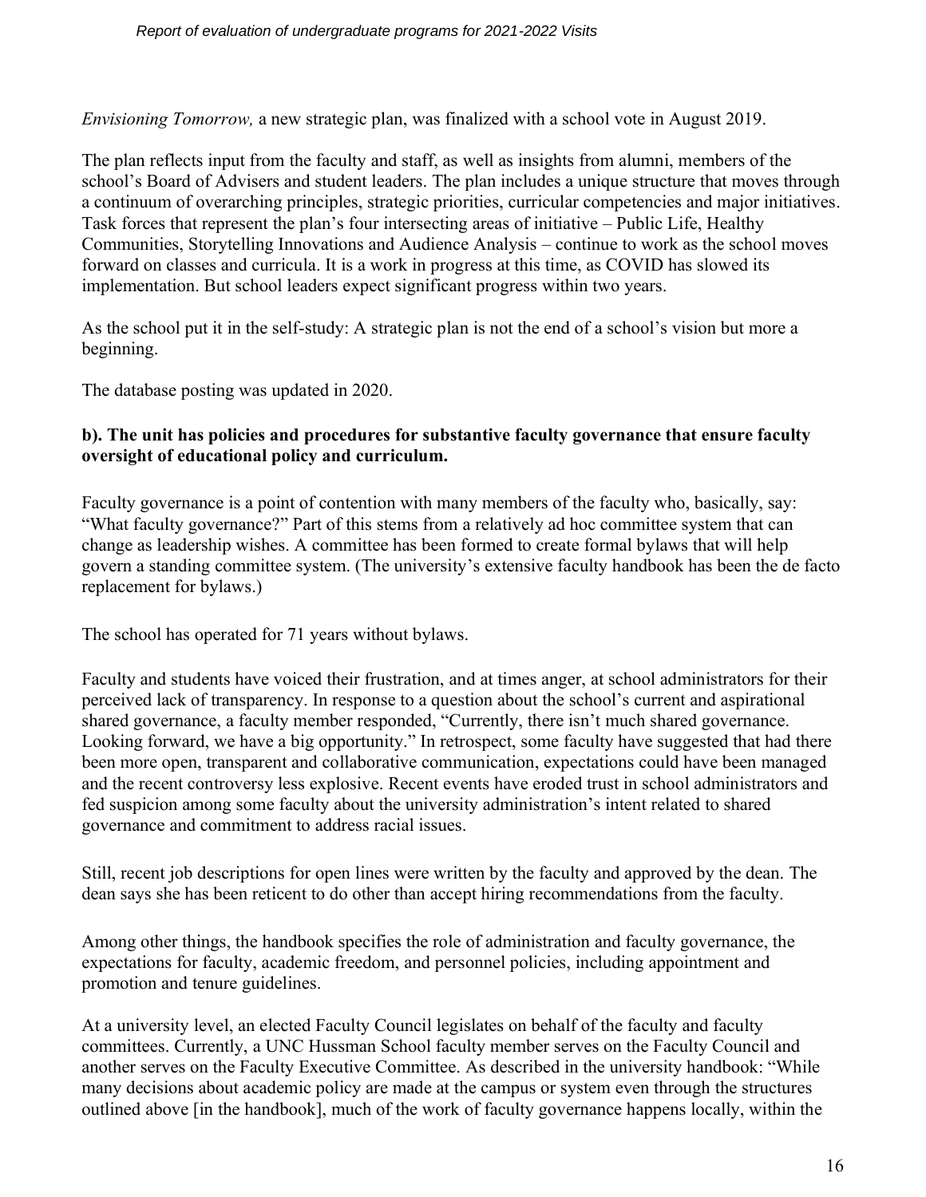*Envisioning Tomorrow,* a new strategic plan, was finalized with a school vote in August 2019.

The plan reflects input from the faculty and staff, as well as insights from alumni, members of the school's Board of Advisers and student leaders. The plan includes a unique structure that moves through a continuum of overarching principles, strategic priorities, curricular competencies and major initiatives. Task forces that represent the plan's four intersecting areas of initiative – Public Life, Healthy Communities, Storytelling Innovations and Audience Analysis – continue to work as the school moves forward on classes and curricula. It is a work in progress at this time, as COVID has slowed its implementation. But school leaders expect significant progress within two years.

As the school put it in the self-study: A strategic plan is not the end of a school's vision but more a beginning.

The database posting was updated in 2020.

**b). The unit has policies and procedures for substantive faculty governance that ensure faculty oversight of educational policy and curriculum.**

Faculty governance is a point of contention with many members of the faculty who, basically, say: "What faculty governance?" Part of this stems from a relatively ad hoc committee system that can change as leadership wishes. A committee has been formed to create formal bylaws that will help govern a standing committee system. (The university's extensive faculty handbook has been the de facto replacement for bylaws.)

The school has operated for 71 years without bylaws.

Faculty and students have voiced their frustration, and at times anger, at school administrators for their perceived lack of transparency. In response to a question about the school's current and aspirational shared governance, a faculty member responded, "Currently, there isn't much shared governance. Looking forward, we have a big opportunity." In retrospect, some faculty have suggested that had there been more open, transparent and collaborative communication, expectations could have been managed and the recent controversy less explosive. Recent events have eroded trust in school administrators and fed suspicion among some faculty about the university administration's intent related to shared governance and commitment to address racial issues.

Still, recent job descriptions for open lines were written by the faculty and approved by the dean. The dean says she has been reticent to do other than accept hiring recommendations from the faculty.

Among other things, the handbook specifies the role of administration and faculty governance, the expectations for faculty, academic freedom, and personnel policies, including appointment and promotion and tenure guidelines.

At a university level, an elected Faculty Council legislates on behalf of the faculty and faculty committees. Currently, a UNC Hussman School faculty member serves on the Faculty Council and another serves on the Faculty Executive Committee. As described in the university handbook: "While many decisions about academic policy are made at the campus or system even through the structures outlined above [in the handbook], much of the work of faculty governance happens locally, within the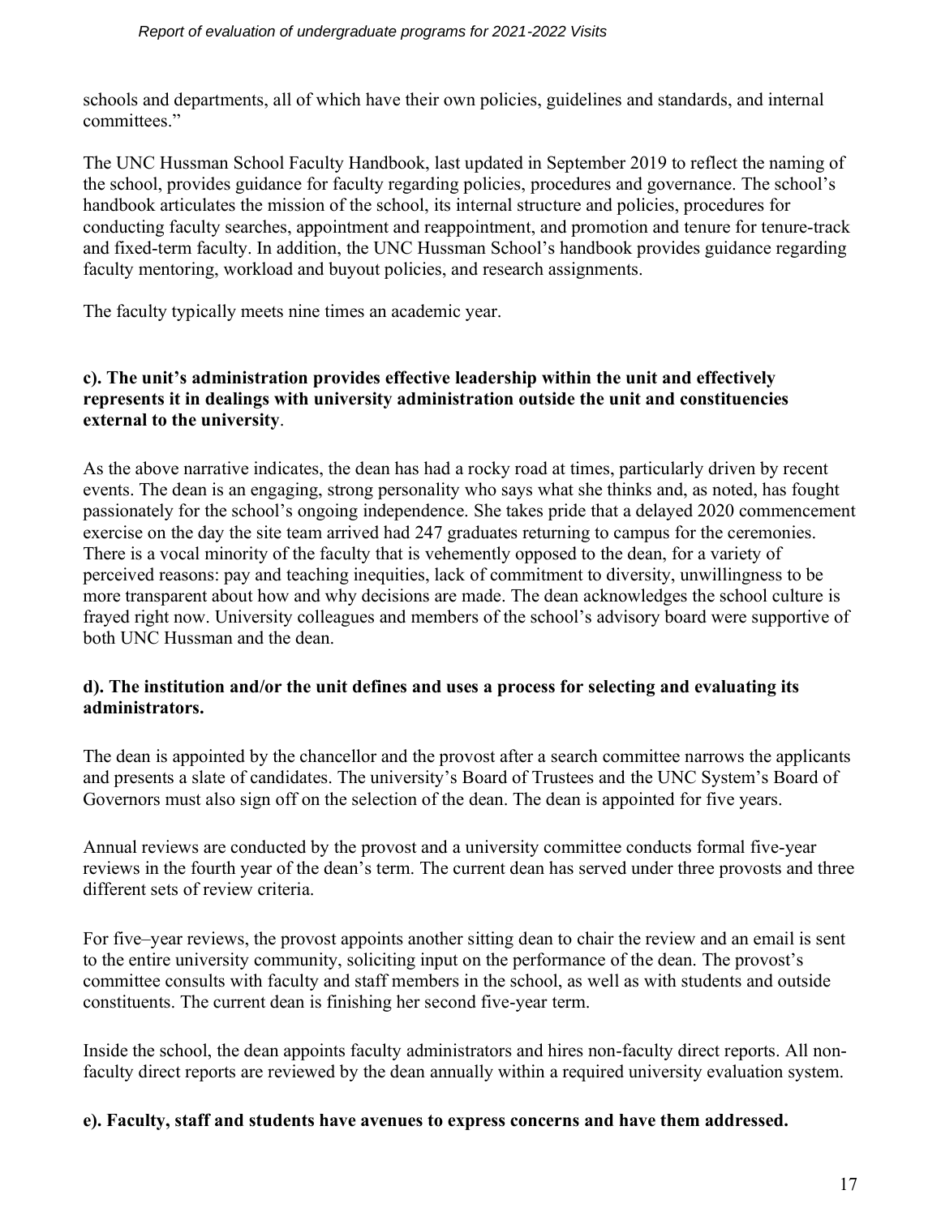schools and departments, all of which have their own policies, guidelines and standards, and internal committees."

The UNC Hussman School Faculty Handbook, last updated in September 2019 to reflect the naming of the school, provides guidance for faculty regarding policies, procedures and governance. The school's handbook articulates the mission of the school, its internal structure and policies, procedures for conducting faculty searches, appointment and reappointment, and promotion and tenure for tenure-track and fixed-term faculty. In addition, the UNC Hussman School's handbook provides guidance regarding faculty mentoring, workload and buyout policies, and research assignments.

The faculty typically meets nine times an academic year.

**c). The unit's administration provides effective leadership within the unit and effectively represents it in dealings with university administration outside the unit and constituencies external to the university**.

As the above narrative indicates, the dean has had a rocky road at times, particularly driven by recent events. The dean is an engaging, strong personality who says what she thinks and, as noted, has fought passionately for the school's ongoing independence. She takes pride that a delayed 2020 commencement exercise on the day the site team arrived had 247 graduates returning to campus for the ceremonies. There is a vocal minority of the faculty that is vehemently opposed to the dean, for a variety of perceived reasons: pay and teaching inequities, lack of commitment to diversity, unwillingness to be more transparent about how and why decisions are made. The dean acknowledges the school culture is frayed right now. University colleagues and members of the school's advisory board were supportive of both UNC Hussman and the dean.

**d). The institution and/or the unit defines and uses a process for selecting and evaluating its administrators.**

The dean is appointed by the chancellor and the provost after a search committee narrows the applicants and presents a slate of candidates. The university's Board of Trustees and the UNC System's Board of Governors must also sign off on the selection of the dean. The dean is appointed for five years.

Annual reviews are conducted by the provost and a university committee conducts formal five-year reviews in the fourth year of the dean's term. The current dean has served under three provosts and three different sets of review criteria.

For five–year reviews, the provost appoints another sitting dean to chair the review and an email is sent to the entire university community, soliciting input on the performance of the dean. The provost's committee consults with faculty and staff members in the school, as well as with students and outside constituents. The current dean is finishing her second five-year term.

Inside the school, the dean appoints faculty administrators and hires non-faculty direct reports. All non-faculty direct reports are reviewed by the dean annually within a required university evaluation system.

**e). Faculty, staff and students have avenues to express concerns and have them addressed.**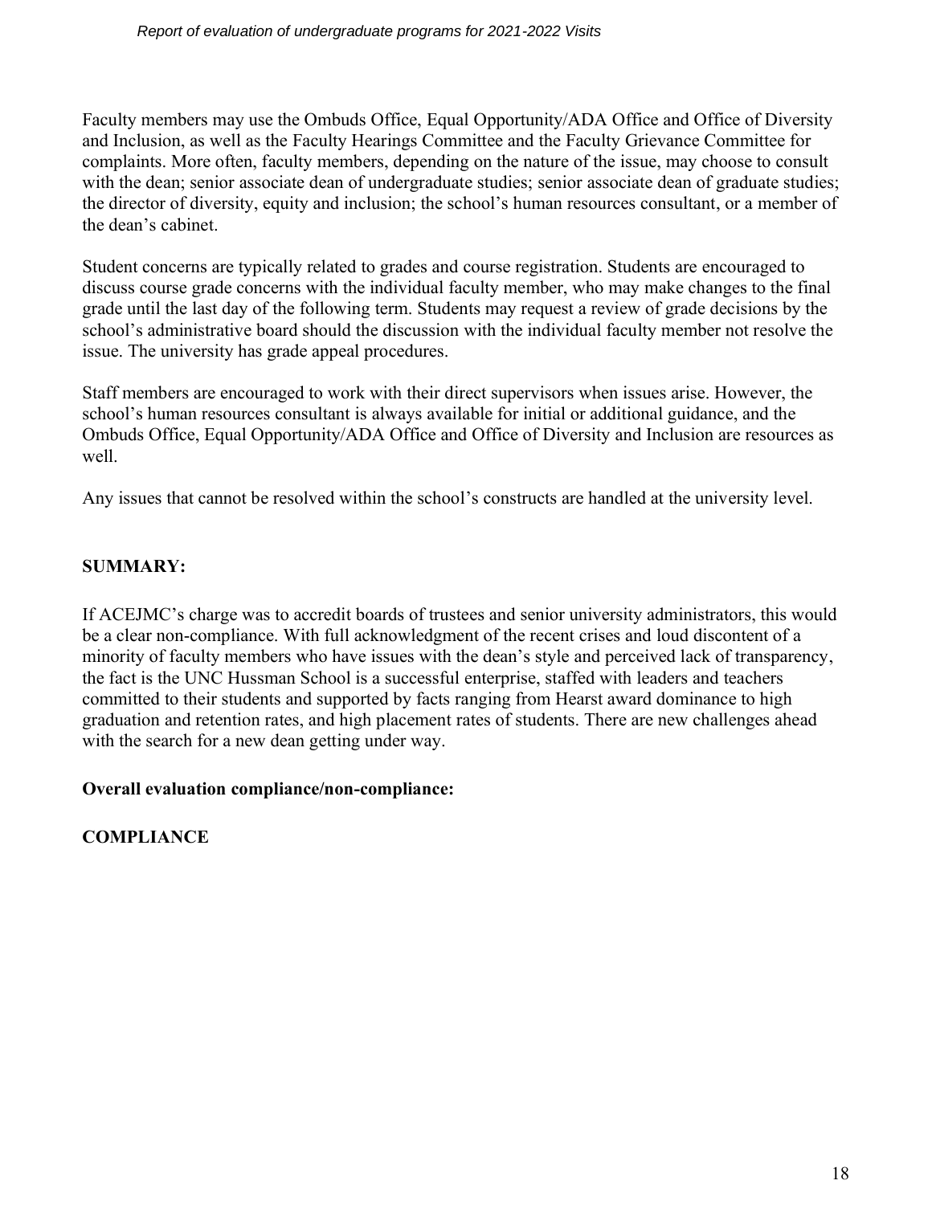Faculty members may use the Ombuds Office, Equal Opportunity/ADA Office and Office of Diversity and Inclusion, as well as the Faculty Hearings Committee and the Faculty Grievance Committee for complaints. More often, faculty members, depending on the nature of the issue, may choose to consult with the dean; senior associate dean of undergraduate studies; senior associate dean of graduate studies; the director of diversity, equity and inclusion; the school's human resources consultant, or a member of the dean's cabinet.

Student concerns are typically related to grades and course registration. Students are encouraged to discuss course grade concerns with the individual faculty member, who may make changes to the final grade until the last day of the following term. Students may request a review of grade decisions by the school's administrative board should the discussion with the individual faculty member not resolve the issue. The university has grade appeal procedures.

Staff members are encouraged to work with their direct supervisors when issues arise. However, the school's human resources consultant is always available for initial or additional guidance, and the Ombuds Office, Equal Opportunity/ADA Office and Office of Diversity and Inclusion are resources as well.

Any issues that cannot be resolved within the school's constructs are handled at the university level.

**SUMMARY:**

If ACEJMC's charge was to accredit boards of trustees and senior university administrators, this would be a clear non-compliance. With full acknowledgment of the recent crises and loud discontent of a minority of faculty members who have issues with the dean's style and perceived lack of transparency, the fact is the UNC Hussman School is a successful enterprise, staffed with leaders and teachers committed to their students and supported by facts ranging from Hearst award dominance to high graduation and retention rates, and high placement rates of students. There are new challenges ahead with the search for a new dean getting under way.

**Overall evaluation compliance/non-compliance:**

**COMPLIANCE**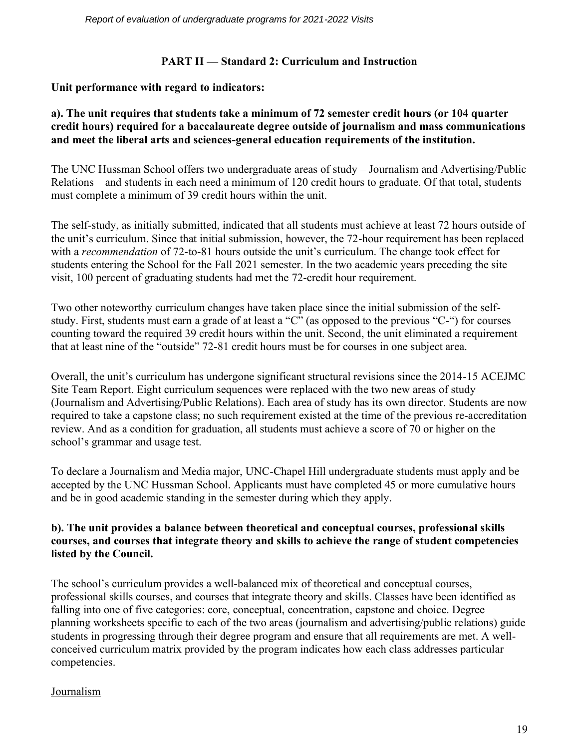## PART II — Standard 2: Curriculum and Instruction

**Unit performance with regard to indicators:**

**a). The unit requires that students take a minimum of 72 semester credit hours (or 104 quarter credit hours) required for a baccalaureate degree outside of journalism and mass communications and meet the liberal arts and sciences-general education requirements of the institution.**

The UNC Hussman School offers two undergraduate areas of study – Journalism and Advertising/Public Relations – and students in each need a minimum of 120 credit hours to graduate. Of that total, students must complete a minimum of 39 credit hours within the unit.

The self-study, as initially submitted, indicated that all students must achieve at least 72 hours outside of the unit's curriculum. Since that initial submission, however, the 72-hour requirement has been replaced with a *recommendation* of 72-to-81 hours outside the unit's curriculum. The change took effect for students entering the School for the Fall 2021 semester. In the two academic years preceding the site visit, 100 percent of graduating students had met the 72-credit hour requirement.

Two other noteworthy curriculum changes have taken place since the initial submission of the self-study. First, students must earn a grade of at least a "C" (as opposed to the previous "C-") for courses counting toward the required 39 credit hours within the unit. Second, the unit eliminated a requirement that at least nine of the "outside" 72-81 credit hours must be for courses in one subject area.

Overall, the unit's curriculum has undergone significant structural revisions since the 2014-15 ACEJMC Site Team Report. Eight curriculum sequences were replaced with the two new areas of study (Journalism and Advertising/Public Relations). Each area of study has its own director. Students are now required to take a capstone class; no such requirement existed at the time of the previous re-accreditation review. And as a condition for graduation, all students must achieve a score of 70 or higher on the school's grammar and usage test.

To declare a Journalism and Media major, UNC-Chapel Hill undergraduate students must apply and be accepted by the UNC Hussman School. Applicants must have completed 45 or more cumulative hours and be in good academic standing in the semester during which they apply.

**b). The unit provides a balance between theoretical and conceptual courses, professional skills courses, and courses that integrate theory and skills to achieve the range of student competencies listed by the Council.**

The school's curriculum provides a well-balanced mix of theoretical and conceptual courses, professional skills courses, and courses that integrate theory and skills. Classes have been identified as falling into one of five categories: core, conceptual, concentration, capstone and choice. Degree planning worksheets specific to each of the two areas (journalism and advertising/public relations) guide students in progressing through their degree program and ensure that all requirements are met. A well-conceived curriculum matrix provided by the program indicates how each class addresses particular competencies.

Journalism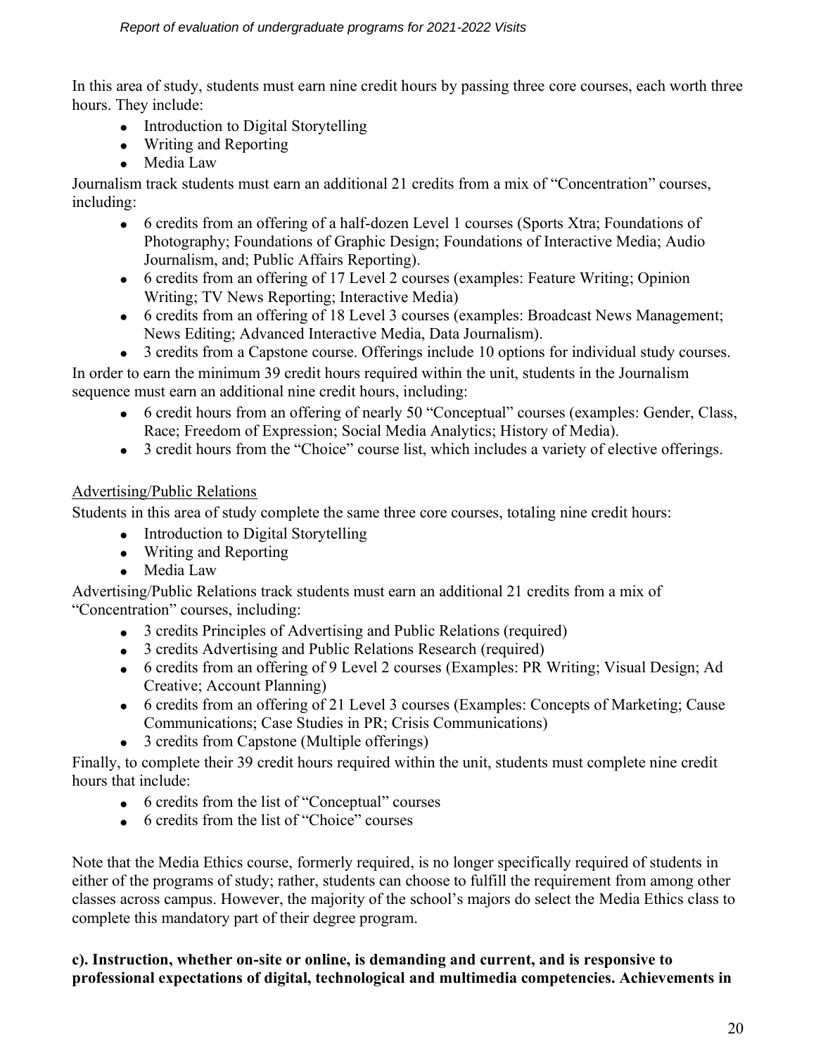In this area of study, students must earn nine credit hours by passing three core courses, each worth three hours. They include:

- Introduction to Digital Storytelling
- Writing and Reporting
- Media Law

Journalism track students must earn an additional 21 credits from a mix of "Concentration" courses, including:

- 6 credits from an offering of a half-dozen Level 1 courses (Sports Xtra; Foundations of Photography; Foundations of Graphic Design; Foundations of Interactive Media; Audio Journalism, and; Public Affairs Reporting).
- 6 credits from an offering of 17 Level 2 courses (examples: Feature Writing; Opinion Writing; TV News Reporting; Interactive Media)
- 6 credits from an offering of 18 Level 3 courses (examples: Broadcast News Management; News Editing; Advanced Interactive Media, Data Journalism).
- 3 credits from a Capstone course. Offerings include 10 options for individual study courses.

In order to earn the minimum 39 credit hours required within the unit, students in the Journalism sequence must earn an additional nine credit hours, including:

- 6 credit hours from an offering of nearly 50 "Conceptual" courses (examples: Gender, Class, Race; Freedom of Expression; Social Media Analytics; History of Media).
- 3 credit hours from the "Choice" course list, which includes a variety of elective offerings.

Advertising/Public Relations

Students in this area of study complete the same three core courses, totaling nine credit hours:

- Introduction to Digital Storytelling
- Writing and Reporting
- Media Law

Advertising/Public Relations track students must earn an additional 21 credits from a mix of "Concentration" courses, including:

- 3 credits Principles of Advertising and Public Relations (required)
- 3 credits Advertising and Public Relations Research (required)
- 6 credits from an offering of 9 Level 2 courses (Examples: PR Writing; Visual Design; Ad Creative; Account Planning)
- 6 credits from an offering of 21 Level 3 courses (Examples: Concepts of Marketing; Cause Communications; Case Studies in PR; Crisis Communications)
- 3 credits from Capstone (Multiple offerings)

Finally, to complete their 39 credit hours required within the unit, students must complete nine credit hours that include:

- 6 credits from the list of "Conceptual" courses
- 6 credits from the list of "Choice" courses

Note that the Media Ethics course, formerly required, is no longer specifically required of students in either of the programs of study; rather, students can choose to fulfill the requirement from among other classes across campus. However, the majority of the school's majors do select the Media Ethics class to complete this mandatory part of their degree program.

**c). Instruction, whether on-site or online, is demanding and current, and is responsive to professional expectations of digital, technological and multimedia competencies. Achievements in**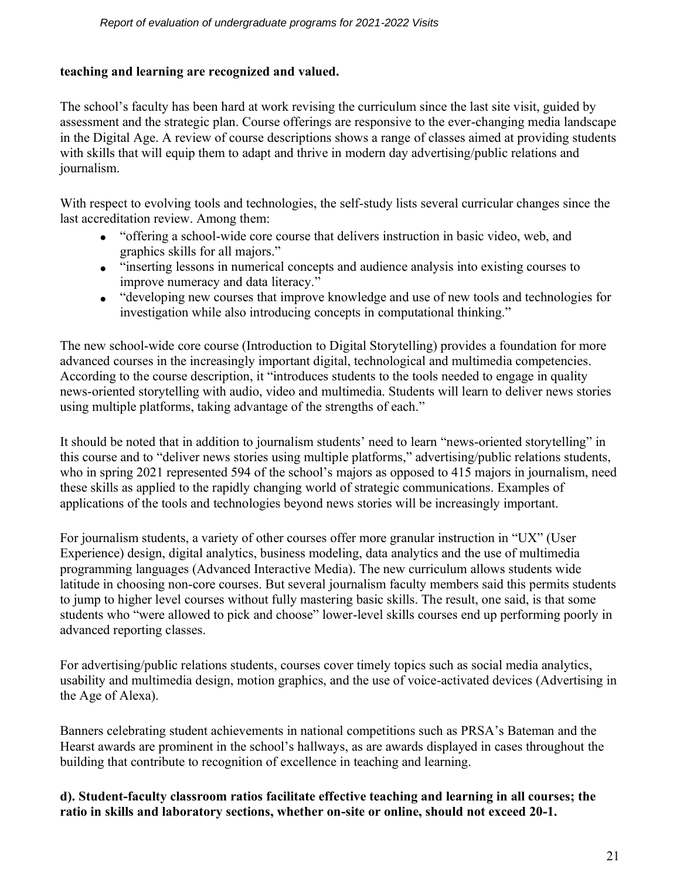**teaching and learning are recognized and valued.**

The school's faculty has been hard at work revising the curriculum since the last site visit, guided by assessment and the strategic plan. Course offerings are responsive to the ever-changing media landscape in the Digital Age. A review of course descriptions shows a range of classes aimed at providing students with skills that will equip them to adapt and thrive in modern day advertising/public relations and journalism.

With respect to evolving tools and technologies, the self-study lists several curricular changes since the last accreditation review. Among them:

- "offering a school-wide core course that delivers instruction in basic video, web, and graphics skills for all majors."
- "inserting lessons in numerical concepts and audience analysis into existing courses to improve numeracy and data literacy."
- "developing new courses that improve knowledge and use of new tools and technologies for investigation while also introducing concepts in computational thinking."

The new school-wide core course (Introduction to Digital Storytelling) provides a foundation for more advanced courses in the increasingly important digital, technological and multimedia competencies. According to the course description, it "introduces students to the tools needed to engage in quality news-oriented storytelling with audio, video and multimedia. Students will learn to deliver news stories using multiple platforms, taking advantage of the strengths of each."

It should be noted that in addition to journalism students' need to learn "news-oriented storytelling" in this course and to "deliver news stories using multiple platforms," advertising/public relations students, who in spring 2021 represented 594 of the school's majors as opposed to 415 majors in journalism, need these skills as applied to the rapidly changing world of strategic communications. Examples of applications of the tools and technologies beyond news stories will be increasingly important.

For journalism students, a variety of other courses offer more granular instruction in "UX" (User Experience) design, digital analytics, business modeling, data analytics and the use of multimedia programming languages (Advanced Interactive Media). The new curriculum allows students wide latitude in choosing non-core courses. But several journalism faculty members said this permits students to jump to higher level courses without fully mastering basic skills. The result, one said, is that some students who "were allowed to pick and choose" lower-level skills courses end up performing poorly in advanced reporting classes.

For advertising/public relations students, courses cover timely topics such as social media analytics, usability and multimedia design, motion graphics, and the use of voice-activated devices (Advertising in the Age of Alexa).

Banners celebrating student achievements in national competitions such as PRSA's Bateman and the Hearst awards are prominent in the school's hallways, as are awards displayed in cases throughout the building that contribute to recognition of excellence in teaching and learning.

**d). Student-faculty classroom ratios facilitate effective teaching and learning in all courses; the ratio in skills and laboratory sections, whether on-site or online, should not exceed 20-1.**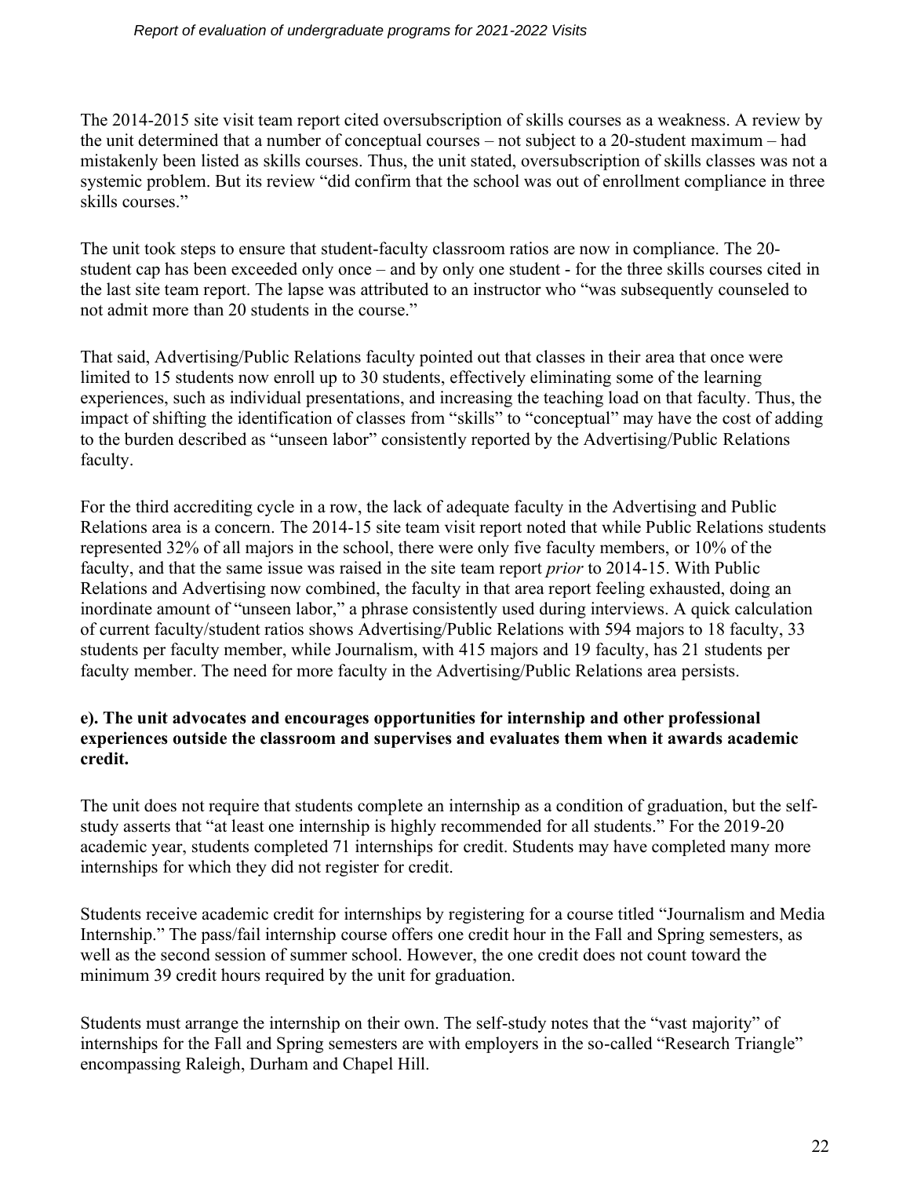The 2014-2015 site visit team report cited oversubscription of skills courses as a weakness. A review by the unit determined that a number of conceptual courses – not subject to a 20-student maximum – had mistakenly been listed as skills courses. Thus, the unit stated, oversubscription of skills classes was not a systemic problem. But its review "did confirm that the school was out of enrollment compliance in three skills courses."

The unit took steps to ensure that student-faculty classroom ratios are now in compliance. The 20-student cap has been exceeded only once – and by only one student - for the three skills courses cited in the last site team report. The lapse was attributed to an instructor who "was subsequently counseled to not admit more than 20 students in the course."

That said, Advertising/Public Relations faculty pointed out that classes in their area that once were limited to 15 students now enroll up to 30 students, effectively eliminating some of the learning experiences, such as individual presentations, and increasing the teaching load on that faculty. Thus, the impact of shifting the identification of classes from "skills" to "conceptual" may have the cost of adding to the burden described as "unseen labor" consistently reported by the Advertising/Public Relations faculty.

For the third accrediting cycle in a row, the lack of adequate faculty in the Advertising and Public Relations area is a concern. The 2014-15 site team visit report noted that while Public Relations students represented 32% of all majors in the school, there were only five faculty members, or 10% of the faculty, and that the same issue was raised in the site team report *prior* to 2014-15. With Public Relations and Advertising now combined, the faculty in that area report feeling exhausted, doing an inordinate amount of "unseen labor," a phrase consistently used during interviews. A quick calculation of current faculty/student ratios shows Advertising/Public Relations with 594 majors to 18 faculty, 33 students per faculty member, while Journalism, with 415 majors and 19 faculty, has 21 students per faculty member. The need for more faculty in the Advertising/Public Relations area persists.

**e). The unit advocates and encourages opportunities for internship and other professional experiences outside the classroom and supervises and evaluates them when it awards academic credit.**

The unit does not require that students complete an internship as a condition of graduation, but the self-study asserts that "at least one internship is highly recommended for all students." For the 2019-20 academic year, students completed 71 internships for credit. Students may have completed many more internships for which they did not register for credit.

Students receive academic credit for internships by registering for a course titled "Journalism and Media Internship." The pass/fail internship course offers one credit hour in the Fall and Spring semesters, as well as the second session of summer school. However, the one credit does not count toward the minimum 39 credit hours required by the unit for graduation.

Students must arrange the internship on their own. The self-study notes that the "vast majority" of internships for the Fall and Spring semesters are with employers in the so-called "Research Triangle" encompassing Raleigh, Durham and Chapel Hill.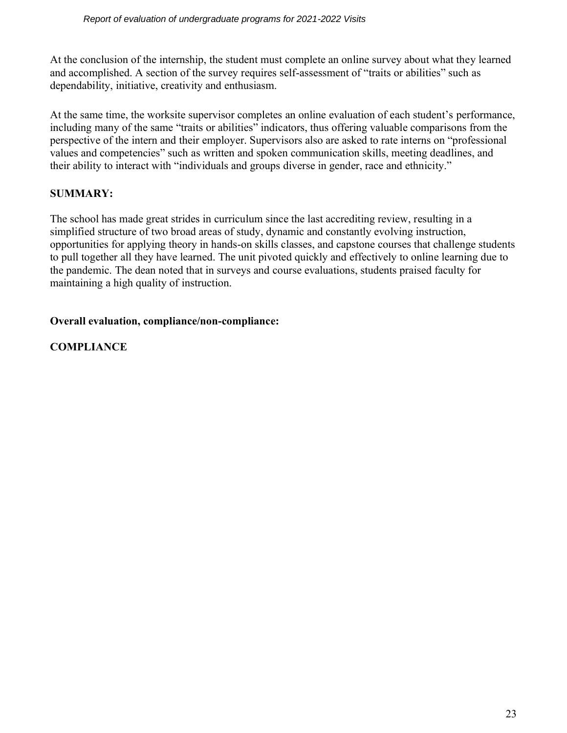At the conclusion of the internship, the student must complete an online survey about what they learned and accomplished. A section of the survey requires self-assessment of "traits or abilities" such as dependability, initiative, creativity and enthusiasm.

At the same time, the worksite supervisor completes an online evaluation of each student's performance, including many of the same "traits or abilities" indicators, thus offering valuable comparisons from the perspective of the intern and their employer. Supervisors also are asked to rate interns on "professional values and competencies" such as written and spoken communication skills, meeting deadlines, and their ability to interact with "individuals and groups diverse in gender, race and ethnicity."

**SUMMARY:**

The school has made great strides in curriculum since the last accrediting review, resulting in a simplified structure of two broad areas of study, dynamic and constantly evolving instruction, opportunities for applying theory in hands-on skills classes, and capstone courses that challenge students to pull together all they have learned. The unit pivoted quickly and effectively to online learning due to the pandemic. The dean noted that in surveys and course evaluations, students praised faculty for maintaining a high quality of instruction.

**Overall evaluation, compliance/non-compliance:**

**COMPLIANCE**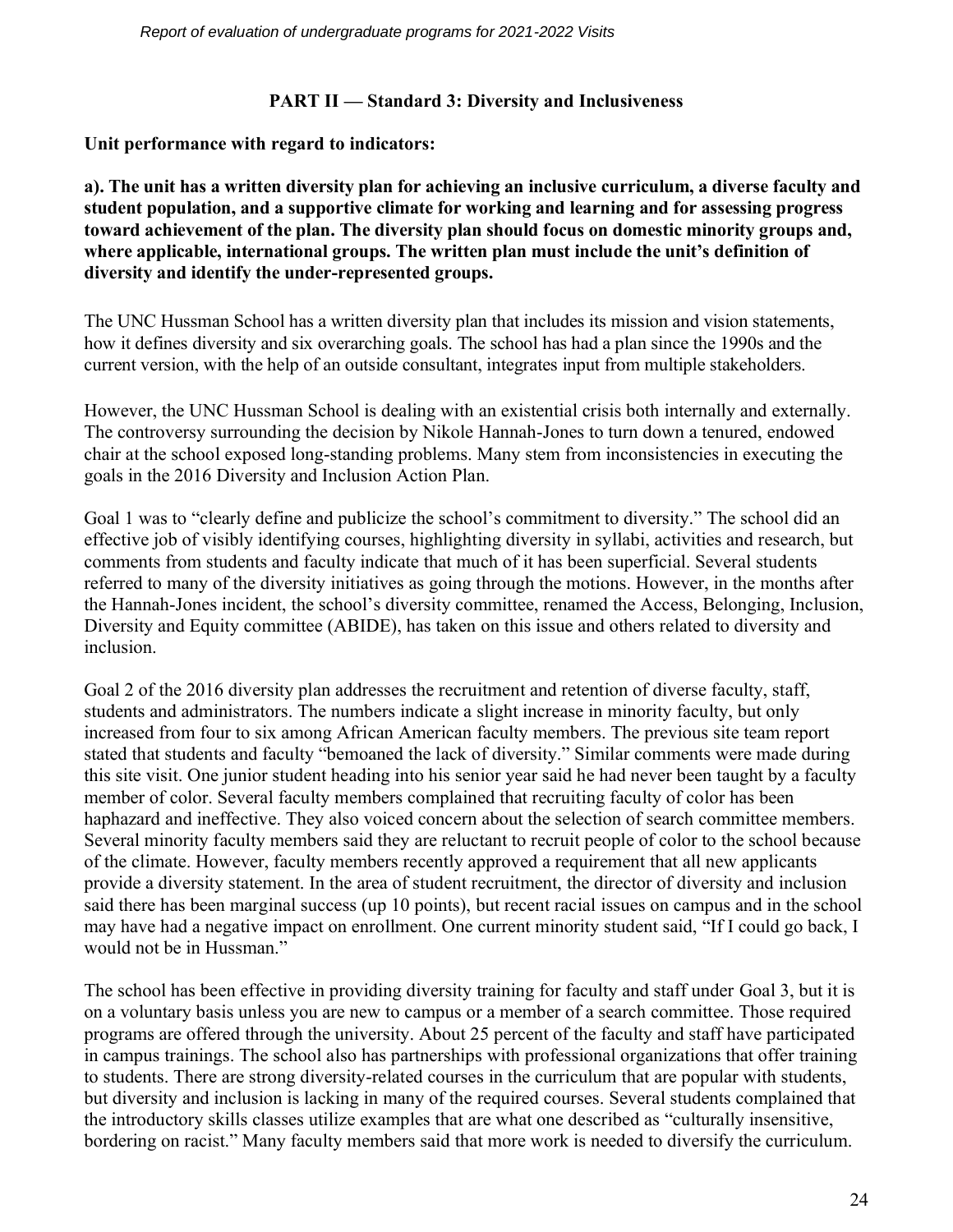## PART II — Standard 3: Diversity and Inclusiveness

**Unit performance with regard to indicators:**

**a). The unit has a written diversity plan for achieving an inclusive curriculum, a diverse faculty and student population, and a supportive climate for working and learning and for assessing progress toward achievement of the plan. The diversity plan should focus on domestic minority groups and, where applicable, international groups. The written plan must include the unit's definition of diversity and identify the under-represented groups.**

The UNC Hussman School has a written diversity plan that includes its mission and vision statements, how it defines diversity and six overarching goals. The school has had a plan since the 1990s and the current version, with the help of an outside consultant, integrates input from multiple stakeholders.

However, the UNC Hussman School is dealing with an existential crisis both internally and externally. The controversy surrounding the decision by Nikole Hannah-Jones to turn down a tenured, endowed chair at the school exposed long-standing problems. Many stem from inconsistencies in executing the goals in the 2016 Diversity and Inclusion Action Plan.

Goal 1 was to "clearly define and publicize the school's commitment to diversity." The school did an effective job of visibly identifying courses, highlighting diversity in syllabi, activities and research, but comments from students and faculty indicate that much of it has been superficial. Several students referred to many of the diversity initiatives as going through the motions. However, in the months after the Hannah-Jones incident, the school's diversity committee, renamed the Access, Belonging, Inclusion, Diversity and Equity committee (ABIDE), has taken on this issue and others related to diversity and inclusion.

Goal 2 of the 2016 diversity plan addresses the recruitment and retention of diverse faculty, staff, students and administrators. The numbers indicate a slight increase in minority faculty, but only increased from four to six among African American faculty members. The previous site team report stated that students and faculty "bemoaned the lack of diversity." Similar comments were made during this site visit. One junior student heading into his senior year said he had never been taught by a faculty member of color. Several faculty members complained that recruiting faculty of color has been haphazard and ineffective. They also voiced concern about the selection of search committee members. Several minority faculty members said they are reluctant to recruit people of color to the school because of the climate. However, faculty members recently approved a requirement that all new applicants provide a diversity statement. In the area of student recruitment, the director of diversity and inclusion said there has been marginal success (up 10 points), but recent racial issues on campus and in the school may have had a negative impact on enrollment. One current minority student said, "If I could go back, I would not be in Hussman."

The school has been effective in providing diversity training for faculty and staff under Goal 3, but it is on a voluntary basis unless you are new to campus or a member of a search committee. Those required programs are offered through the university. About 25 percent of the faculty and staff have participated in campus trainings. The school also has partnerships with professional organizations that offer training to students. There are strong diversity-related courses in the curriculum that are popular with students, but diversity and inclusion is lacking in many of the required courses. Several students complained that the introductory skills classes utilize examples that are what one described as "culturally insensitive, bordering on racist." Many faculty members said that more work is needed to diversify the curriculum.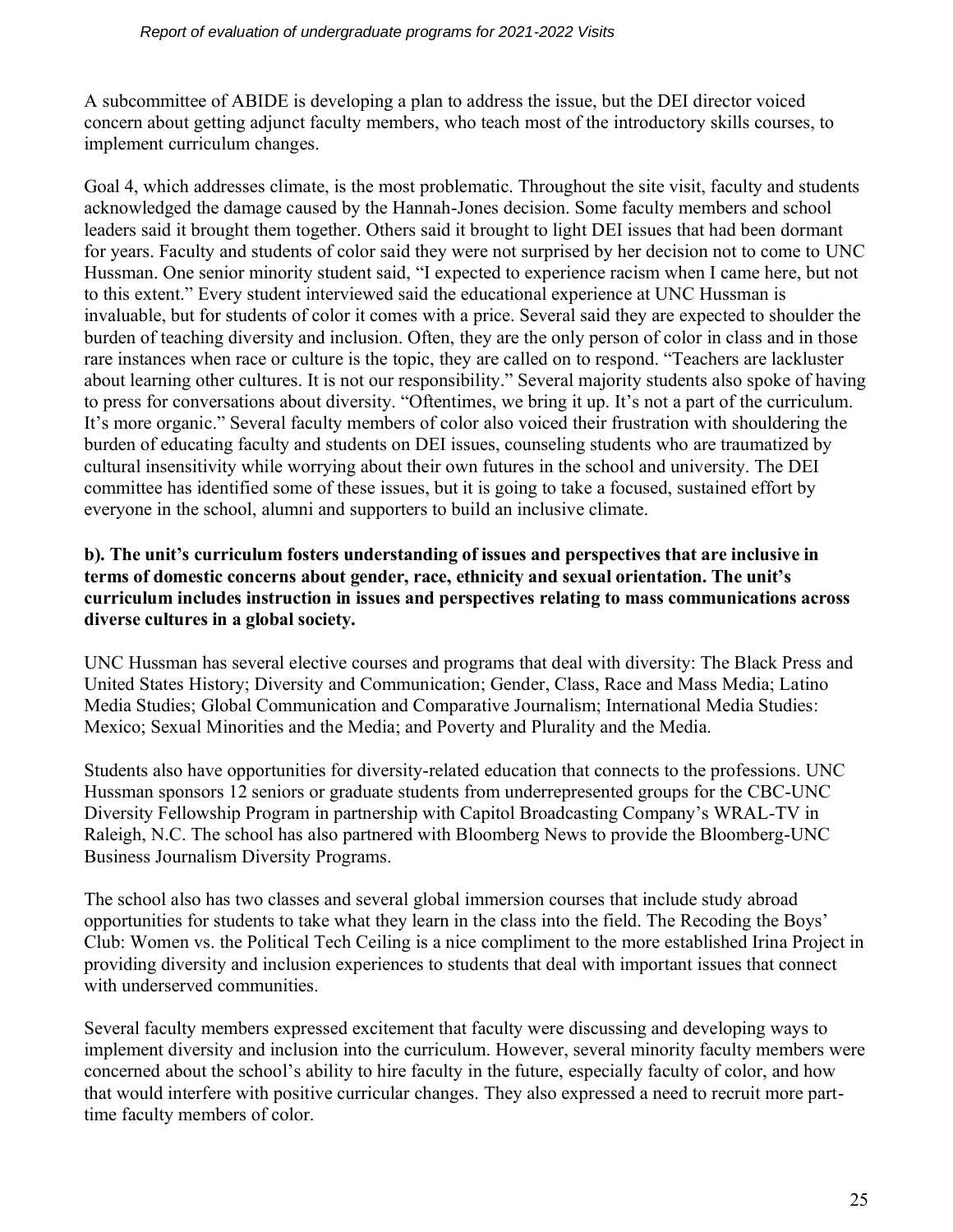A subcommittee of ABIDE is developing a plan to address the issue, but the DEI director voiced concern about getting adjunct faculty members, who teach most of the introductory skills courses, to implement curriculum changes.

Goal 4, which addresses climate, is the most problematic. Throughout the site visit, faculty and students acknowledged the damage caused by the Hannah-Jones decision. Some faculty members and school leaders said it brought them together. Others said it brought to light DEI issues that had been dormant for years. Faculty and students of color said they were not surprised by her decision not to come to UNC Hussman. One senior minority student said, "I expected to experience racism when I came here, but not to this extent." Every student interviewed said the educational experience at UNC Hussman is invaluable, but for students of color it comes with a price. Several said they are expected to shoulder the burden of teaching diversity and inclusion. Often, they are the only person of color in class and in those rare instances when race or culture is the topic, they are called on to respond. "Teachers are lackluster about learning other cultures. It is not our responsibility." Several majority students also spoke of having to press for conversations about diversity. "Oftentimes, we bring it up. It's not a part of the curriculum. It's more organic." Several faculty members of color also voiced their frustration with shouldering the burden of educating faculty and students on DEI issues, counseling students who are traumatized by cultural insensitivity while worrying about their own futures in the school and university. The DEI committee has identified some of these issues, but it is going to take a focused, sustained effort by everyone in the school, alumni and supporters to build an inclusive climate.

**b). The unit's curriculum fosters understanding of issues and perspectives that are inclusive in terms of domestic concerns about gender, race, ethnicity and sexual orientation. The unit's curriculum includes instruction in issues and perspectives relating to mass communications across diverse cultures in a global society.**

UNC Hussman has several elective courses and programs that deal with diversity: The Black Press and United States History; Diversity and Communication; Gender, Class, Race and Mass Media; Latino Media Studies; Global Communication and Comparative Journalism; International Media Studies: Mexico; Sexual Minorities and the Media; and Poverty and Plurality and the Media.

Students also have opportunities for diversity-related education that connects to the professions. UNC Hussman sponsors 12 seniors or graduate students from underrepresented groups for the CBC-UNC Diversity Fellowship Program in partnership with Capitol Broadcasting Company's WRAL-TV in Raleigh, N.C. The school has also partnered with Bloomberg News to provide the Bloomberg-UNC Business Journalism Diversity Programs.

The school also has two classes and several global immersion courses that include study abroad opportunities for students to take what they learn in the class into the field. The Recoding the Boys' Club: Women vs. the Political Tech Ceiling is a nice compliment to the more established Irina Project in providing diversity and inclusion experiences to students that deal with important issues that connect with underserved communities.

Several faculty members expressed excitement that faculty were discussing and developing ways to implement diversity and inclusion into the curriculum. However, several minority faculty members were concerned about the school's ability to hire faculty in the future, especially faculty of color, and how that would interfere with positive curricular changes. They also expressed a need to recruit more part-time faculty members of color.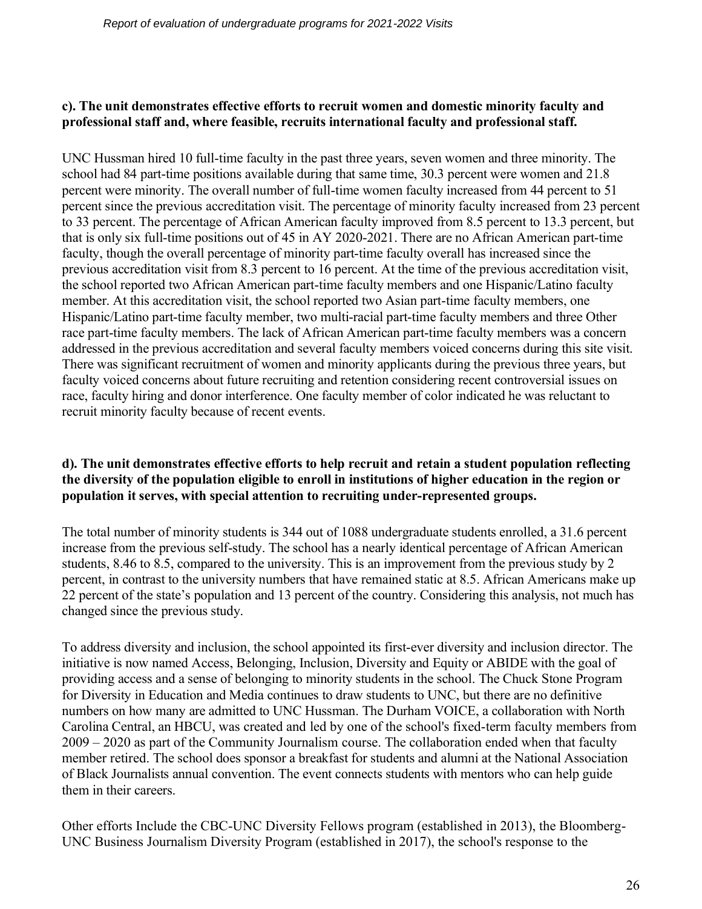**c). The unit demonstrates effective efforts to recruit women and domestic minority faculty and professional staff and, where feasible, recruits international faculty and professional staff.**

UNC Hussman hired 10 full-time faculty in the past three years, seven women and three minority. The school had 84 part-time positions available during that same time, 30.3 percent were women and 21.8 percent were minority. The overall number of full-time women faculty increased from 44 percent to 51 percent since the previous accreditation visit. The percentage of minority faculty increased from 23 percent to 33 percent. The percentage of African American faculty improved from 8.5 percent to 13.3 percent, but that is only six full-time positions out of 45 in AY 2020-2021. There are no African American part-time faculty, though the overall percentage of minority part-time faculty overall has increased since the previous accreditation visit from 8.3 percent to 16 percent. At the time of the previous accreditation visit, the school reported two African American part-time faculty members and one Hispanic/Latino faculty member. At this accreditation visit, the school reported two Asian part-time faculty members, one Hispanic/Latino part-time faculty member, two multi-racial part-time faculty members and three Other race part-time faculty members. The lack of African American part-time faculty members was a concern addressed in the previous accreditation and several faculty members voiced concerns during this site visit. There was significant recruitment of women and minority applicants during the previous three years, but faculty voiced concerns about future recruiting and retention considering recent controversial issues on race, faculty hiring and donor interference. One faculty member of color indicated he was reluctant to recruit minority faculty because of recent events.

**d). The unit demonstrates effective efforts to help recruit and retain a student population reflecting the diversity of the population eligible to enroll in institutions of higher education in the region or population it serves, with special attention to recruiting under-represented groups.**

The total number of minority students is 344 out of 1088 undergraduate students enrolled, a 31.6 percent increase from the previous self-study. The school has a nearly identical percentage of African American students, 8.46 to 8.5, compared to the university. This is an improvement from the previous study by 2 percent, in contrast to the university numbers that have remained static at 8.5. African Americans make up 22 percent of the state's population and 13 percent of the country. Considering this analysis, not much has changed since the previous study.

To address diversity and inclusion, the school appointed its first-ever diversity and inclusion director. The initiative is now named Access, Belonging, Inclusion, Diversity and Equity or ABIDE with the goal of providing access and a sense of belonging to minority students in the school. The Chuck Stone Program for Diversity in Education and Media continues to draw students to UNC, but there are no definitive numbers on how many are admitted to UNC Hussman. The Durham VOICE, a collaboration with North Carolina Central, an HBCU, was created and led by one of the school's fixed-term faculty members from 2009 – 2020 as part of the Community Journalism course. The collaboration ended when that faculty member retired. The school does sponsor a breakfast for students and alumni at the National Association of Black Journalists annual convention. The event connects students with mentors who can help guide them in their careers.

Other efforts Include the CBC-UNC Diversity Fellows program (established in 2013), the Bloomberg-UNC Business Journalism Diversity Program (established in 2017), the school's response to the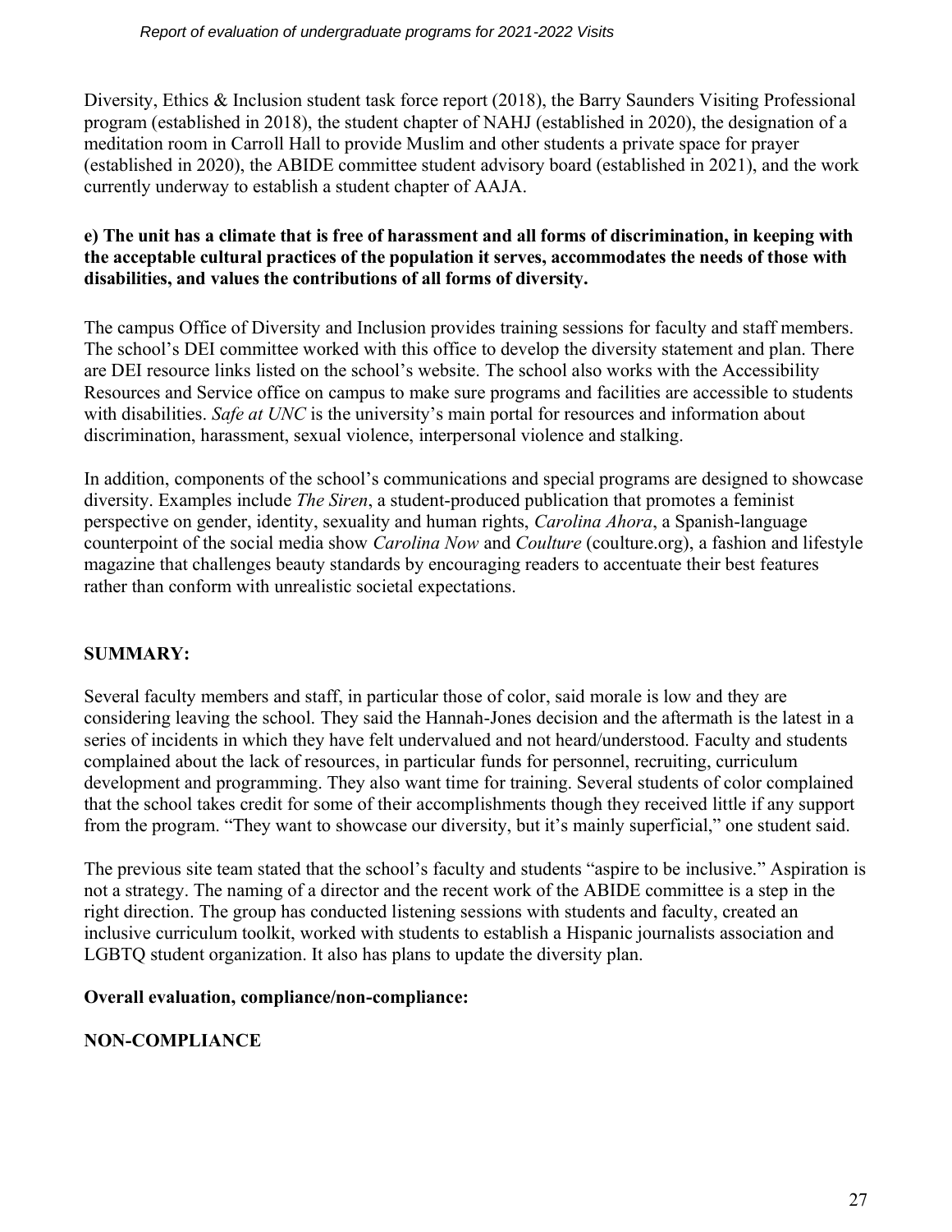Diversity, Ethics & Inclusion student task force report (2018), the Barry Saunders Visiting Professional program (established in 2018), the student chapter of NAHJ (established in 2020), the designation of a meditation room in Carroll Hall to provide Muslim and other students a private space for prayer (established in 2020), the ABIDE committee student advisory board (established in 2021), and the work currently underway to establish a student chapter of AAJA.

**e) The unit has a climate that is free of harassment and all forms of discrimination, in keeping with the acceptable cultural practices of the population it serves, accommodates the needs of those with disabilities, and values the contributions of all forms of diversity.**

The campus Office of Diversity and Inclusion provides training sessions for faculty and staff members. The school's DEI committee worked with this office to develop the diversity statement and plan. There are DEI resource links listed on the school's website. The school also works with the Accessibility Resources and Service office on campus to make sure programs and facilities are accessible to students with disabilities. *Safe at UNC* is the university's main portal for resources and information about discrimination, harassment, sexual violence, interpersonal violence and stalking.

In addition, components of the school's communications and special programs are designed to showcase diversity. Examples include *The Siren*, a student-produced publication that promotes a feminist perspective on gender, identity, sexuality and human rights, *Carolina Ahora*, a Spanish-language counterpoint of the social media show *Carolina Now* and *Coulture* (coulture.org), a fashion and lifestyle magazine that challenges beauty standards by encouraging readers to accentuate their best features rather than conform with unrealistic societal expectations.

**SUMMARY:**

Several faculty members and staff, in particular those of color, said morale is low and they are considering leaving the school. They said the Hannah-Jones decision and the aftermath is the latest in a series of incidents in which they have felt undervalued and not heard/understood. Faculty and students complained about the lack of resources, in particular funds for personnel, recruiting, curriculum development and programming. They also want time for training. Several students of color complained that the school takes credit for some of their accomplishments though they received little if any support from the program. "They want to showcase our diversity, but it's mainly superficial," one student said.

The previous site team stated that the school's faculty and students "aspire to be inclusive." Aspiration is not a strategy. The naming of a director and the recent work of the ABIDE committee is a step in the right direction. The group has conducted listening sessions with students and faculty, created an inclusive curriculum toolkit, worked with students to establish a Hispanic journalists association and LGBTQ student organization. It also has plans to update the diversity plan.

**Overall evaluation, compliance/non-compliance:**

**NON-COMPLIANCE**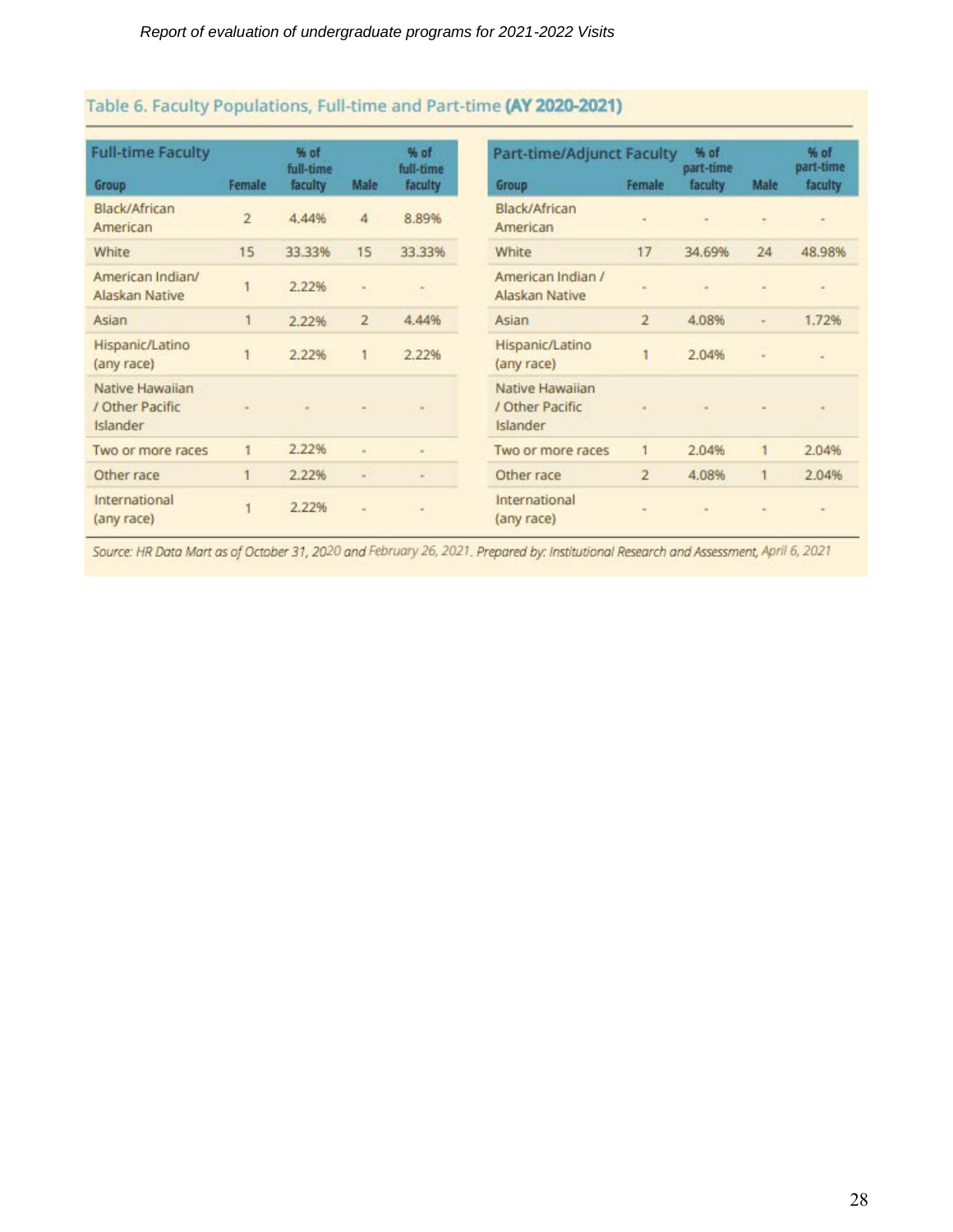## Table 6. Faculty Populations, Full-time and Part-time **(AY 2020-2021)**

| Full-time Faculty Group | Female | % of full-time faculty | Male | % of full-time faculty |
|---|---|---|---|---|
| Black/African American | 2 | 4.44% | 4 | 8.89% |
| White | 15 | 33.33% | 15 | 33.33% |
| American Indian/ Alaskan Native | 1 | 2.22% | - | - |
| Asian | 1 | 2.22% | 2 | 4.44% |
| Hispanic/Latino (any race) | 1 | 2.22% | 1 | 2.22% |
| Native Hawaiian / Other Pacific Islander | - | - | - | - |
| Two or more races | 1 | 2.22% | - | - |
| Other race | 1 | 2.22% | - | - |
| International (any race) | 1 | 2.22% | - | - |

| Part-time/Adjunct Faculty Group | Female | % of part-time faculty | Male | % of part-time faculty |
|---|---|---|---|---|
| Black/African American | - | - | - | - |
| White | 17 | 34.69% | 24 | 48.98% |
| American Indian / Alaskan Native | - | - | - | - |
| Asian | 2 | 4.08% | - | 1.72% |
| Hispanic/Latino (any race) | 1 | 2.04% | - | - |
| Native Hawaiian / Other Pacific Islander | - | - | - | - |
| Two or more races | 1 | 2.04% | 1 | 2.04% |
| Other race | 2 | 4.08% | 1 | 2.04% |
| International (any race) | - | - | - | - |

*Source: HR Data Mart as of October 31, 2020 and February 26, 2021. Prepared by: Institutional Research and Assessment, April 6, 2021*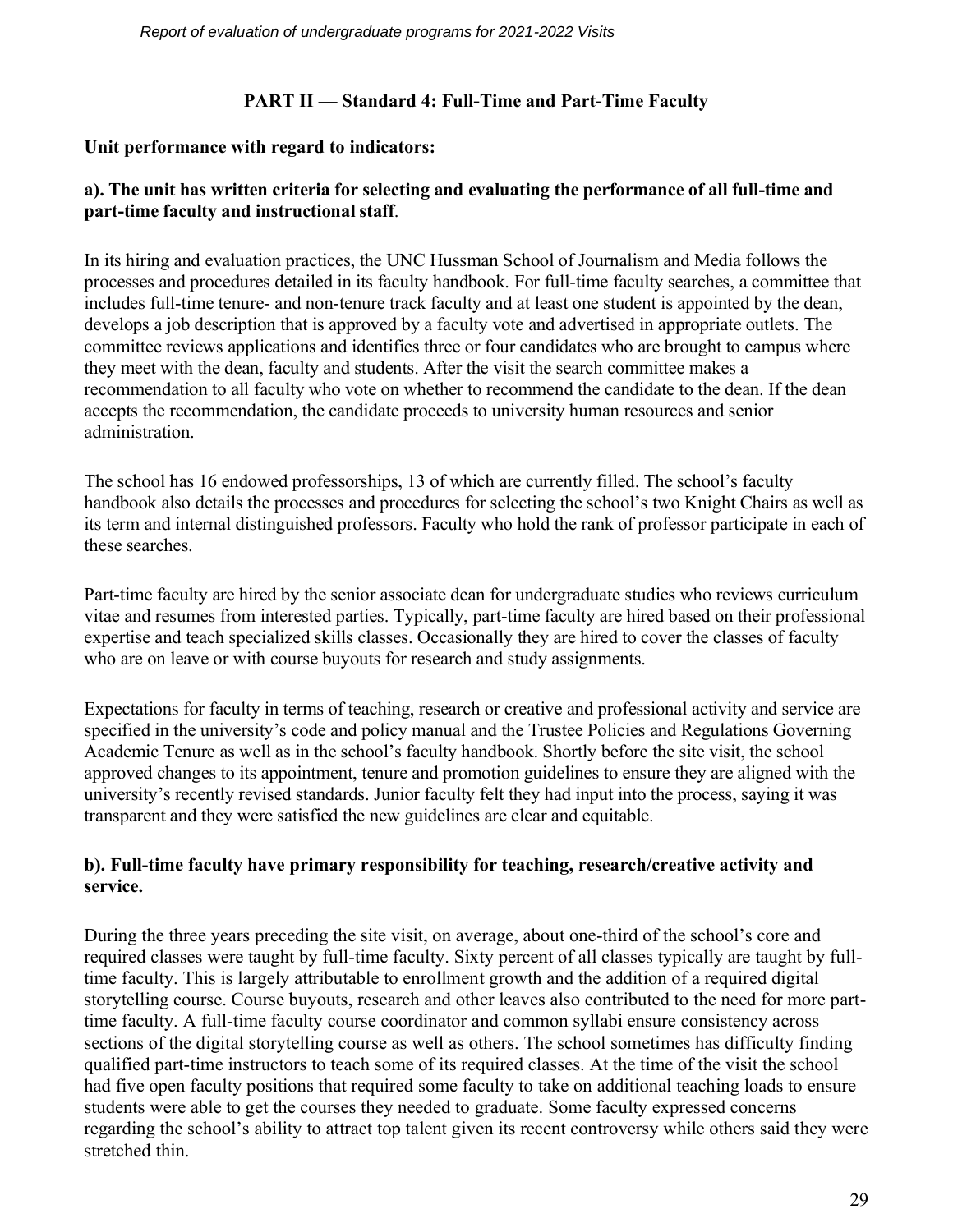## PART II — Standard 4: Full-Time and Part-Time Faculty

**Unit performance with regard to indicators:**

**a). The unit has written criteria for selecting and evaluating the performance of all full-time and part-time faculty and instructional staff**.

In its hiring and evaluation practices, the UNC Hussman School of Journalism and Media follows the processes and procedures detailed in its faculty handbook. For full-time faculty searches, a committee that includes full-time tenure- and non-tenure track faculty and at least one student is appointed by the dean, develops a job description that is approved by a faculty vote and advertised in appropriate outlets. The committee reviews applications and identifies three or four candidates who are brought to campus where they meet with the dean, faculty and students. After the visit the search committee makes a recommendation to all faculty who vote on whether to recommend the candidate to the dean. If the dean accepts the recommendation, the candidate proceeds to university human resources and senior administration.

The school has 16 endowed professorships, 13 of which are currently filled. The school's faculty handbook also details the processes and procedures for selecting the school's two Knight Chairs as well as its term and internal distinguished professors. Faculty who hold the rank of professor participate in each of these searches.

Part-time faculty are hired by the senior associate dean for undergraduate studies who reviews curriculum vitae and resumes from interested parties. Typically, part-time faculty are hired based on their professional expertise and teach specialized skills classes. Occasionally they are hired to cover the classes of faculty who are on leave or with course buyouts for research and study assignments.

Expectations for faculty in terms of teaching, research or creative and professional activity and service are specified in the university's code and policy manual and the Trustee Policies and Regulations Governing Academic Tenure as well as in the school's faculty handbook. Shortly before the site visit, the school approved changes to its appointment, tenure and promotion guidelines to ensure they are aligned with the university's recently revised standards. Junior faculty felt they had input into the process, saying it was transparent and they were satisfied the new guidelines are clear and equitable.

**b). Full-time faculty have primary responsibility for teaching, research/creative activity and service.**

During the three years preceding the site visit, on average, about one-third of the school's core and required classes were taught by full-time faculty. Sixty percent of all classes typically are taught by full-time faculty. This is largely attributable to enrollment growth and the addition of a required digital storytelling course. Course buyouts, research and other leaves also contributed to the need for more part-time faculty. A full-time faculty course coordinator and common syllabi ensure consistency across sections of the digital storytelling course as well as others. The school sometimes has difficulty finding qualified part-time instructors to teach some of its required classes. At the time of the visit the school had five open faculty positions that required some faculty to take on additional teaching loads to ensure students were able to get the courses they needed to graduate. Some faculty expressed concerns regarding the school's ability to attract top talent given its recent controversy while others said they were stretched thin.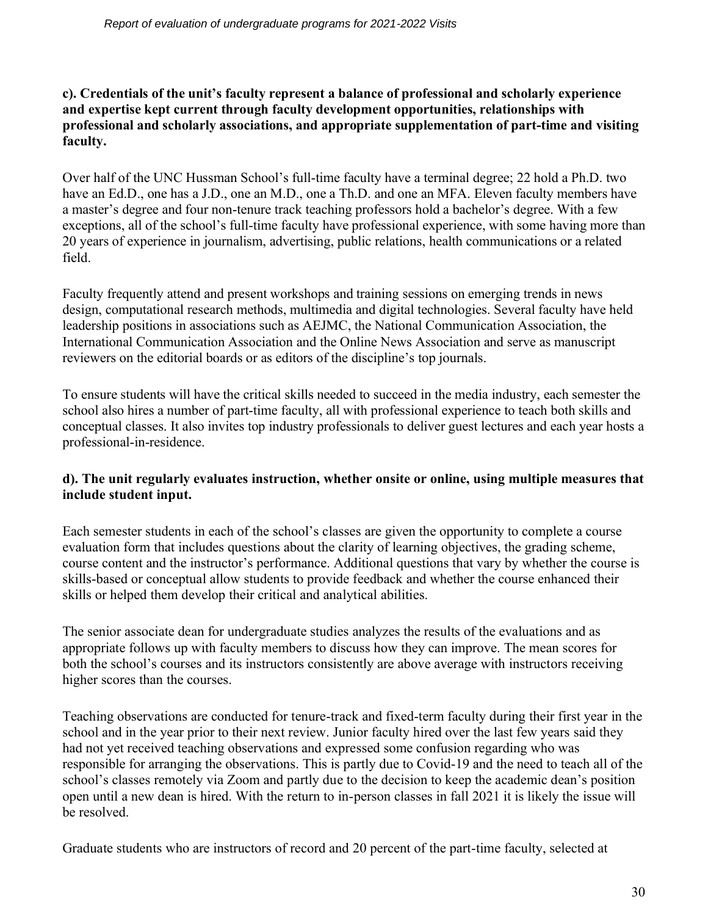**c). Credentials of the unit's faculty represent a balance of professional and scholarly experience and expertise kept current through faculty development opportunities, relationships with professional and scholarly associations, and appropriate supplementation of part-time and visiting faculty.**

Over half of the UNC Hussman School's full-time faculty have a terminal degree; 22 hold a Ph.D. two have an Ed.D., one has a J.D., one an M.D., one a Th.D. and one an MFA. Eleven faculty members have a master's degree and four non-tenure track teaching professors hold a bachelor's degree. With a few exceptions, all of the school's full-time faculty have professional experience, with some having more than 20 years of experience in journalism, advertising, public relations, health communications or a related field.

Faculty frequently attend and present workshops and training sessions on emerging trends in news design, computational research methods, multimedia and digital technologies. Several faculty have held leadership positions in associations such as AEJMC, the National Communication Association, the International Communication Association and the Online News Association and serve as manuscript reviewers on the editorial boards or as editors of the discipline's top journals.

To ensure students will have the critical skills needed to succeed in the media industry, each semester the school also hires a number of part-time faculty, all with professional experience to teach both skills and conceptual classes. It also invites top industry professionals to deliver guest lectures and each year hosts a professional-in-residence.

**d). The unit regularly evaluates instruction, whether onsite or online, using multiple measures that include student input.**

Each semester students in each of the school's classes are given the opportunity to complete a course evaluation form that includes questions about the clarity of learning objectives, the grading scheme, course content and the instructor's performance. Additional questions that vary by whether the course is skills-based or conceptual allow students to provide feedback and whether the course enhanced their skills or helped them develop their critical and analytical abilities.

The senior associate dean for undergraduate studies analyzes the results of the evaluations and as appropriate follows up with faculty members to discuss how they can improve. The mean scores for both the school's courses and its instructors consistently are above average with instructors receiving higher scores than the courses.

Teaching observations are conducted for tenure-track and fixed-term faculty during their first year in the school and in the year prior to their next review. Junior faculty hired over the last few years said they had not yet received teaching observations and expressed some confusion regarding who was responsible for arranging the observations. This is partly due to Covid-19 and the need to teach all of the school's classes remotely via Zoom and partly due to the decision to keep the academic dean's position open until a new dean is hired. With the return to in-person classes in fall 2021 it is likely the issue will be resolved.

Graduate students who are instructors of record and 20 percent of the part-time faculty, selected at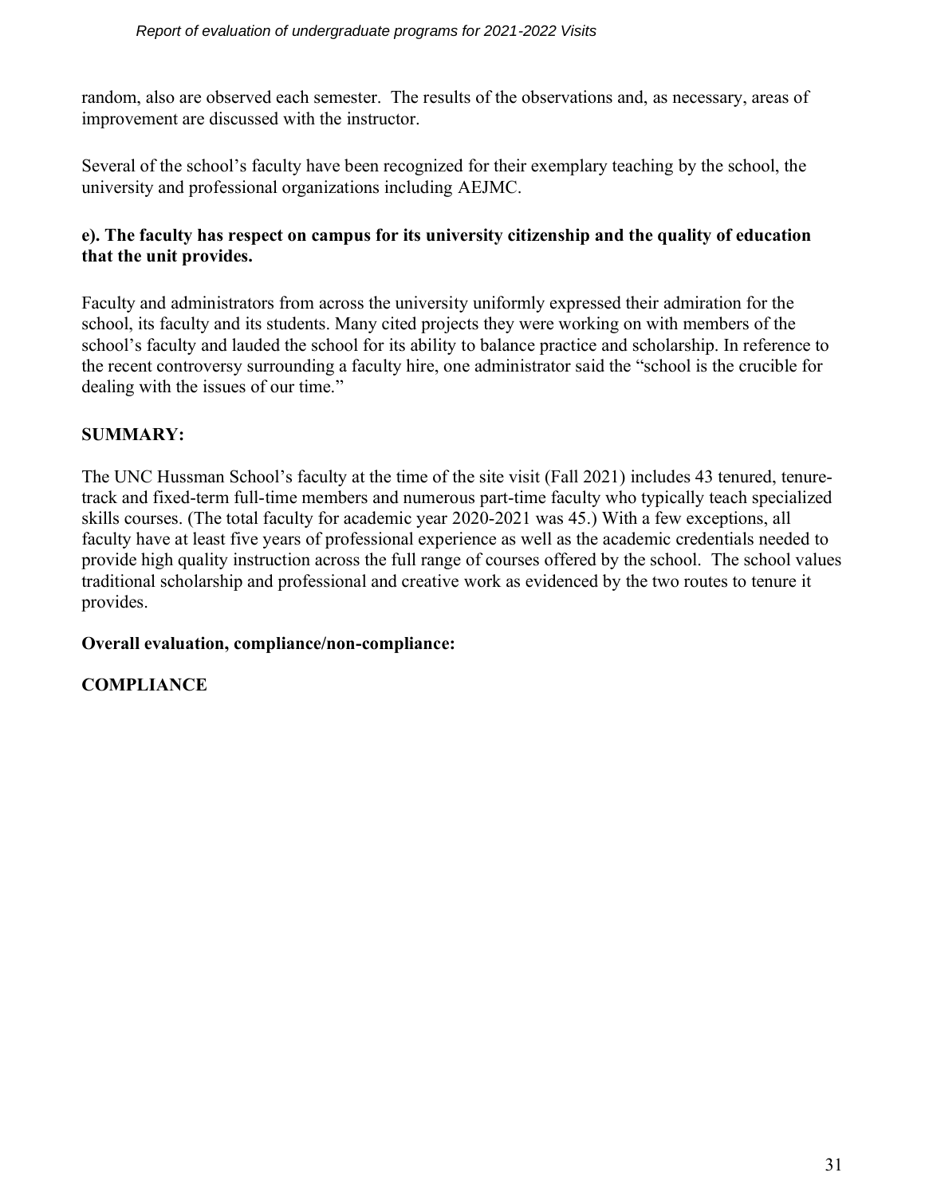random, also are observed each semester. The results of the observations and, as necessary, areas of improvement are discussed with the instructor.

Several of the school's faculty have been recognized for their exemplary teaching by the school, the university and professional organizations including AEJMC.

**e). The faculty has respect on campus for its university citizenship and the quality of education that the unit provides.**

Faculty and administrators from across the university uniformly expressed their admiration for the school, its faculty and its students. Many cited projects they were working on with members of the school's faculty and lauded the school for its ability to balance practice and scholarship. In reference to the recent controversy surrounding a faculty hire, one administrator said the "school is the crucible for dealing with the issues of our time."

**SUMMARY:**

The UNC Hussman School's faculty at the time of the site visit (Fall 2021) includes 43 tenured, tenure-track and fixed-term full-time members and numerous part-time faculty who typically teach specialized skills courses. (The total faculty for academic year 2020-2021 was 45.) With a few exceptions, all faculty have at least five years of professional experience as well as the academic credentials needed to provide high quality instruction across the full range of courses offered by the school. The school values traditional scholarship and professional and creative work as evidenced by the two routes to tenure it provides.

**Overall evaluation, compliance/non-compliance:**

**COMPLIANCE**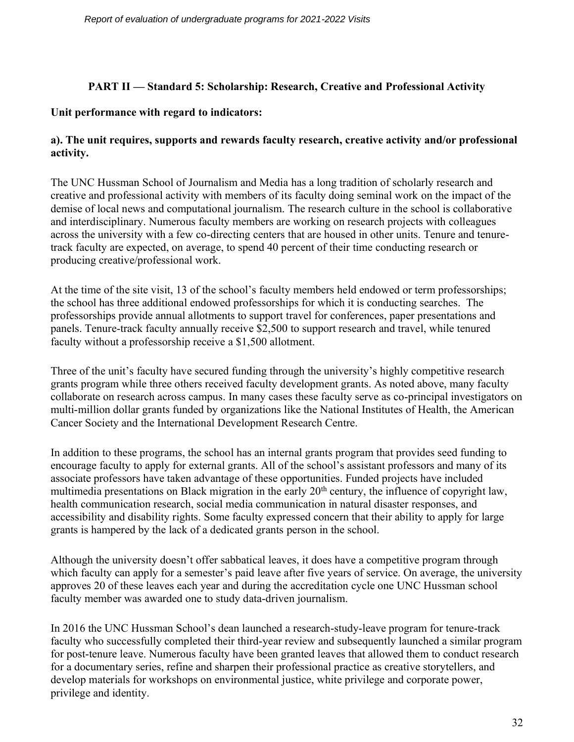## PART II — Standard 5: Scholarship: Research, Creative and Professional Activity

**Unit performance with regard to indicators:**

**a). The unit requires, supports and rewards faculty research, creative activity and/or professional activity.**

The UNC Hussman School of Journalism and Media has a long tradition of scholarly research and creative and professional activity with members of its faculty doing seminal work on the impact of the demise of local news and computational journalism. The research culture in the school is collaborative and interdisciplinary. Numerous faculty members are working on research projects with colleagues across the university with a few co-directing centers that are housed in other units. Tenure and tenure-track faculty are expected, on average, to spend 40 percent of their time conducting research or producing creative/professional work.

At the time of the site visit, 13 of the school's faculty members held endowed or term professorships; the school has three additional endowed professorships for which it is conducting searches. The professorships provide annual allotments to support travel for conferences, paper presentations and panels. Tenure-track faculty annually receive $2,500 to support research and travel, while tenured faculty without a professorship receive a $1,500 allotment.

Three of the unit's faculty have secured funding through the university's highly competitive research grants program while three others received faculty development grants. As noted above, many faculty collaborate on research across campus. In many cases these faculty serve as co-principal investigators on multi-million dollar grants funded by organizations like the National Institutes of Health, the American Cancer Society and the International Development Research Centre.

In addition to these programs, the school has an internal grants program that provides seed funding to encourage faculty to apply for external grants. All of the school's assistant professors and many of its associate professors have taken advantage of these opportunities. Funded projects have included multimedia presentations on Black migration in the early 20th century, the influence of copyright law, health communication research, social media communication in natural disaster responses, and accessibility and disability rights. Some faculty expressed concern that their ability to apply for large grants is hampered by the lack of a dedicated grants person in the school.

Although the university doesn't offer sabbatical leaves, it does have a competitive program through which faculty can apply for a semester's paid leave after five years of service. On average, the university approves 20 of these leaves each year and during the accreditation cycle one UNC Hussman school faculty member was awarded one to study data-driven journalism.

In 2016 the UNC Hussman School's dean launched a research-study-leave program for tenure-track faculty who successfully completed their third-year review and subsequently launched a similar program for post-tenure leave. Numerous faculty have been granted leaves that allowed them to conduct research for a documentary series, refine and sharpen their professional practice as creative storytellers, and develop materials for workshops on environmental justice, white privilege and corporate power, privilege and identity.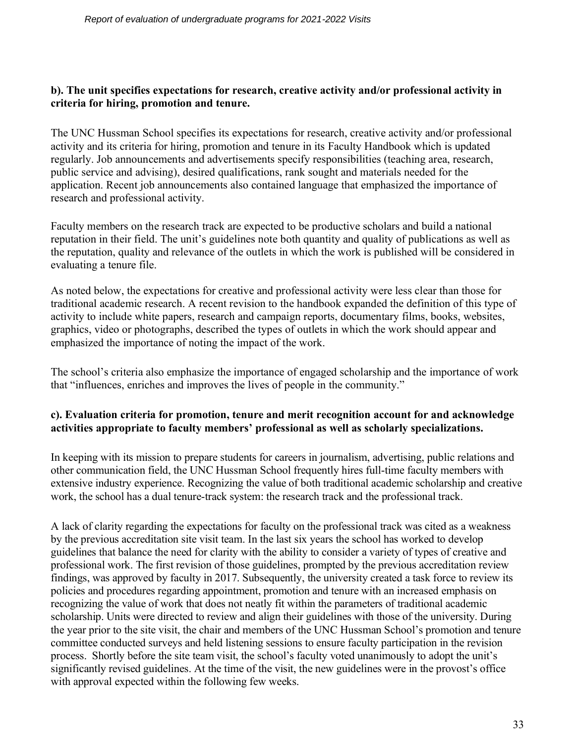**b). The unit specifies expectations for research, creative activity and/or professional activity in criteria for hiring, promotion and tenure.**

The UNC Hussman School specifies its expectations for research, creative activity and/or professional activity and its criteria for hiring, promotion and tenure in its Faculty Handbook which is updated regularly. Job announcements and advertisements specify responsibilities (teaching area, research, public service and advising), desired qualifications, rank sought and materials needed for the application. Recent job announcements also contained language that emphasized the importance of research and professional activity.

Faculty members on the research track are expected to be productive scholars and build a national reputation in their field. The unit's guidelines note both quantity and quality of publications as well as the reputation, quality and relevance of the outlets in which the work is published will be considered in evaluating a tenure file.

As noted below, the expectations for creative and professional activity were less clear than those for traditional academic research. A recent revision to the handbook expanded the definition of this type of activity to include white papers, research and campaign reports, documentary films, books, websites, graphics, video or photographs, described the types of outlets in which the work should appear and emphasized the importance of noting the impact of the work.

The school's criteria also emphasize the importance of engaged scholarship and the importance of work that "influences, enriches and improves the lives of people in the community."

**c). Evaluation criteria for promotion, tenure and merit recognition account for and acknowledge activities appropriate to faculty members' professional as well as scholarly specializations.**

In keeping with its mission to prepare students for careers in journalism, advertising, public relations and other communication field, the UNC Hussman School frequently hires full-time faculty members with extensive industry experience. Recognizing the value of both traditional academic scholarship and creative work, the school has a dual tenure-track system: the research track and the professional track.

A lack of clarity regarding the expectations for faculty on the professional track was cited as a weakness by the previous accreditation site visit team. In the last six years the school has worked to develop guidelines that balance the need for clarity with the ability to consider a variety of types of creative and professional work. The first revision of those guidelines, prompted by the previous accreditation review findings, was approved by faculty in 2017. Subsequently, the university created a task force to review its policies and procedures regarding appointment, promotion and tenure with an increased emphasis on recognizing the value of work that does not neatly fit within the parameters of traditional academic scholarship. Units were directed to review and align their guidelines with those of the university. During the year prior to the site visit, the chair and members of the UNC Hussman School's promotion and tenure committee conducted surveys and held listening sessions to ensure faculty participation in the revision process. Shortly before the site team visit, the school's faculty voted unanimously to adopt the unit's significantly revised guidelines. At the time of the visit, the new guidelines were in the provost's office with approval expected within the following few weeks.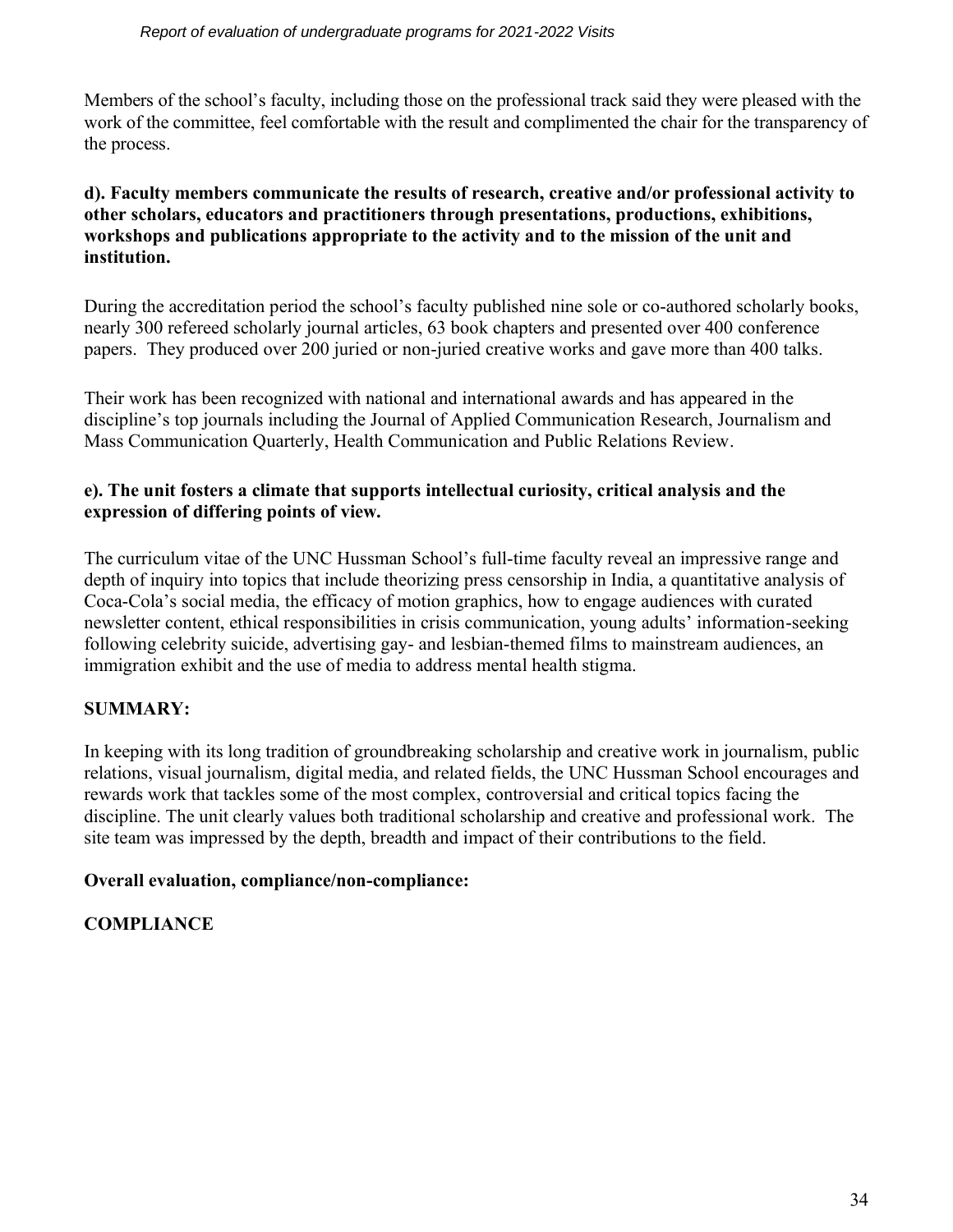Members of the school's faculty, including those on the professional track said they were pleased with the work of the committee, feel comfortable with the result and complimented the chair for the transparency of the process.

**d). Faculty members communicate the results of research, creative and/or professional activity to other scholars, educators and practitioners through presentations, productions, exhibitions, workshops and publications appropriate to the activity and to the mission of the unit and institution.**

During the accreditation period the school's faculty published nine sole or co-authored scholarly books, nearly 300 refereed scholarly journal articles, 63 book chapters and presented over 400 conference papers. They produced over 200 juried or non-juried creative works and gave more than 400 talks.

Their work has been recognized with national and international awards and has appeared in the discipline's top journals including the Journal of Applied Communication Research, Journalism and Mass Communication Quarterly, Health Communication and Public Relations Review.

**e). The unit fosters a climate that supports intellectual curiosity, critical analysis and the expression of differing points of view.**

The curriculum vitae of the UNC Hussman School's full-time faculty reveal an impressive range and depth of inquiry into topics that include theorizing press censorship in India, a quantitative analysis of Coca-Cola's social media, the efficacy of motion graphics, how to engage audiences with curated newsletter content, ethical responsibilities in crisis communication, young adults' information-seeking following celebrity suicide, advertising gay- and lesbian-themed films to mainstream audiences, an immigration exhibit and the use of media to address mental health stigma.

**SUMMARY:**

In keeping with its long tradition of groundbreaking scholarship and creative work in journalism, public relations, visual journalism, digital media, and related fields, the UNC Hussman School encourages and rewards work that tackles some of the most complex, controversial and critical topics facing the discipline. The unit clearly values both traditional scholarship and creative and professional work. The site team was impressed by the depth, breadth and impact of their contributions to the field.

**Overall evaluation, compliance/non-compliance:**

**COMPLIANCE**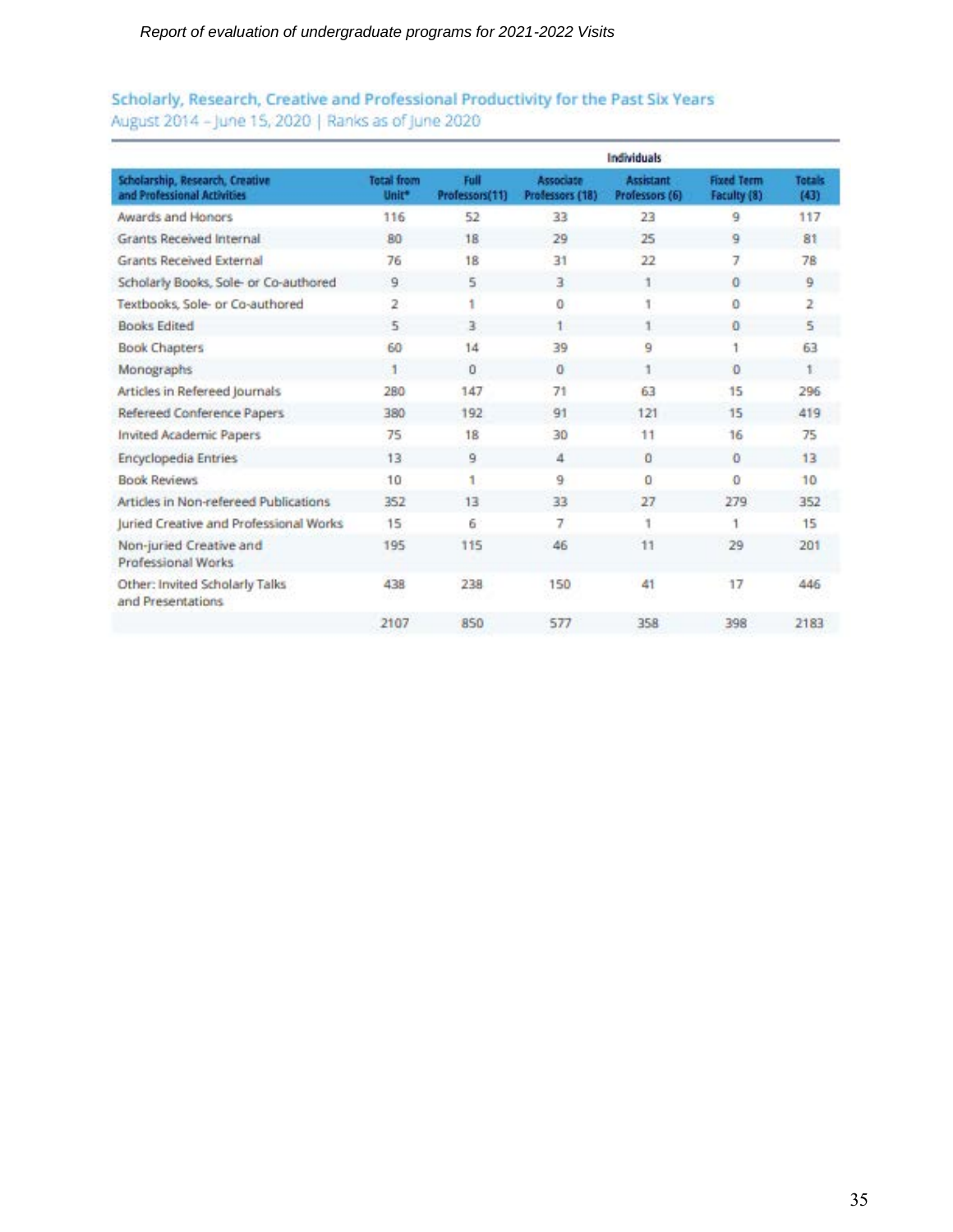## Scholarly, Research, Creative and Professional Productivity for the Past Six Years

August 2014 – June 15, 2020 | Ranks as of June 2020

| | | Individuals | | | | |
|---|---|---|---|---|---|---|
| **Scholarship, Research, Creative and Professional Activities** | **Total from Unit*** | **Full Professors(11)** | **Associate Professors (18)** | **Assistant Professors (6)** | **Fixed Term Faculty (8)** | **Totals (43)** |
| Awards and Honors | 116 | 52 | 33 | 23 | 9 | 117 |
| Grants Received Internal | 80 | 18 | 29 | 25 | 9 | 81 |
| Grants Received External | 76 | 18 | 31 | 22 | 7 | 78 |
| Scholarly Books, Sole- or Co-authored | 9 | 5 | 3 | 1 | 0 | 9 |
| Textbooks, Sole- or Co-authored | 2 | 1 | 0 | 1 | 0 | 2 |
| Books Edited | 5 | 3 | 1 | 1 | 0 | 5 |
| Book Chapters | 60 | 14 | 39 | 9 | 1 | 63 |
| Monographs | 1 | 0 | 0 | 1 | 0 | 1 |
| Articles in Refereed Journals | 280 | 147 | 71 | 63 | 15 | 296 |
| Refereed Conference Papers | 380 | 192 | 91 | 121 | 15 | 419 |
| Invited Academic Papers | 75 | 18 | 30 | 11 | 16 | 75 |
| Encyclopedia Entries | 13 | 9 | 4 | 0 | 0 | 13 |
| Book Reviews | 10 | 1 | 9 | 0 | 0 | 10 |
| Articles in Non-refereed Publications | 352 | 13 | 33 | 27 | 279 | 352 |
| Juried Creative and Professional Works | 15 | 6 | 7 | 1 | 1 | 15 |
| Non-juried Creative and Professional Works | 195 | 115 | 46 | 11 | 29 | 201 |
| Other: Invited Scholarly Talks and Presentations | 438 | 238 | 150 | 41 | 17 | 446 |
| | 2107 | 850 | 577 | 358 | 398 | 2183 |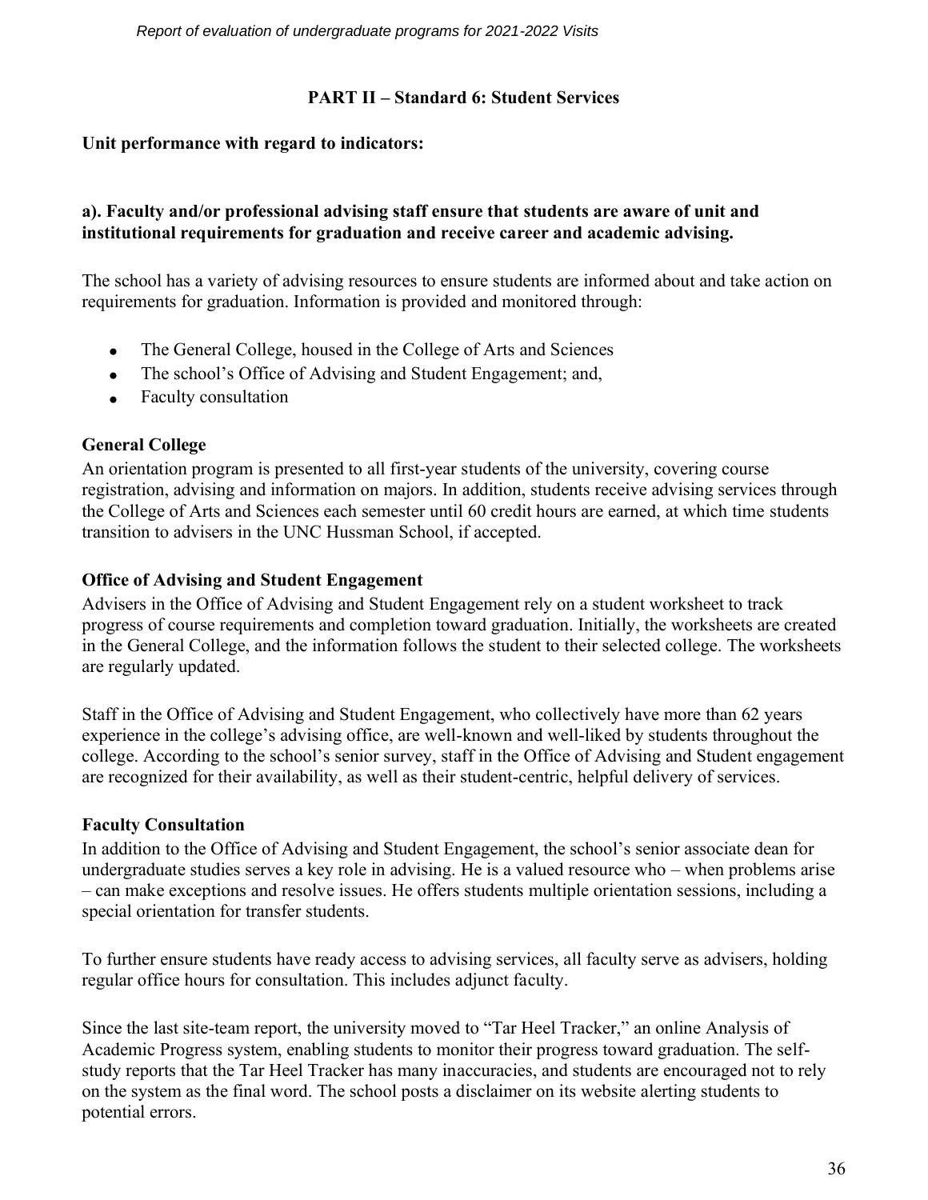## PART II – Standard 6: Student Services

**Unit performance with regard to indicators:**

**a). Faculty and/or professional advising staff ensure that students are aware of unit and institutional requirements for graduation and receive career and academic advising.**

The school has a variety of advising resources to ensure students are informed about and take action on requirements for graduation. Information is provided and monitored through:

- The General College, housed in the College of Arts and Sciences
- The school's Office of Advising and Student Engagement; and,
- Faculty consultation

**General College**

An orientation program is presented to all first-year students of the university, covering course registration, advising and information on majors. In addition, students receive advising services through the College of Arts and Sciences each semester until 60 credit hours are earned, at which time students transition to advisers in the UNC Hussman School, if accepted.

**Office of Advising and Student Engagement**

Advisers in the Office of Advising and Student Engagement rely on a student worksheet to track progress of course requirements and completion toward graduation. Initially, the worksheets are created in the General College, and the information follows the student to their selected college. The worksheets are regularly updated.

Staff in the Office of Advising and Student Engagement, who collectively have more than 62 years experience in the college's advising office, are well-known and well-liked by students throughout the college. According to the school's senior survey, staff in the Office of Advising and Student engagement are recognized for their availability, as well as their student-centric, helpful delivery of services.

**Faculty Consultation**

In addition to the Office of Advising and Student Engagement, the school's senior associate dean for undergraduate studies serves a key role in advising. He is a valued resource who – when problems arise – can make exceptions and resolve issues. He offers students multiple orientation sessions, including a special orientation for transfer students.

To further ensure students have ready access to advising services, all faculty serve as advisers, holding regular office hours for consultation. This includes adjunct faculty.

Since the last site-team report, the university moved to "Tar Heel Tracker," an online Analysis of Academic Progress system, enabling students to monitor their progress toward graduation. The self-study reports that the Tar Heel Tracker has many inaccuracies, and students are encouraged not to rely on the system as the final word. The school posts a disclaimer on its website alerting students to potential errors.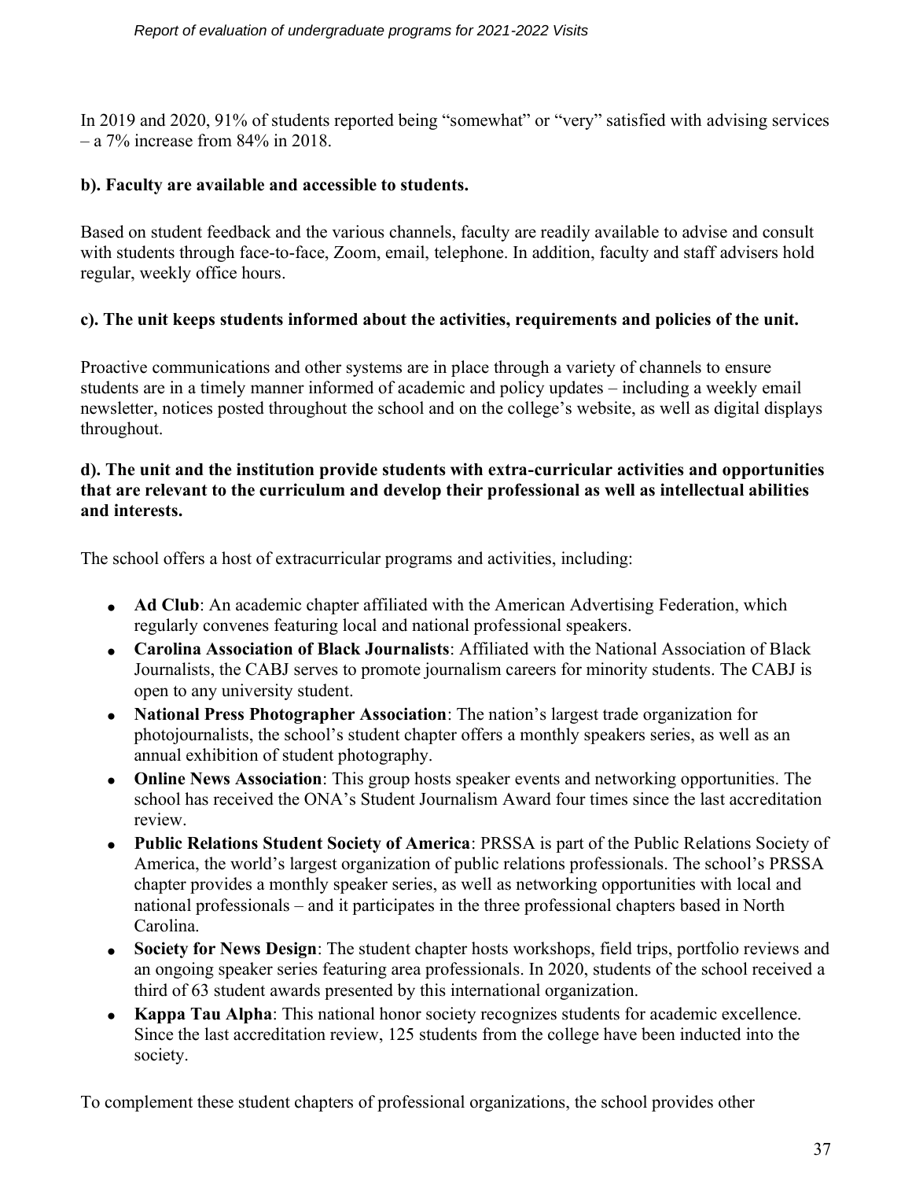In 2019 and 2020, 91% of students reported being "somewhat" or "very" satisfied with advising services – a 7% increase from 84% in 2018.

**b). Faculty are available and accessible to students.**

Based on student feedback and the various channels, faculty are readily available to advise and consult with students through face-to-face, Zoom, email, telephone. In addition, faculty and staff advisers hold regular, weekly office hours.

**c). The unit keeps students informed about the activities, requirements and policies of the unit.**

Proactive communications and other systems are in place through a variety of channels to ensure students are in a timely manner informed of academic and policy updates – including a weekly email newsletter, notices posted throughout the school and on the college's website, as well as digital displays throughout.

**d). The unit and the institution provide students with extra-curricular activities and opportunities that are relevant to the curriculum and develop their professional as well as intellectual abilities and interests.**

The school offers a host of extracurricular programs and activities, including:

- **Ad Club**: An academic chapter affiliated with the American Advertising Federation, which regularly convenes featuring local and national professional speakers.
- **Carolina Association of Black Journalists**: Affiliated with the National Association of Black Journalists, the CABJ serves to promote journalism careers for minority students. The CABJ is open to any university student.
- **National Press Photographer Association**: The nation's largest trade organization for photojournalists, the school's student chapter offers a monthly speakers series, as well as an annual exhibition of student photography.
- **Online News Association**: This group hosts speaker events and networking opportunities. The school has received the ONA's Student Journalism Award four times since the last accreditation review.
- **Public Relations Student Society of America**: PRSSA is part of the Public Relations Society of America, the world's largest organization of public relations professionals. The school's PRSSA chapter provides a monthly speaker series, as well as networking opportunities with local and national professionals – and it participates in the three professional chapters based in North Carolina.
- **Society for News Design**: The student chapter hosts workshops, field trips, portfolio reviews and an ongoing speaker series featuring area professionals. In 2020, students of the school received a third of 63 student awards presented by this international organization.
- **Kappa Tau Alpha**: This national honor society recognizes students for academic excellence. Since the last accreditation review, 125 students from the college have been inducted into the society.

To complement these student chapters of professional organizations, the school provides other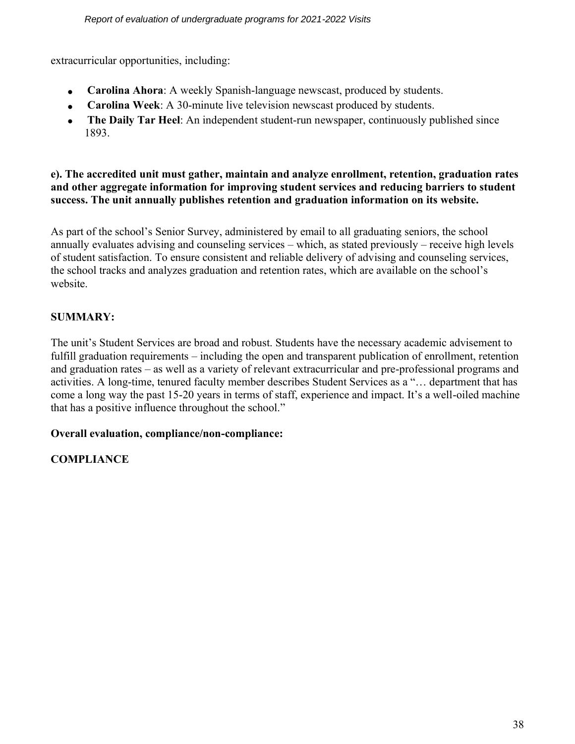extracurricular opportunities, including:

- **Carolina Ahora**: A weekly Spanish-language newscast, produced by students.
- **Carolina Week**: A 30-minute live television newscast produced by students.
- **The Daily Tar Heel**: An independent student-run newspaper, continuously published since 1893.

**e). The accredited unit must gather, maintain and analyze enrollment, retention, graduation rates and other aggregate information for improving student services and reducing barriers to student success. The unit annually publishes retention and graduation information on its website.**

As part of the school's Senior Survey, administered by email to all graduating seniors, the school annually evaluates advising and counseling services – which, as stated previously – receive high levels of student satisfaction. To ensure consistent and reliable delivery of advising and counseling services, the school tracks and analyzes graduation and retention rates, which are available on the school's website.

**SUMMARY:**

The unit's Student Services are broad and robust. Students have the necessary academic advisement to fulfill graduation requirements – including the open and transparent publication of enrollment, retention and graduation rates – as well as a variety of relevant extracurricular and pre-professional programs and activities. A long-time, tenured faculty member describes Student Services as a "… department that has come a long way the past 15-20 years in terms of staff, experience and impact. It's a well-oiled machine that has a positive influence throughout the school."

**Overall evaluation, compliance/non-compliance:**

**COMPLIANCE**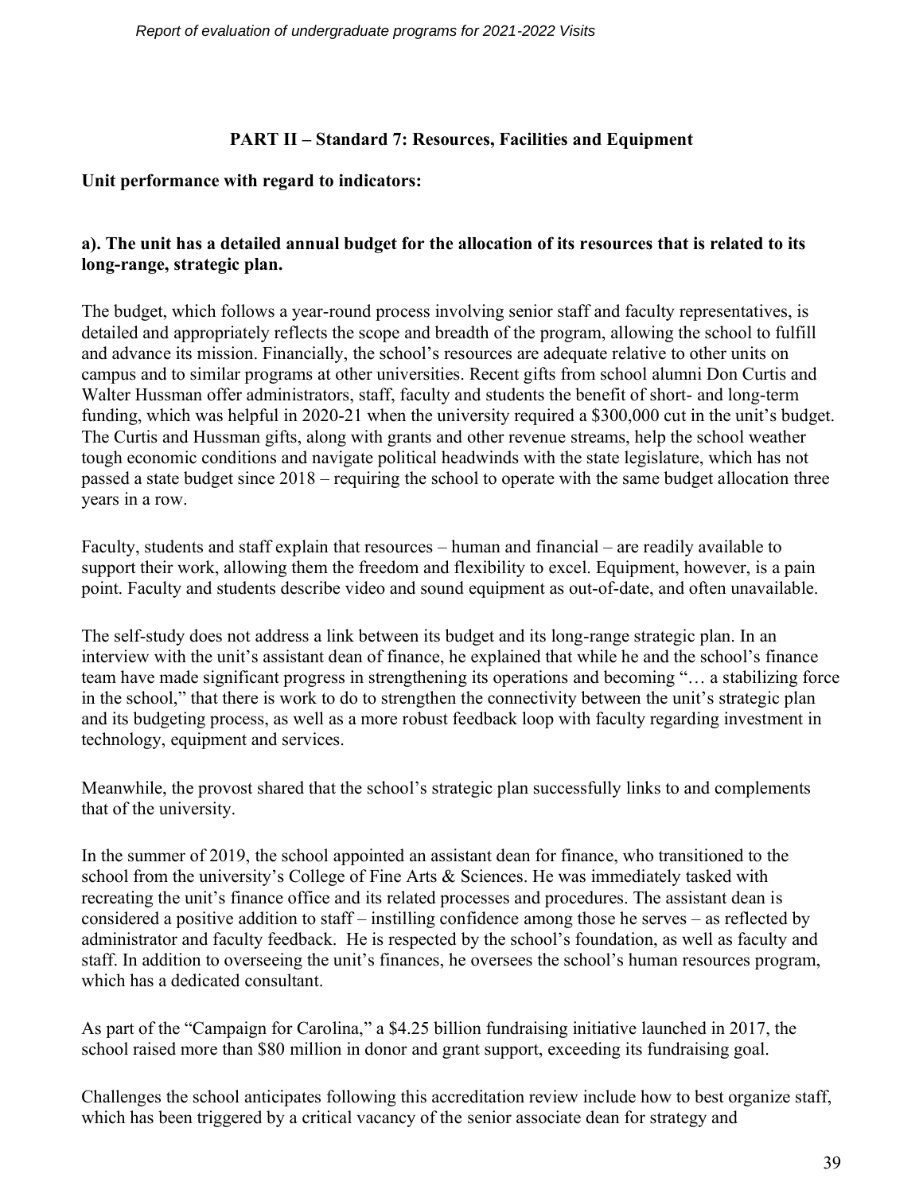## PART II – Standard 7: Resources, Facilities and Equipment

**Unit performance with regard to indicators:**

**a). The unit has a detailed annual budget for the allocation of its resources that is related to its long-range, strategic plan.**

The budget, which follows a year-round process involving senior staff and faculty representatives, is detailed and appropriately reflects the scope and breadth of the program, allowing the school to fulfill and advance its mission. Financially, the school's resources are adequate relative to other units on campus and to similar programs at other universities. Recent gifts from school alumni Don Curtis and Walter Hussman offer administrators, staff, faculty and students the benefit of short- and long-term funding, which was helpful in 2020-21 when the university required a $300,000 cut in the unit's budget. The Curtis and Hussman gifts, along with grants and other revenue streams, help the school weather tough economic conditions and navigate political headwinds with the state legislature, which has not passed a state budget since 2018 – requiring the school to operate with the same budget allocation three years in a row.

Faculty, students and staff explain that resources – human and financial – are readily available to support their work, allowing them the freedom and flexibility to excel. Equipment, however, is a pain point. Faculty and students describe video and sound equipment as out-of-date, and often unavailable.

The self-study does not address a link between its budget and its long-range strategic plan. In an interview with the unit's assistant dean of finance, he explained that while he and the school's finance team have made significant progress in strengthening its operations and becoming "… a stabilizing force in the school," that there is work to do to strengthen the connectivity between the unit's strategic plan and its budgeting process, as well as a more robust feedback loop with faculty regarding investment in technology, equipment and services.

Meanwhile, the provost shared that the school's strategic plan successfully links to and complements that of the university.

In the summer of 2019, the school appointed an assistant dean for finance, who transitioned to the school from the university's College of Fine Arts & Sciences. He was immediately tasked with recreating the unit's finance office and its related processes and procedures. The assistant dean is considered a positive addition to staff – instilling confidence among those he serves – as reflected by administrator and faculty feedback. He is respected by the school's foundation, as well as faculty and staff. In addition to overseeing the unit's finances, he oversees the school's human resources program, which has a dedicated consultant.

As part of the "Campaign for Carolina," a $4.25 billion fundraising initiative launched in 2017, the school raised more than $80 million in donor and grant support, exceeding its fundraising goal.

Challenges the school anticipates following this accreditation review include how to best organize staff, which has been triggered by a critical vacancy of the senior associate dean for strategy and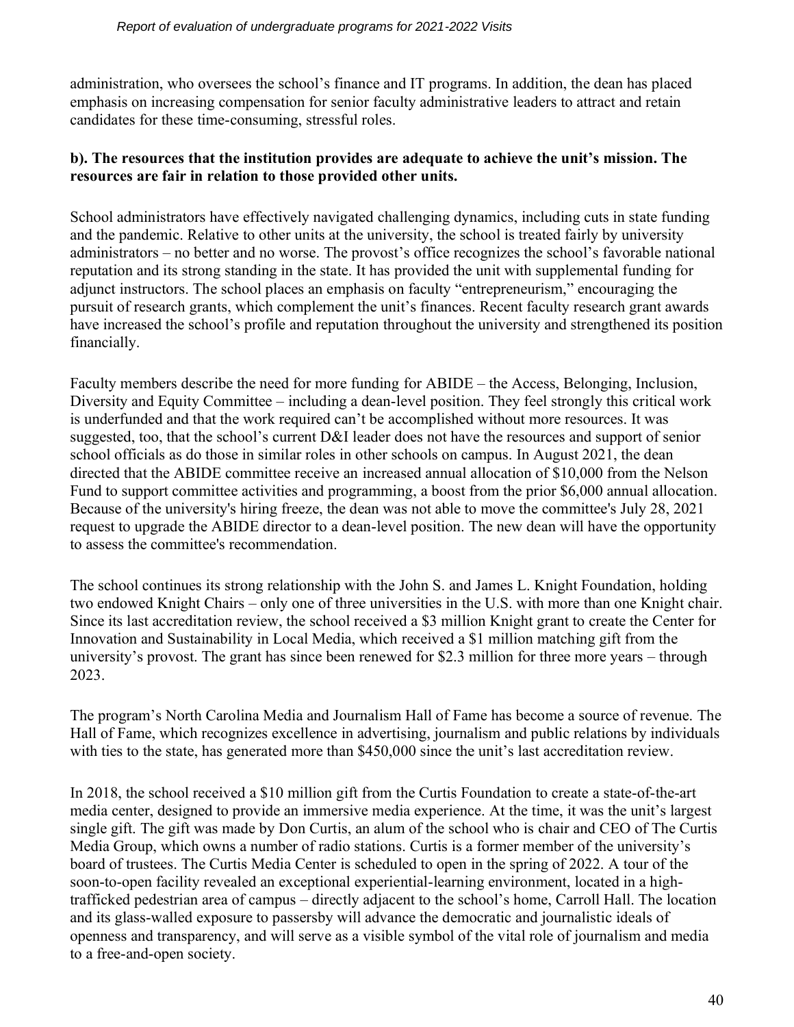administration, who oversees the school's finance and IT programs. In addition, the dean has placed emphasis on increasing compensation for senior faculty administrative leaders to attract and retain candidates for these time-consuming, stressful roles.

**b). The resources that the institution provides are adequate to achieve the unit's mission. The resources are fair in relation to those provided other units.**

School administrators have effectively navigated challenging dynamics, including cuts in state funding and the pandemic. Relative to other units at the university, the school is treated fairly by university administrators – no better and no worse. The provost's office recognizes the school's favorable national reputation and its strong standing in the state. It has provided the unit with supplemental funding for adjunct instructors. The school places an emphasis on faculty "entrepreneurism," encouraging the pursuit of research grants, which complement the unit's finances. Recent faculty research grant awards have increased the school's profile and reputation throughout the university and strengthened its position financially.

Faculty members describe the need for more funding for ABIDE – the Access, Belonging, Inclusion, Diversity and Equity Committee – including a dean-level position. They feel strongly this critical work is underfunded and that the work required can't be accomplished without more resources. It was suggested, too, that the school's current D&I leader does not have the resources and support of senior school officials as do those in similar roles in other schools on campus. In August 2021, the dean directed that the ABIDE committee receive an increased annual allocation of $10,000 from the Nelson Fund to support committee activities and programming, a boost from the prior $6,000 annual allocation. Because of the university's hiring freeze, the dean was not able to move the committee's July 28, 2021 request to upgrade the ABIDE director to a dean-level position. The new dean will have the opportunity to assess the committee's recommendation.

The school continues its strong relationship with the John S. and James L. Knight Foundation, holding two endowed Knight Chairs – only one of three universities in the U.S. with more than one Knight chair. Since its last accreditation review, the school received a $3 million Knight grant to create the Center for Innovation and Sustainability in Local Media, which received a $1 million matching gift from the university's provost. The grant has since been renewed for $2.3 million for three more years – through 2023.

The program's North Carolina Media and Journalism Hall of Fame has become a source of revenue. The Hall of Fame, which recognizes excellence in advertising, journalism and public relations by individuals with ties to the state, has generated more than $450,000 since the unit's last accreditation review.

In 2018, the school received a $10 million gift from the Curtis Foundation to create a state-of-the-art media center, designed to provide an immersive media experience. At the time, it was the unit's largest single gift. The gift was made by Don Curtis, an alum of the school who is chair and CEO of The Curtis Media Group, which owns a number of radio stations. Curtis is a former member of the university's board of trustees. The Curtis Media Center is scheduled to open in the spring of 2022. A tour of the soon-to-open facility revealed an exceptional experiential-learning environment, located in a high-trafficked pedestrian area of campus – directly adjacent to the school's home, Carroll Hall. The location and its glass-walled exposure to passersby will advance the democratic and journalistic ideals of openness and transparency, and will serve as a visible symbol of the vital role of journalism and media to a free-and-open society.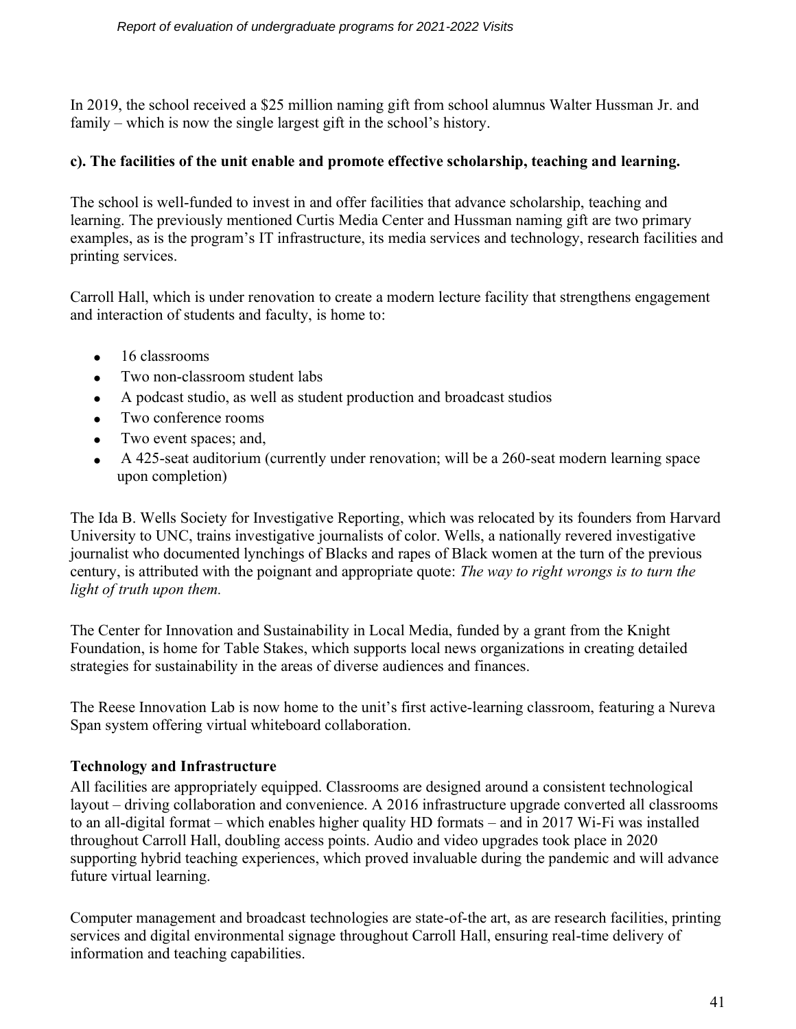In 2019, the school received a $25 million naming gift from school alumnus Walter Hussman Jr. and family – which is now the single largest gift in the school's history.

**c). The facilities of the unit enable and promote effective scholarship, teaching and learning.**

The school is well-funded to invest in and offer facilities that advance scholarship, teaching and learning. The previously mentioned Curtis Media Center and Hussman naming gift are two primary examples, as is the program's IT infrastructure, its media services and technology, research facilities and printing services.

Carroll Hall, which is under renovation to create a modern lecture facility that strengthens engagement and interaction of students and faculty, is home to:

- 16 classrooms
- Two non-classroom student labs
- A podcast studio, as well as student production and broadcast studios
- Two conference rooms
- Two event spaces; and,
- A 425-seat auditorium (currently under renovation; will be a 260-seat modern learning space upon completion)

The Ida B. Wells Society for Investigative Reporting, which was relocated by its founders from Harvard University to UNC, trains investigative journalists of color. Wells, a nationally revered investigative journalist who documented lynchings of Blacks and rapes of Black women at the turn of the previous century, is attributed with the poignant and appropriate quote: *The way to right wrongs is to turn the light of truth upon them.*

The Center for Innovation and Sustainability in Local Media, funded by a grant from the Knight Foundation, is home for Table Stakes, which supports local news organizations in creating detailed strategies for sustainability in the areas of diverse audiences and finances.

The Reese Innovation Lab is now home to the unit's first active-learning classroom, featuring a Nureva Span system offering virtual whiteboard collaboration.

**Technology and Infrastructure**

All facilities are appropriately equipped. Classrooms are designed around a consistent technological layout – driving collaboration and convenience. A 2016 infrastructure upgrade converted all classrooms to an all-digital format – which enables higher quality HD formats – and in 2017 Wi-Fi was installed throughout Carroll Hall, doubling access points. Audio and video upgrades took place in 2020 supporting hybrid teaching experiences, which proved invaluable during the pandemic and will advance future virtual learning.

Computer management and broadcast technologies are state-of-the art, as are research facilities, printing services and digital environmental signage throughout Carroll Hall, ensuring real-time delivery of information and teaching capabilities.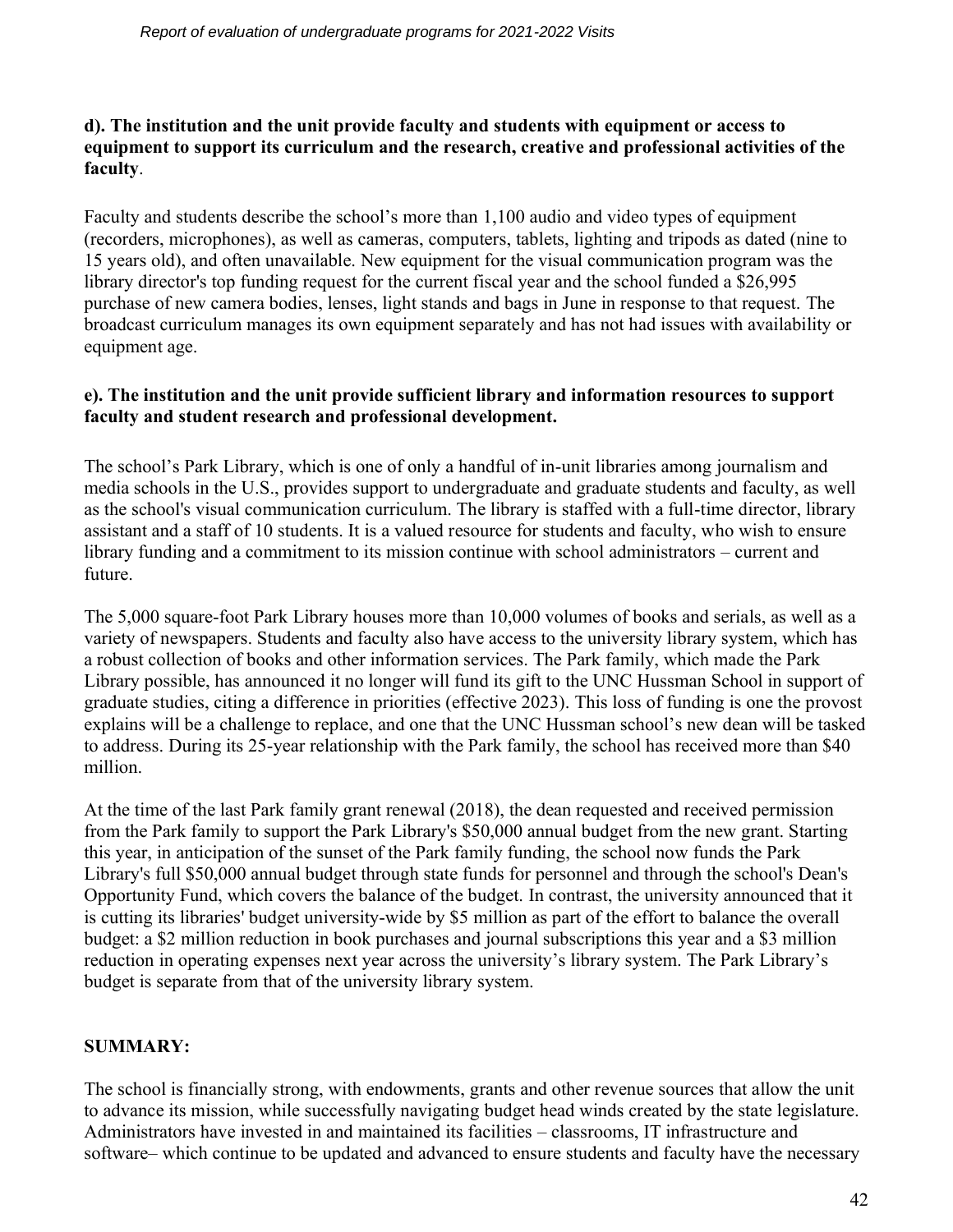**d). The institution and the unit provide faculty and students with equipment or access to equipment to support its curriculum and the research, creative and professional activities of the faculty**.

Faculty and students describe the school's more than 1,100 audio and video types of equipment (recorders, microphones), as well as cameras, computers, tablets, lighting and tripods as dated (nine to 15 years old), and often unavailable. New equipment for the visual communication program was the library director's top funding request for the current fiscal year and the school funded a $26,995 purchase of new camera bodies, lenses, light stands and bags in June in response to that request. The broadcast curriculum manages its own equipment separately and has not had issues with availability or equipment age.

**e). The institution and the unit provide sufficient library and information resources to support faculty and student research and professional development.**

The school's Park Library, which is one of only a handful of in-unit libraries among journalism and media schools in the U.S., provides support to undergraduate and graduate students and faculty, as well as the school's visual communication curriculum. The library is staffed with a full-time director, library assistant and a staff of 10 students. It is a valued resource for students and faculty, who wish to ensure library funding and a commitment to its mission continue with school administrators – current and future.

The 5,000 square-foot Park Library houses more than 10,000 volumes of books and serials, as well as a variety of newspapers. Students and faculty also have access to the university library system, which has a robust collection of books and other information services. The Park family, which made the Park Library possible, has announced it no longer will fund its gift to the UNC Hussman School in support of graduate studies, citing a difference in priorities (effective 2023). This loss of funding is one the provost explains will be a challenge to replace, and one that the UNC Hussman school's new dean will be tasked to address. During its 25-year relationship with the Park family, the school has received more than $40 million.

At the time of the last Park family grant renewal (2018), the dean requested and received permission from the Park family to support the Park Library's $50,000 annual budget from the new grant. Starting this year, in anticipation of the sunset of the Park family funding, the school now funds the Park Library's full $50,000 annual budget through state funds for personnel and through the school's Dean's Opportunity Fund, which covers the balance of the budget. In contrast, the university announced that it is cutting its libraries' budget university-wide by $5 million as part of the effort to balance the overall budget: a $2 million reduction in book purchases and journal subscriptions this year and a $3 million reduction in operating expenses next year across the university's library system. The Park Library's budget is separate from that of the university library system.

**SUMMARY:**

The school is financially strong, with endowments, grants and other revenue sources that allow the unit to advance its mission, while successfully navigating budget head winds created by the state legislature. Administrators have invested in and maintained its facilities – classrooms, IT infrastructure and software– which continue to be updated and advanced to ensure students and faculty have the necessary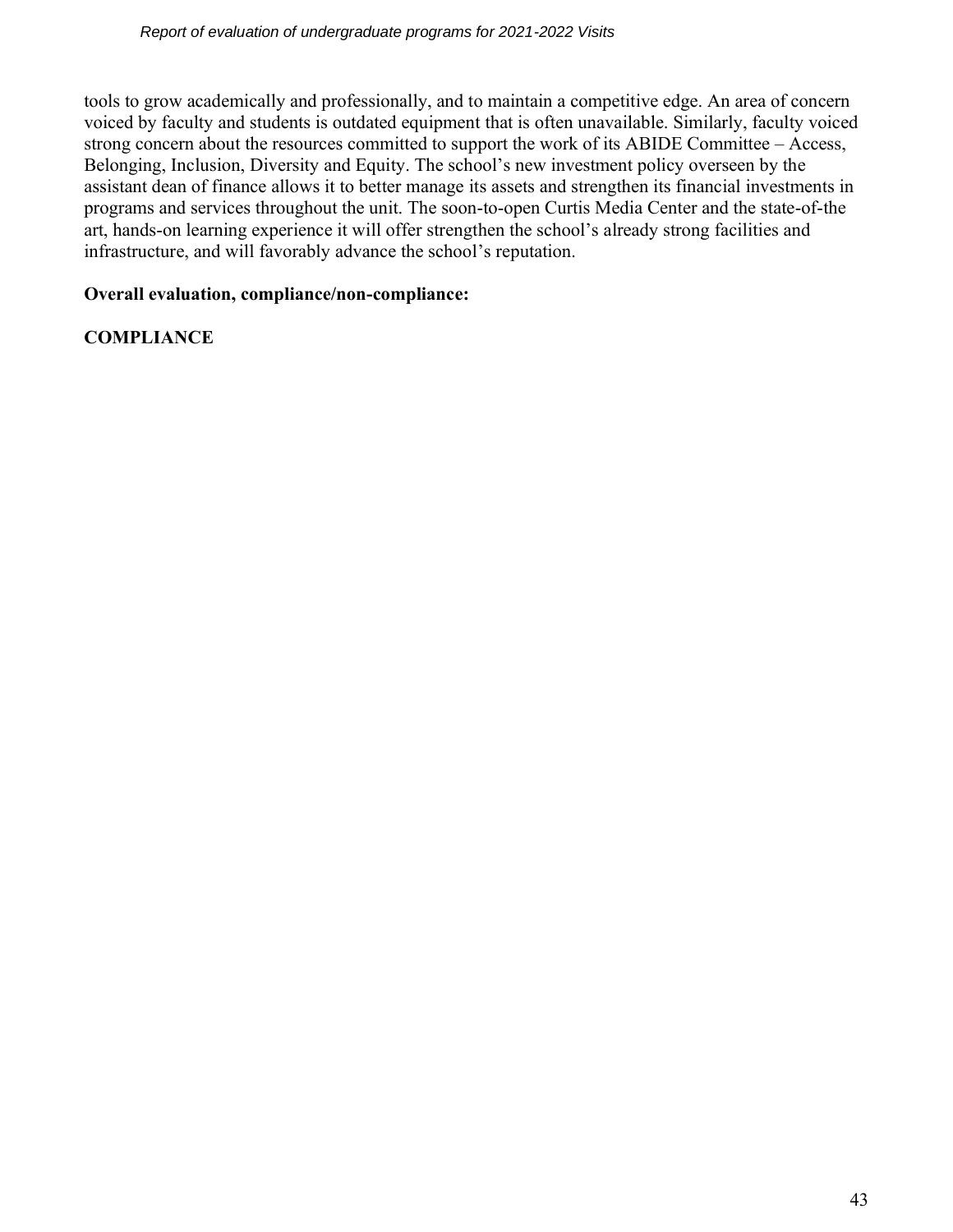tools to grow academically and professionally, and to maintain a competitive edge. An area of concern voiced by faculty and students is outdated equipment that is often unavailable. Similarly, faculty voiced strong concern about the resources committed to support the work of its ABIDE Committee – Access, Belonging, Inclusion, Diversity and Equity. The school's new investment policy overseen by the assistant dean of finance allows it to better manage its assets and strengthen its financial investments in programs and services throughout the unit. The soon-to-open Curtis Media Center and the state-of-the art, hands-on learning experience it will offer strengthen the school's already strong facilities and infrastructure, and will favorably advance the school's reputation.

**Overall evaluation, compliance/non-compliance:**

**COMPLIANCE**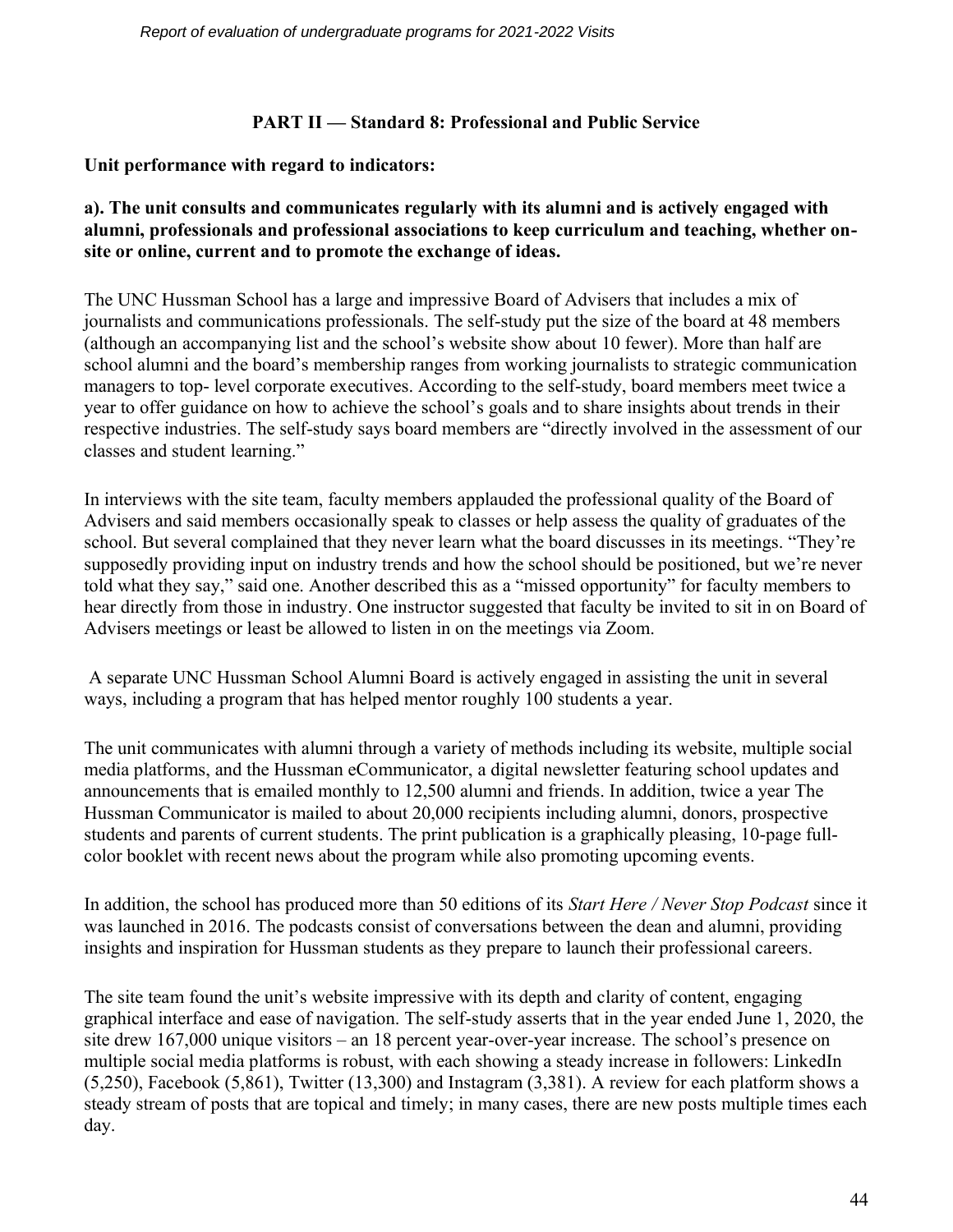## PART II — Standard 8: Professional and Public Service

**Unit performance with regard to indicators:**

**a). The unit consults and communicates regularly with its alumni and is actively engaged with alumni, professionals and professional associations to keep curriculum and teaching, whether on-site or online, current and to promote the exchange of ideas.**

The UNC Hussman School has a large and impressive Board of Advisers that includes a mix of journalists and communications professionals. The self-study put the size of the board at 48 members (although an accompanying list and the school's website show about 10 fewer). More than half are school alumni and the board's membership ranges from working journalists to strategic communication managers to top- level corporate executives. According to the self-study, board members meet twice a year to offer guidance on how to achieve the school's goals and to share insights about trends in their respective industries. The self-study says board members are "directly involved in the assessment of our classes and student learning."

In interviews with the site team, faculty members applauded the professional quality of the Board of Advisers and said members occasionally speak to classes or help assess the quality of graduates of the school. But several complained that they never learn what the board discusses in its meetings. "They're supposedly providing input on industry trends and how the school should be positioned, but we're never told what they say," said one. Another described this as a "missed opportunity" for faculty members to hear directly from those in industry. One instructor suggested that faculty be invited to sit in on Board of Advisers meetings or least be allowed to listen in on the meetings via Zoom.

A separate UNC Hussman School Alumni Board is actively engaged in assisting the unit in several ways, including a program that has helped mentor roughly 100 students a year.

The unit communicates with alumni through a variety of methods including its website, multiple social media platforms, and the Hussman eCommunicator, a digital newsletter featuring school updates and announcements that is emailed monthly to 12,500 alumni and friends. In addition, twice a year The Hussman Communicator is mailed to about 20,000 recipients including alumni, donors, prospective students and parents of current students. The print publication is a graphically pleasing, 10-page full-color booklet with recent news about the program while also promoting upcoming events.

In addition, the school has produced more than 50 editions of its *Start Here / Never Stop Podcast* since it was launched in 2016. The podcasts consist of conversations between the dean and alumni, providing insights and inspiration for Hussman students as they prepare to launch their professional careers.

The site team found the unit's website impressive with its depth and clarity of content, engaging graphical interface and ease of navigation. The self-study asserts that in the year ended June 1, 2020, the site drew 167,000 unique visitors – an 18 percent year-over-year increase. The school's presence on multiple social media platforms is robust, with each showing a steady increase in followers: LinkedIn (5,250), Facebook (5,861), Twitter (13,300) and Instagram (3,381). A review for each platform shows a steady stream of posts that are topical and timely; in many cases, there are new posts multiple times each day.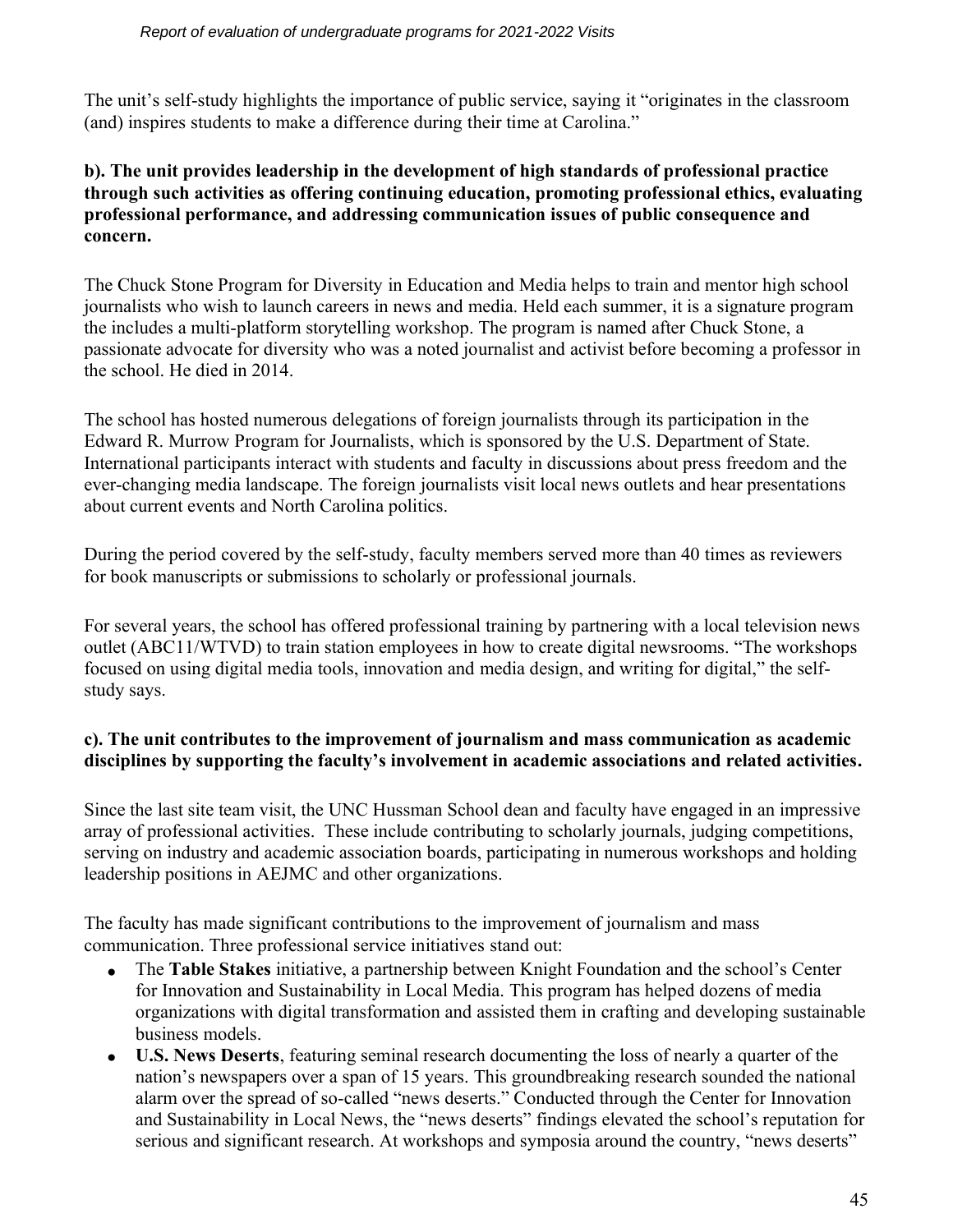The unit's self-study highlights the importance of public service, saying it "originates in the classroom (and) inspires students to make a difference during their time at Carolina."

**b). The unit provides leadership in the development of high standards of professional practice through such activities as offering continuing education, promoting professional ethics, evaluating professional performance, and addressing communication issues of public consequence and concern.**

The Chuck Stone Program for Diversity in Education and Media helps to train and mentor high school journalists who wish to launch careers in news and media. Held each summer, it is a signature program the includes a multi-platform storytelling workshop. The program is named after Chuck Stone, a passionate advocate for diversity who was a noted journalist and activist before becoming a professor in the school. He died in 2014.

The school has hosted numerous delegations of foreign journalists through its participation in the Edward R. Murrow Program for Journalists, which is sponsored by the U.S. Department of State. International participants interact with students and faculty in discussions about press freedom and the ever-changing media landscape. The foreign journalists visit local news outlets and hear presentations about current events and North Carolina politics.

During the period covered by the self-study, faculty members served more than 40 times as reviewers for book manuscripts or submissions to scholarly or professional journals.

For several years, the school has offered professional training by partnering with a local television news outlet (ABC11/WTVD) to train station employees in how to create digital newsrooms. "The workshops focused on using digital media tools, innovation and media design, and writing for digital," the self-study says.

**c). The unit contributes to the improvement of journalism and mass communication as academic disciplines by supporting the faculty's involvement in academic associations and related activities.**

Since the last site team visit, the UNC Hussman School dean and faculty have engaged in an impressive array of professional activities. These include contributing to scholarly journals, judging competitions, serving on industry and academic association boards, participating in numerous workshops and holding leadership positions in AEJMC and other organizations.

The faculty has made significant contributions to the improvement of journalism and mass communication. Three professional service initiatives stand out:

- The **Table Stakes** initiative, a partnership between Knight Foundation and the school's Center for Innovation and Sustainability in Local Media. This program has helped dozens of media organizations with digital transformation and assisted them in crafting and developing sustainable business models.
- **U.S. News Deserts**, featuring seminal research documenting the loss of nearly a quarter of the nation's newspapers over a span of 15 years. This groundbreaking research sounded the national alarm over the spread of so-called "news deserts." Conducted through the Center for Innovation and Sustainability in Local News, the "news deserts" findings elevated the school's reputation for serious and significant research. At workshops and symposia around the country, "news deserts"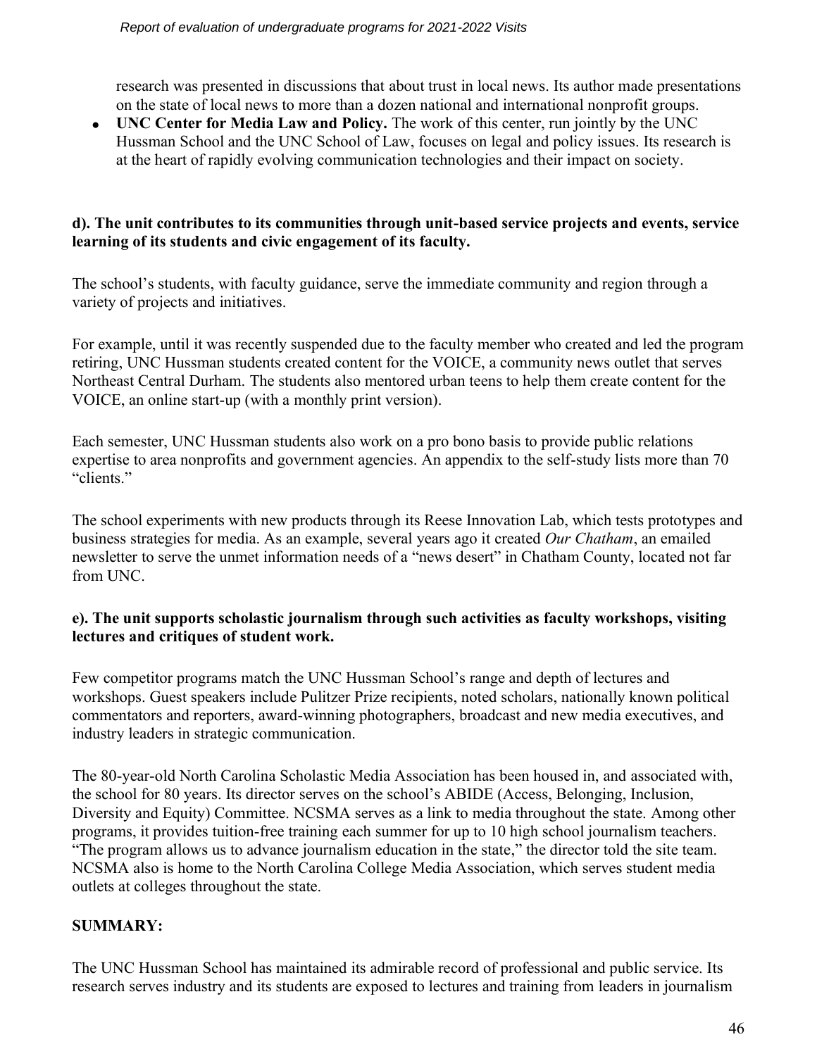research was presented in discussions that about trust in local news. Its author made presentations on the state of local news to more than a dozen national and international nonprofit groups.

- **UNC Center for Media Law and Policy.** The work of this center, run jointly by the UNC Hussman School and the UNC School of Law, focuses on legal and policy issues. Its research is at the heart of rapidly evolving communication technologies and their impact on society.

**d). The unit contributes to its communities through unit-based service projects and events, service learning of its students and civic engagement of its faculty.**

The school's students, with faculty guidance, serve the immediate community and region through a variety of projects and initiatives.

For example, until it was recently suspended due to the faculty member who created and led the program retiring, UNC Hussman students created content for the VOICE, a community news outlet that serves Northeast Central Durham. The students also mentored urban teens to help them create content for the VOICE, an online start-up (with a monthly print version).

Each semester, UNC Hussman students also work on a pro bono basis to provide public relations expertise to area nonprofits and government agencies. An appendix to the self-study lists more than 70 "clients."

The school experiments with new products through its Reese Innovation Lab, which tests prototypes and business strategies for media. As an example, several years ago it created *Our Chatham*, an emailed newsletter to serve the unmet information needs of a "news desert" in Chatham County, located not far from UNC.

**e). The unit supports scholastic journalism through such activities as faculty workshops, visiting lectures and critiques of student work.**

Few competitor programs match the UNC Hussman School's range and depth of lectures and workshops. Guest speakers include Pulitzer Prize recipients, noted scholars, nationally known political commentators and reporters, award-winning photographers, broadcast and new media executives, and industry leaders in strategic communication.

The 80-year-old North Carolina Scholastic Media Association has been housed in, and associated with, the school for 80 years. Its director serves on the school's ABIDE (Access, Belonging, Inclusion, Diversity and Equity) Committee. NCSMA serves as a link to media throughout the state. Among other programs, it provides tuition-free training each summer for up to 10 high school journalism teachers. "The program allows us to advance journalism education in the state," the director told the site team. NCSMA also is home to the North Carolina College Media Association, which serves student media outlets at colleges throughout the state.

**SUMMARY:**

The UNC Hussman School has maintained its admirable record of professional and public service. Its research serves industry and its students are exposed to lectures and training from leaders in journalism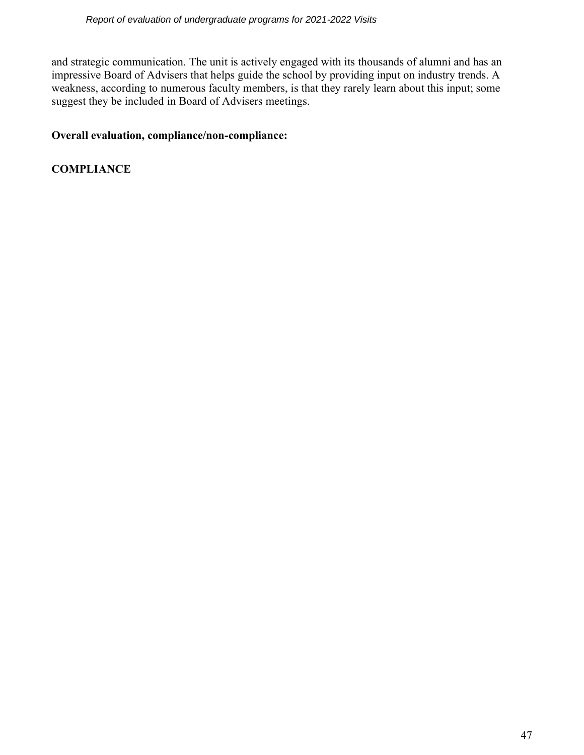and strategic communication. The unit is actively engaged with its thousands of alumni and has an impressive Board of Advisers that helps guide the school by providing input on industry trends. A weakness, according to numerous faculty members, is that they rarely learn about this input; some suggest they be included in Board of Advisers meetings.

**Overall evaluation, compliance/non-compliance:**

**COMPLIANCE**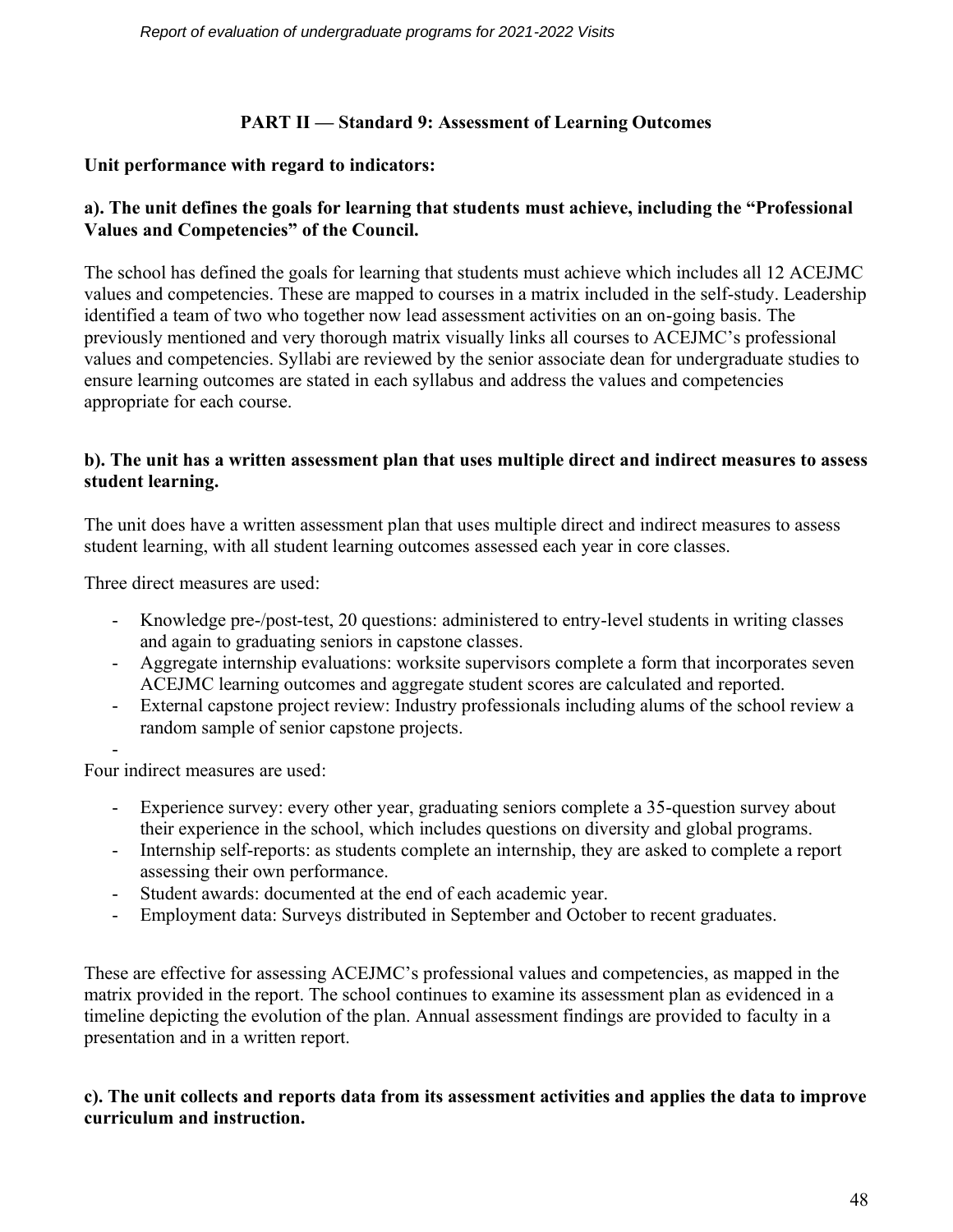**PART II — Standard 9: Assessment of Learning Outcomes**

**Unit performance with regard to indicators:**

**a). The unit defines the goals for learning that students must achieve, including the "Professional Values and Competencies" of the Council.**

The school has defined the goals for learning that students must achieve which includes all 12 ACEJMC values and competencies. These are mapped to courses in a matrix included in the self-study. Leadership identified a team of two who together now lead assessment activities on an on-going basis. The previously mentioned and very thorough matrix visually links all courses to ACEJMC's professional values and competencies. Syllabi are reviewed by the senior associate dean for undergraduate studies to ensure learning outcomes are stated in each syllabus and address the values and competencies appropriate for each course.

**b). The unit has a written assessment plan that uses multiple direct and indirect measures to assess student learning.**

The unit does have a written assessment plan that uses multiple direct and indirect measures to assess student learning, with all student learning outcomes assessed each year in core classes.

Three direct measures are used:

- Knowledge pre-/post-test, 20 questions: administered to entry-level students in writing classes and again to graduating seniors in capstone classes.
- Aggregate internship evaluations: worksite supervisors complete a form that incorporates seven ACEJMC learning outcomes and aggregate student scores are calculated and reported.
- External capstone project review: Industry professionals including alums of the school review a random sample of senior capstone projects.

Four indirect measures are used:

- Experience survey: every other year, graduating seniors complete a 35-question survey about their experience in the school, which includes questions on diversity and global programs.
- Internship self-reports: as students complete an internship, they are asked to complete a report assessing their own performance.
- Student awards: documented at the end of each academic year.
- Employment data: Surveys distributed in September and October to recent graduates.

These are effective for assessing ACEJMC's professional values and competencies, as mapped in the matrix provided in the report. The school continues to examine its assessment plan as evidenced in a timeline depicting the evolution of the plan. Annual assessment findings are provided to faculty in a presentation and in a written report.

**c). The unit collects and reports data from its assessment activities and applies the data to improve curriculum and instruction.**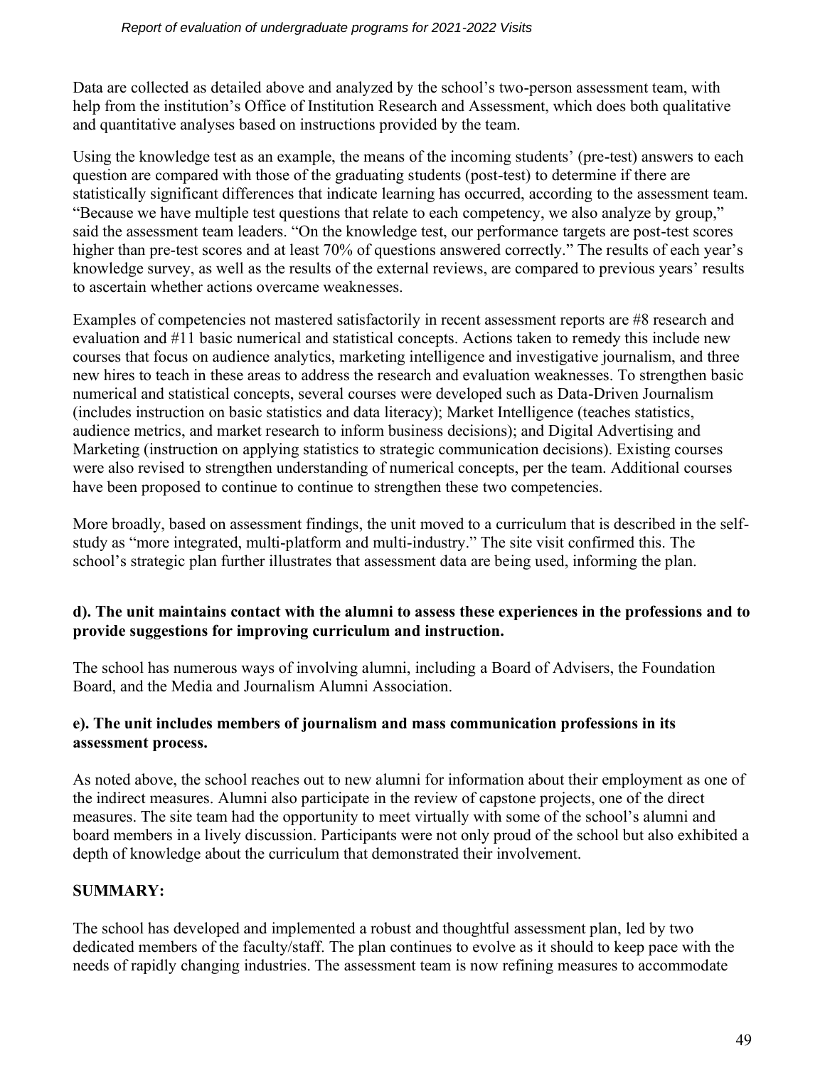Data are collected as detailed above and analyzed by the school's two-person assessment team, with help from the institution's Office of Institution Research and Assessment, which does both qualitative and quantitative analyses based on instructions provided by the team.

Using the knowledge test as an example, the means of the incoming students' (pre-test) answers to each question are compared with those of the graduating students (post-test) to determine if there are statistically significant differences that indicate learning has occurred, according to the assessment team. "Because we have multiple test questions that relate to each competency, we also analyze by group," said the assessment team leaders. "On the knowledge test, our performance targets are post-test scores higher than pre-test scores and at least 70% of questions answered correctly." The results of each year's knowledge survey, as well as the results of the external reviews, are compared to previous years' results to ascertain whether actions overcame weaknesses.

Examples of competencies not mastered satisfactorily in recent assessment reports are #8 research and evaluation and #11 basic numerical and statistical concepts. Actions taken to remedy this include new courses that focus on audience analytics, marketing intelligence and investigative journalism, and three new hires to teach in these areas to address the research and evaluation weaknesses. To strengthen basic numerical and statistical concepts, several courses were developed such as Data-Driven Journalism (includes instruction on basic statistics and data literacy); Market Intelligence (teaches statistics, audience metrics, and market research to inform business decisions); and Digital Advertising and Marketing (instruction on applying statistics to strategic communication decisions). Existing courses were also revised to strengthen understanding of numerical concepts, per the team. Additional courses have been proposed to continue to continue to strengthen these two competencies.

More broadly, based on assessment findings, the unit moved to a curriculum that is described in the self-study as "more integrated, multi-platform and multi-industry." The site visit confirmed this. The school's strategic plan further illustrates that assessment data are being used, informing the plan.

**d). The unit maintains contact with the alumni to assess these experiences in the professions and to provide suggestions for improving curriculum and instruction.**

The school has numerous ways of involving alumni, including a Board of Advisers, the Foundation Board, and the Media and Journalism Alumni Association.

**e). The unit includes members of journalism and mass communication professions in its assessment process.**

As noted above, the school reaches out to new alumni for information about their employment as one of the indirect measures. Alumni also participate in the review of capstone projects, one of the direct measures. The site team had the opportunity to meet virtually with some of the school's alumni and board members in a lively discussion. Participants were not only proud of the school but also exhibited a depth of knowledge about the curriculum that demonstrated their involvement.

**SUMMARY:**

The school has developed and implemented a robust and thoughtful assessment plan, led by two dedicated members of the faculty/staff. The plan continues to evolve as it should to keep pace with the needs of rapidly changing industries. The assessment team is now refining measures to accommodate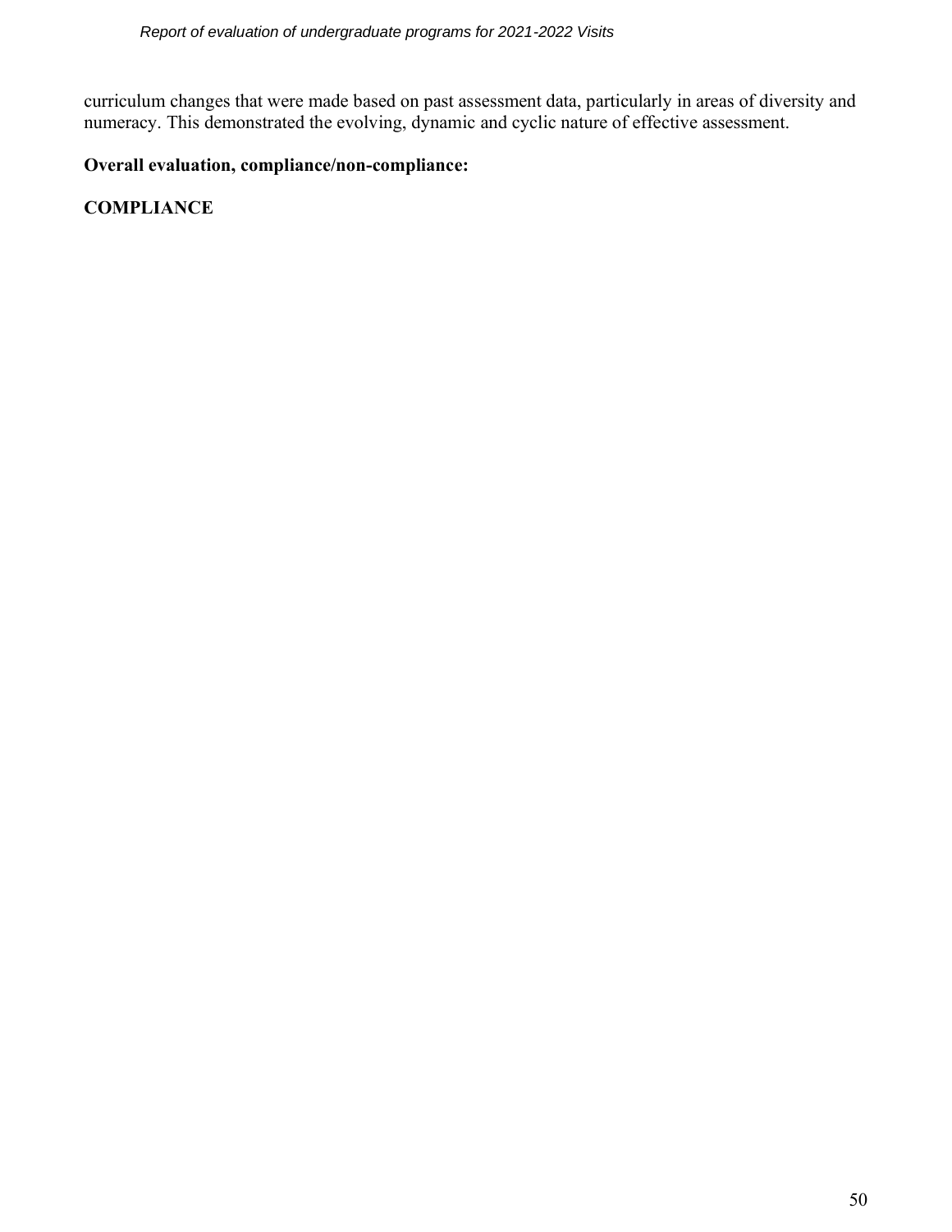curriculum changes that were made based on past assessment data, particularly in areas of diversity and numeracy. This demonstrated the evolving, dynamic and cyclic nature of effective assessment.

**Overall evaluation, compliance/non-compliance:**

**COMPLIANCE**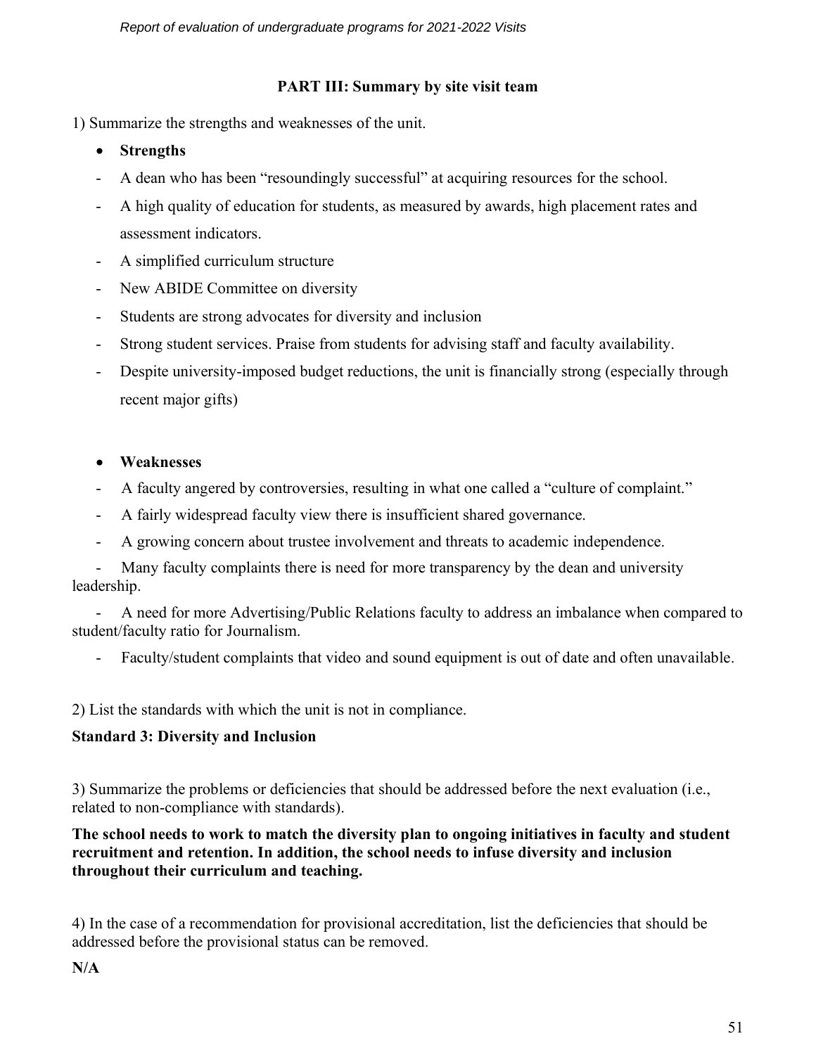## PART III: Summary by site visit team

1) Summarize the strengths and weaknesses of the unit.

- **Strengths**

- A dean who has been "resoundingly successful" at acquiring resources for the school.
- A high quality of education for students, as measured by awards, high placement rates and assessment indicators.
- A simplified curriculum structure
- New ABIDE Committee on diversity
- Students are strong advocates for diversity and inclusion
- Strong student services. Praise from students for advising staff and faculty availability.
- Despite university-imposed budget reductions, the unit is financially strong (especially through recent major gifts)

- **Weaknesses**

- A faculty angered by controversies, resulting in what one called a "culture of complaint."
- A fairly widespread faculty view there is insufficient shared governance.
- A growing concern about trustee involvement and threats to academic independence.
- Many faculty complaints there is need for more transparency by the dean and university leadership.
- A need for more Advertising/Public Relations faculty to address an imbalance when compared to student/faculty ratio for Journalism.
- Faculty/student complaints that video and sound equipment is out of date and often unavailable.

2) List the standards with which the unit is not in compliance.

**Standard 3: Diversity and Inclusion**

3) Summarize the problems or deficiencies that should be addressed before the next evaluation (i.e., related to non-compliance with standards).

**The school needs to work to match the diversity plan to ongoing initiatives in faculty and student recruitment and retention. In addition, the school needs to infuse diversity and inclusion throughout their curriculum and teaching.**

4) In the case of a recommendation for provisional accreditation, list the deficiencies that should be addressed before the provisional status can be removed.

**N/A**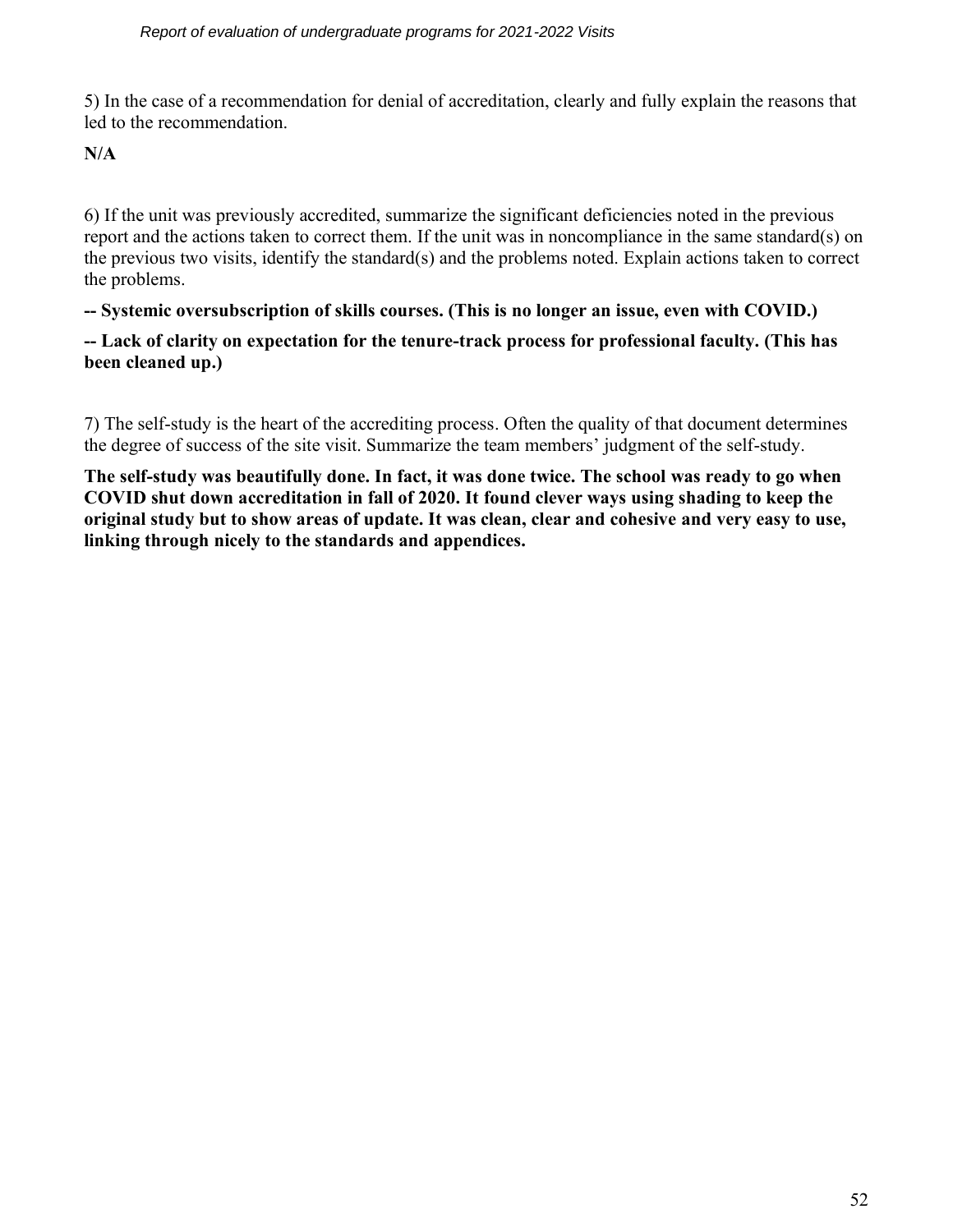5) In the case of a recommendation for denial of accreditation, clearly and fully explain the reasons that led to the recommendation.

**N/A**

6) If the unit was previously accredited, summarize the significant deficiencies noted in the previous report and the actions taken to correct them. If the unit was in noncompliance in the same standard(s) on the previous two visits, identify the standard(s) and the problems noted. Explain actions taken to correct the problems.

**-- Systemic oversubscription of skills courses. (This is no longer an issue, even with COVID.)**

**-- Lack of clarity on expectation for the tenure-track process for professional faculty. (This has been cleaned up.)**

7) The self-study is the heart of the accrediting process. Often the quality of that document determines the degree of success of the site visit. Summarize the team members' judgment of the self-study.

**The self-study was beautifully done. In fact, it was done twice. The school was ready to go when COVID shut down accreditation in fall of 2020. It found clever ways using shading to keep the original study but to show areas of update. It was clean, clear and cohesive and very easy to use, linking through nicely to the standards and appendices.**